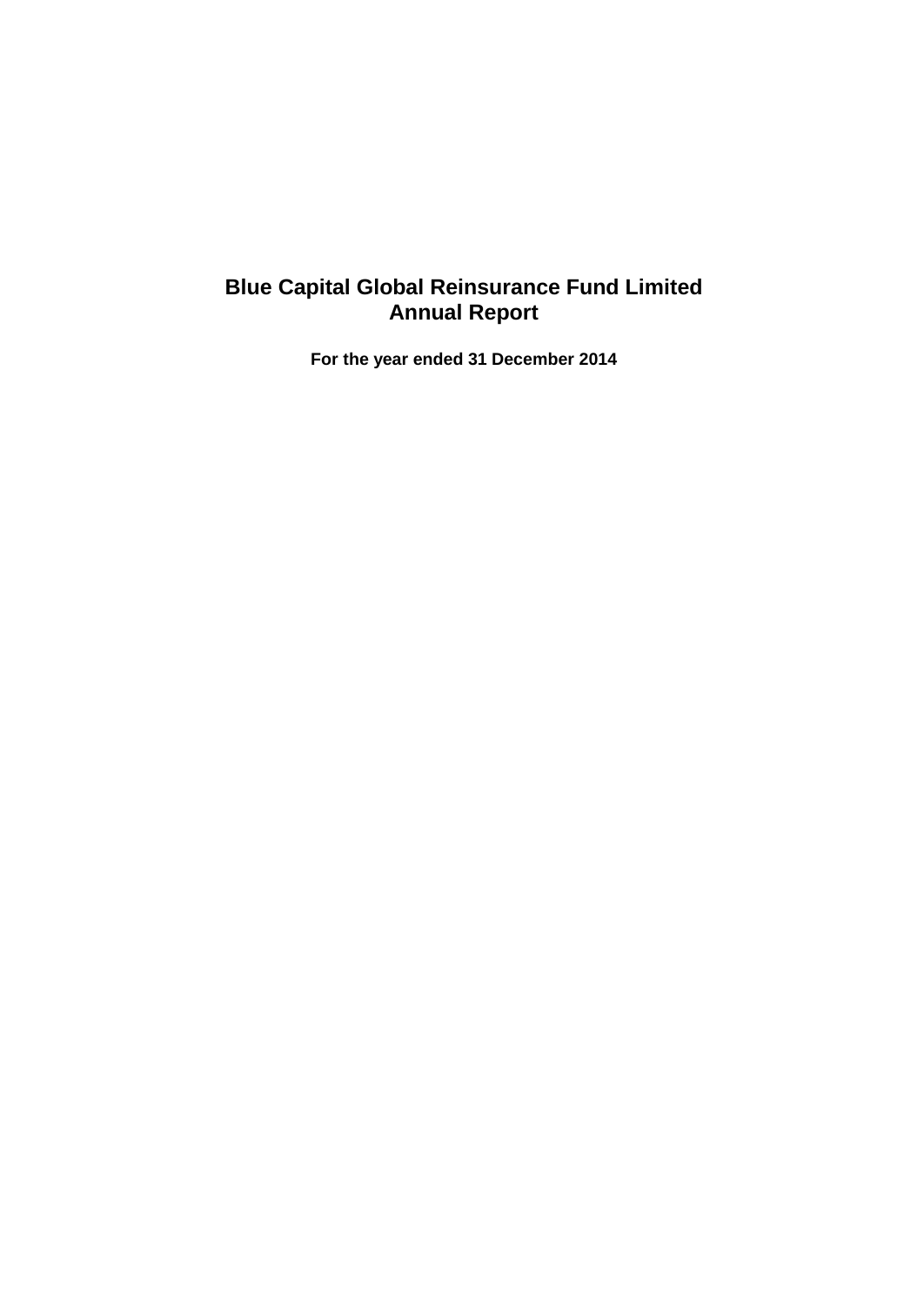# Blue Capital Global Reinsurance Fund Limited
# Annual Report

**For the year ended 31 December 2014**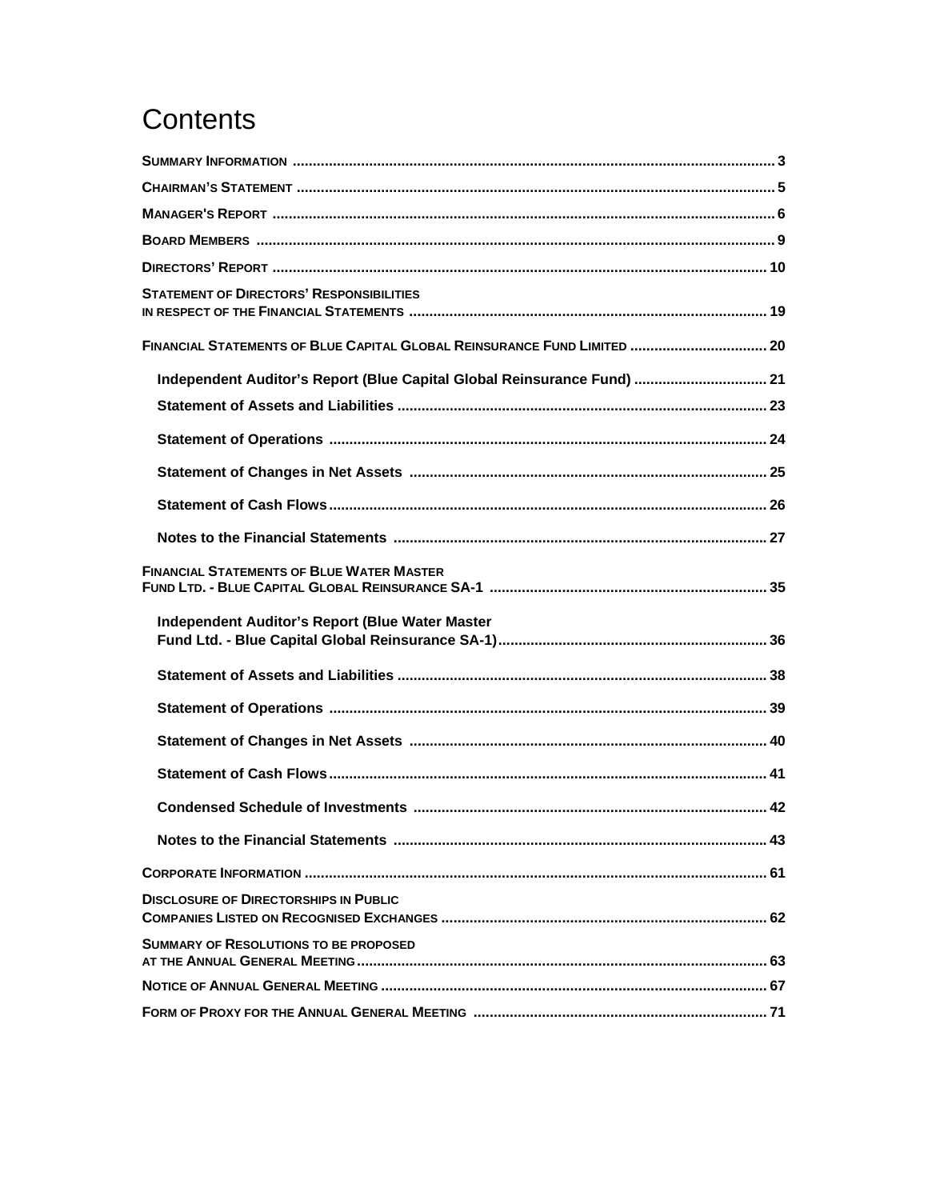# Contents

| | |
|---|---|
| **SUMMARY INFORMATION** | 3 |
| **CHAIRMAN'S STATEMENT** | 5 |
| **MANAGER'S REPORT** | 6 |
| **BOARD MEMBERS** | 9 |
| **DIRECTORS' REPORT** | 10 |
| **STATEMENT OF DIRECTORS' RESPONSIBILITIES IN RESPECT OF THE FINANCIAL STATEMENTS** | 19 |
| **FINANCIAL STATEMENTS OF BLUE CAPITAL GLOBAL REINSURANCE FUND LIMITED** | 20 |
| **Independent Auditor's Report (Blue Capital Global Reinsurance Fund)** | 21 |
| **Statement of Assets and Liabilities** | 23 |
| **Statement of Operations** | 24 |
| **Statement of Changes in Net Assets** | 25 |
| **Statement of Cash Flows** | 26 |
| **Notes to the Financial Statements** | 27 |
| **FINANCIAL STATEMENTS OF BLUE WATER MASTER FUND LTD. - BLUE CAPITAL GLOBAL REINSURANCE SA-1** | 35 |
| **Independent Auditor's Report (Blue Water Master Fund Ltd. - Blue Capital Global Reinsurance SA-1)** | 36 |
| **Statement of Assets and Liabilities** | 38 |
| **Statement of Operations** | 39 |
| **Statement of Changes in Net Assets** | 40 |
| **Statement of Cash Flows** | 41 |
| **Condensed Schedule of Investments** | 42 |
| **Notes to the Financial Statements** | 43 |
| **CORPORATE INFORMATION** | 61 |
| **DISCLOSURE OF DIRECTORSHIPS IN PUBLIC COMPANIES LISTED ON RECOGNISED EXCHANGES** | 62 |
| **SUMMARY OF RESOLUTIONS TO BE PROPOSED AT THE ANNUAL GENERAL MEETING** | 63 |
| **NOTICE OF ANNUAL GENERAL MEETING** | 67 |
| **FORM OF PROXY FOR THE ANNUAL GENERAL MEETING** | 71 |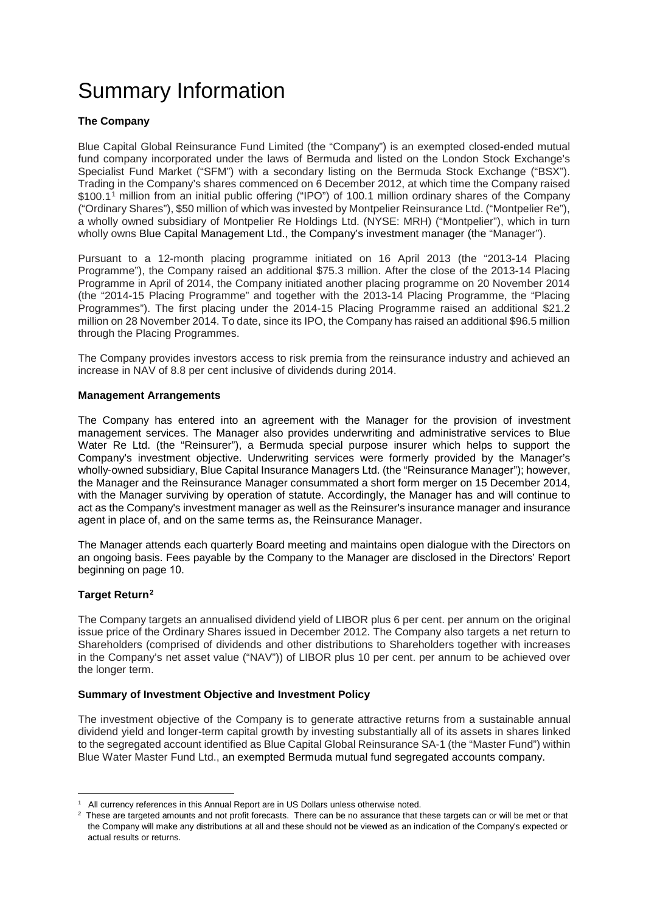# Summary Information

### The Company

Blue Capital Global Reinsurance Fund Limited (the "Company") is an exempted closed-ended mutual fund company incorporated under the laws of Bermuda and listed on the London Stock Exchange's Specialist Fund Market ("SFM") with a secondary listing on the Bermuda Stock Exchange ("BSX"). Trading in the Company's shares commenced on 6 December 2012, at which time the Company raised $100.1[1] million from an initial public offering ("IPO") of 100.1 million ordinary shares of the Company ("Ordinary Shares"), $50 million of which was invested by Montpelier Reinsurance Ltd. ("Montpelier Re"), a wholly owned subsidiary of Montpelier Re Holdings Ltd. (NYSE: MRH) ("Montpelier"), which in turn wholly owns Blue Capital Management Ltd., the Company's investment manager (the "Manager").

Pursuant to a 12-month placing programme initiated on 16 April 2013 (the "2013-14 Placing Programme"), the Company raised an additional $75.3 million. After the close of the 2013-14 Placing Programme in April of 2014, the Company initiated another placing programme on 20 November 2014 (the "2014-15 Placing Programme" and together with the 2013-14 Placing Programme, the "Placing Programmes"). The first placing under the 2014-15 Placing Programme raised an additional $21.2 million on 28 November 2014. To date, since its IPO, the Company has raised an additional $96.5 million through the Placing Programmes.

The Company provides investors access to risk premia from the reinsurance industry and achieved an increase in NAV of 8.8 per cent inclusive of dividends during 2014.

### Management Arrangements

The Company has entered into an agreement with the Manager for the provision of investment management services. The Manager also provides underwriting and administrative services to Blue Water Re Ltd. (the "Reinsurer"), a Bermuda special purpose insurer which helps to support the Company's investment objective. Underwriting services were formerly provided by the Manager's wholly-owned subsidiary, Blue Capital Insurance Managers Ltd. (the "Reinsurance Manager"); however, the Manager and the Reinsurance Manager consummated a short form merger on 15 December 2014, with the Manager surviving by operation of statute. Accordingly, the Manager has and will continue to act as the Company's investment manager as well as the Reinsurer's insurance manager and insurance agent in place of, and on the same terms as, the Reinsurance Manager.

The Manager attends each quarterly Board meeting and maintains open dialogue with the Directors on an ongoing basis. Fees payable by the Company to the Manager are disclosed in the Directors' Report beginning on page 10.

### Target Return[2]

The Company targets an annualised dividend yield of LIBOR plus 6 per cent. per annum on the original issue price of the Ordinary Shares issued in December 2012. The Company also targets a net return to Shareholders (comprised of dividends and other distributions to Shareholders together with increases in the Company's net asset value ("NAV")) of LIBOR plus 10 per cent. per annum to be achieved over the longer term.

### Summary of Investment Objective and Investment Policy

The investment objective of the Company is to generate attractive returns from a sustainable annual dividend yield and longer-term capital growth by investing substantially all of its assets in shares linked to the segregated account identified as Blue Capital Global Reinsurance SA-1 (the "Master Fund") within Blue Water Master Fund Ltd., an exempted Bermuda mutual fund segregated accounts company.

---

[1] All currency references in this Annual Report are in US Dollars unless otherwise noted.

[2] These are targeted amounts and not profit forecasts. There can be no assurance that these targets can or will be met or that the Company will make any distributions at all and these should not be viewed as an indication of the Company's expected or actual results or returns.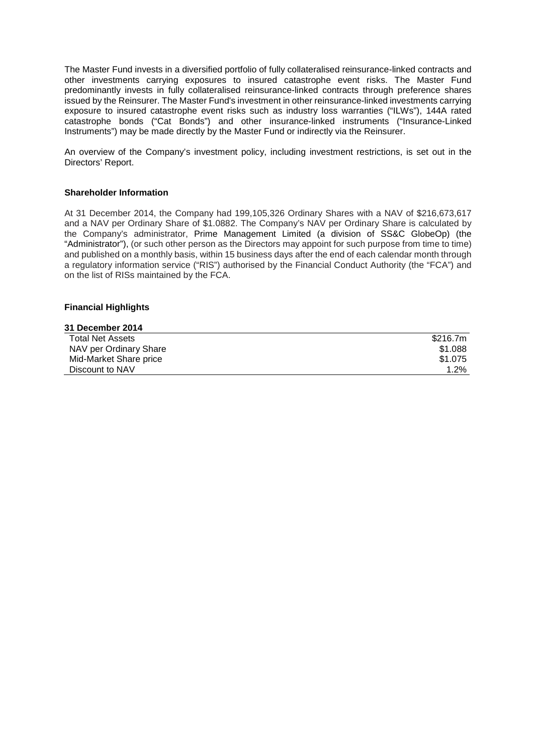The Master Fund invests in a diversified portfolio of fully collateralised reinsurance-linked contracts and other investments carrying exposures to insured catastrophe event risks. The Master Fund predominantly invests in fully collateralised reinsurance-linked contracts through preference shares issued by the Reinsurer. The Master Fund's investment in other reinsurance-linked investments carrying exposure to insured catastrophe event risks such as industry loss warranties ("ILWs"), 144A rated catastrophe bonds ("Cat Bonds") and other insurance-linked instruments ("Insurance-Linked Instruments") may be made directly by the Master Fund or indirectly via the Reinsurer.

An overview of the Company's investment policy, including investment restrictions, is set out in the Directors' Report.

**Shareholder Information**

At 31 December 2014, the Company had 199,105,326 Ordinary Shares with a NAV of $216,673,617 and a NAV per Ordinary Share of $1.0882. The Company's NAV per Ordinary Share is calculated by the Company's administrator, Prime Management Limited (a division of SS&C GlobeOp) (the "Administrator"), (or such other person as the Directors may appoint for such purpose from time to time) and published on a monthly basis, within 15 business days after the end of each calendar month through a regulatory information service ("RIS") authorised by the Financial Conduct Authority (the "FCA") and on the list of RISs maintained by the FCA.

**Financial Highlights**

| 31 December 2014 | |
|---|---|
| Total Net Assets | $216.7m |
| NAV per Ordinary Share | $1.088 |
| Mid-Market Share price | $1.075 |
| Discount to NAV | 1.2% |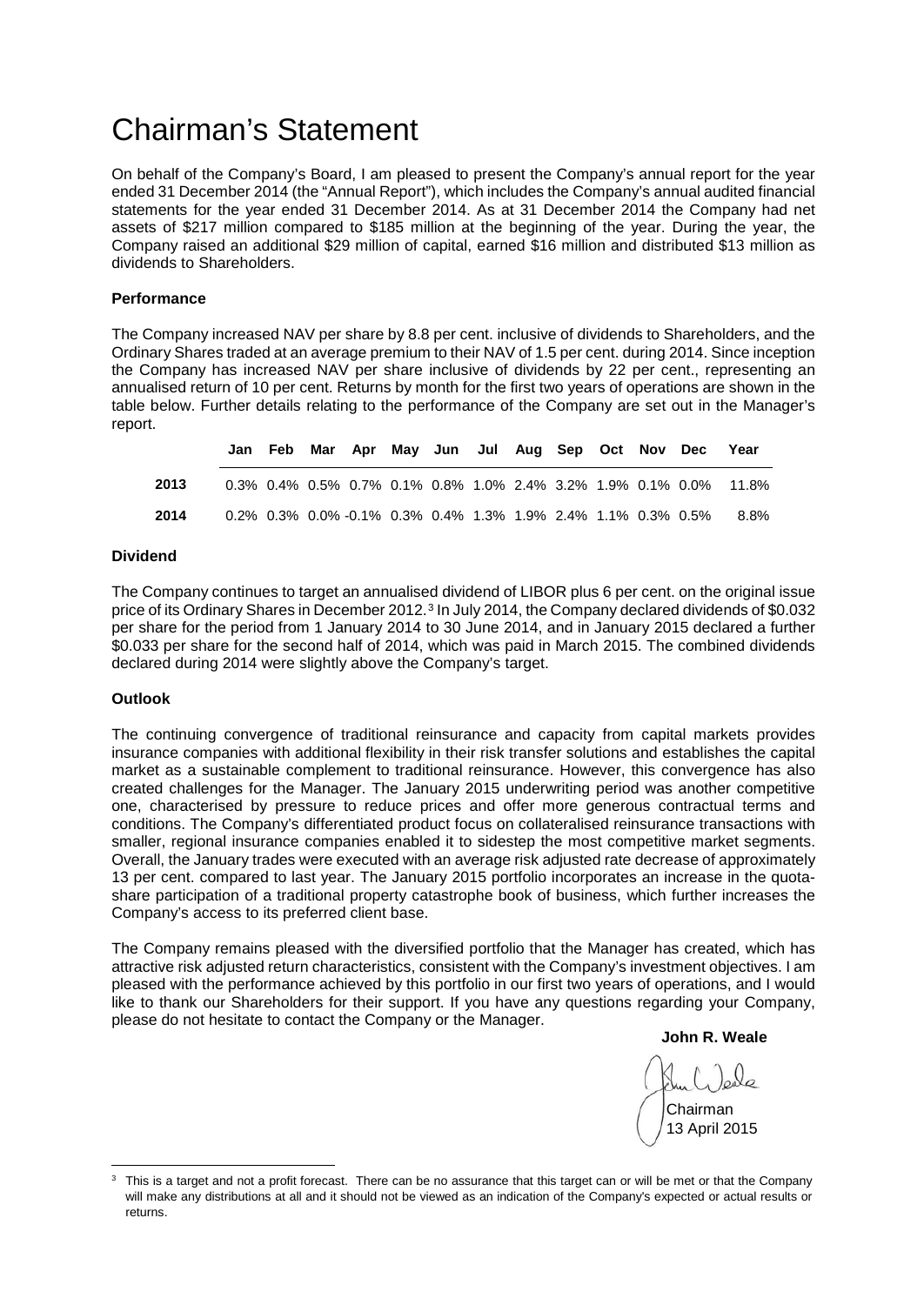# Chairman's Statement

On behalf of the Company's Board, I am pleased to present the Company's annual report for the year ended 31 December 2014 (the "Annual Report"), which includes the Company's annual audited financial statements for the year ended 31 December 2014. As at 31 December 2014 the Company had net assets of $217 million compared to $185 million at the beginning of the year. During the year, the Company raised an additional $29 million of capital, earned $16 million and distributed $13 million as dividends to Shareholders.

**Performance**

The Company increased NAV per share by 8.8 per cent. inclusive of dividends to Shareholders, and the Ordinary Shares traded at an average premium to their NAV of 1.5 per cent. during 2014. Since inception the Company has increased NAV per share inclusive of dividends by 22 per cent., representing an annualised return of 10 per cent. Returns by month for the first two years of operations are shown in the table below. Further details relating to the performance of the Company are set out in the Manager's report.

| | Jan | Feb | Mar | Apr | May | Jun | Jul | Aug | Sep | Oct | Nov | Dec | Year |
|---|---|---|---|---|---|---|---|---|---|---|---|---|---|
| **2013** | 0.3% | 0.4% | 0.5% | 0.7% | 0.1% | 0.8% | 1.0% | 2.4% | 3.2% | 1.9% | 0.1% | 0.0% | 11.8% |
| **2014** | 0.2% | 0.3% | 0.0% | -0.1% | 0.3% | 0.4% | 1.3% | 1.9% | 2.4% | 1.1% | 0.3% | 0.5% | 8.8% |

**Dividend**

The Company continues to target an annualised dividend of LIBOR plus 6 per cent. on the original issue price of its Ordinary Shares in December 2012.[3] In July 2014, the Company declared dividends of $0.032 per share for the period from 1 January 2014 to 30 June 2014, and in January 2015 declared a further $0.033 per share for the second half of 2014, which was paid in March 2015. The combined dividends declared during 2014 were slightly above the Company's target.

**Outlook**

The continuing convergence of traditional reinsurance and capacity from capital markets provides insurance companies with additional flexibility in their risk transfer solutions and establishes the capital market as a sustainable complement to traditional reinsurance. However, this convergence has also created challenges for the Manager. The January 2015 underwriting period was another competitive one, characterised by pressure to reduce prices and offer more generous contractual terms and conditions. The Company's differentiated product focus on collateralised reinsurance transactions with smaller, regional insurance companies enabled it to sidestep the most competitive market segments. Overall, the January trades were executed with an average risk adjusted rate decrease of approximately 13 per cent. compared to last year. The January 2015 portfolio incorporates an increase in the quota-share participation of a traditional property catastrophe book of business, which further increases the Company's access to its preferred client base.

The Company remains pleased with the diversified portfolio that the Manager has created, which has attractive risk adjusted return characteristics, consistent with the Company's investment objectives. I am pleased with the performance achieved by this portfolio in our first two years of operations, and I would like to thank our Shareholders for their support. If you have any questions regarding your Company, please do not hesitate to contact the Company or the Manager.

**John R. Weale**

Chairman
13 April 2015

[3] This is a target and not a profit forecast. There can be no assurance that this target can or will be met or that the Company will make any distributions at all and it should not be viewed as an indication of the Company's expected or actual results or returns.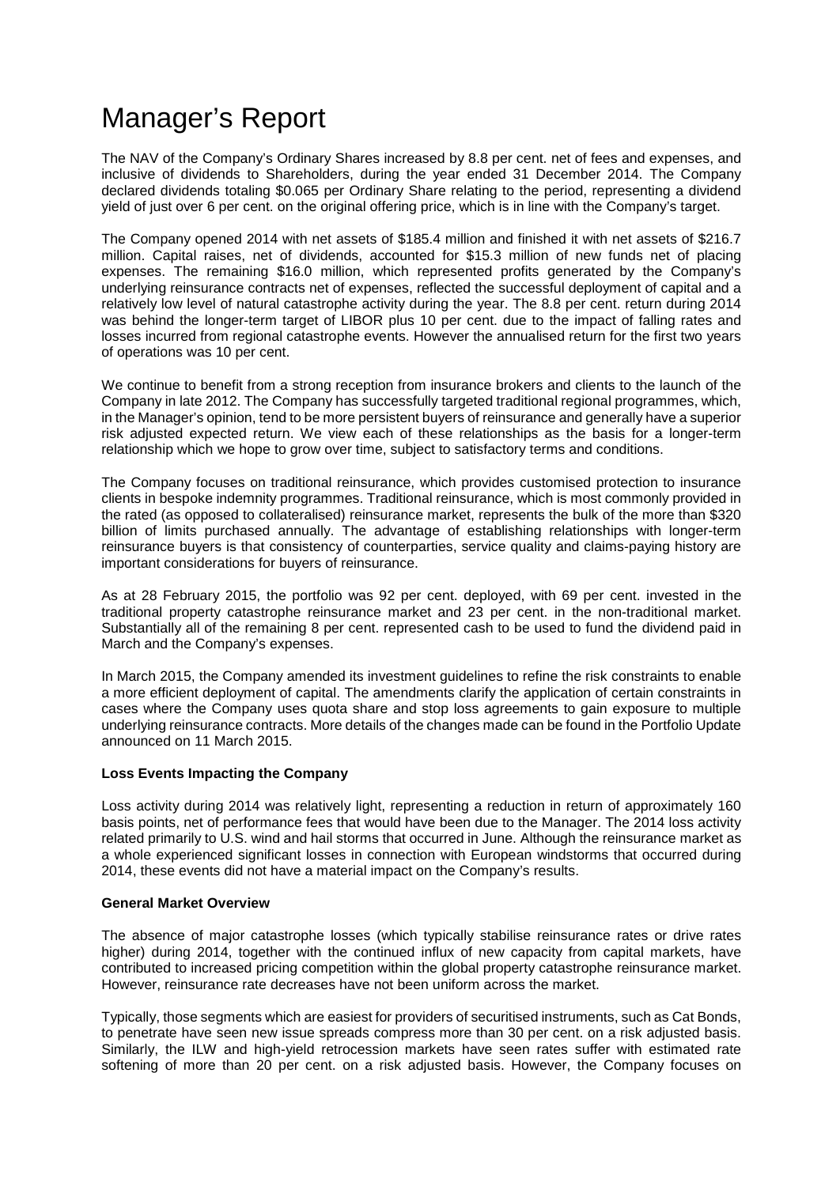# Manager's Report

The NAV of the Company's Ordinary Shares increased by 8.8 per cent. net of fees and expenses, and inclusive of dividends to Shareholders, during the year ended 31 December 2014. The Company declared dividends totaling $0.065 per Ordinary Share relating to the period, representing a dividend yield of just over 6 per cent. on the original offering price, which is in line with the Company's target.

The Company opened 2014 with net assets of $185.4 million and finished it with net assets of $216.7 million. Capital raises, net of dividends, accounted for $15.3 million of new funds net of placing expenses. The remaining $16.0 million, which represented profits generated by the Company's underlying reinsurance contracts net of expenses, reflected the successful deployment of capital and a relatively low level of natural catastrophe activity during the year. The 8.8 per cent. return during 2014 was behind the longer-term target of LIBOR plus 10 per cent. due to the impact of falling rates and losses incurred from regional catastrophe events. However the annualised return for the first two years of operations was 10 per cent.

We continue to benefit from a strong reception from insurance brokers and clients to the launch of the Company in late 2012. The Company has successfully targeted traditional regional programmes, which, in the Manager's opinion, tend to be more persistent buyers of reinsurance and generally have a superior risk adjusted expected return. We view each of these relationships as the basis for a longer-term relationship which we hope to grow over time, subject to satisfactory terms and conditions.

The Company focuses on traditional reinsurance, which provides customised protection to insurance clients in bespoke indemnity programmes. Traditional reinsurance, which is most commonly provided in the rated (as opposed to collateralised) reinsurance market, represents the bulk of the more than $320 billion of limits purchased annually. The advantage of establishing relationships with longer-term reinsurance buyers is that consistency of counterparties, service quality and claims-paying history are important considerations for buyers of reinsurance.

As at 28 February 2015, the portfolio was 92 per cent. deployed, with 69 per cent. invested in the traditional property catastrophe reinsurance market and 23 per cent. in the non-traditional market. Substantially all of the remaining 8 per cent. represented cash to be used to fund the dividend paid in March and the Company's expenses.

In March 2015, the Company amended its investment guidelines to refine the risk constraints to enable a more efficient deployment of capital. The amendments clarify the application of certain constraints in cases where the Company uses quota share and stop loss agreements to gain exposure to multiple underlying reinsurance contracts. More details of the changes made can be found in the Portfolio Update announced on 11 March 2015.

**Loss Events Impacting the Company**

Loss activity during 2014 was relatively light, representing a reduction in return of approximately 160 basis points, net of performance fees that would have been due to the Manager. The 2014 loss activity related primarily to U.S. wind and hail storms that occurred in June. Although the reinsurance market as a whole experienced significant losses in connection with European windstorms that occurred during 2014, these events did not have a material impact on the Company's results.

**General Market Overview**

The absence of major catastrophe losses (which typically stabilise reinsurance rates or drive rates higher) during 2014, together with the continued influx of new capacity from capital markets, have contributed to increased pricing competition within the global property catastrophe reinsurance market. However, reinsurance rate decreases have not been uniform across the market.

Typically, those segments which are easiest for providers of securitised instruments, such as Cat Bonds, to penetrate have seen new issue spreads compress more than 30 per cent. on a risk adjusted basis. Similarly, the ILW and high-yield retrocession markets have seen rates suffer with estimated rate softening of more than 20 per cent. on a risk adjusted basis. However, the Company focuses on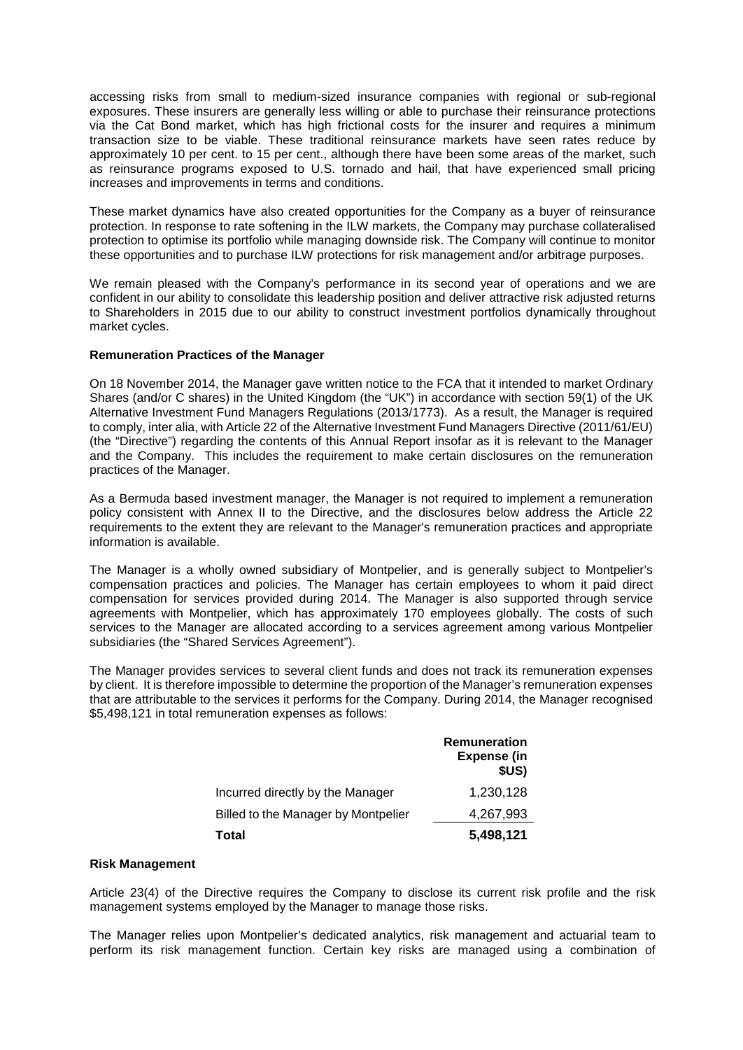accessing risks from small to medium-sized insurance companies with regional or sub-regional exposures. These insurers are generally less willing or able to purchase their reinsurance protections via the Cat Bond market, which has high frictional costs for the insurer and requires a minimum transaction size to be viable. These traditional reinsurance markets have seen rates reduce by approximately 10 per cent. to 15 per cent., although there have been some areas of the market, such as reinsurance programs exposed to U.S. tornado and hail, that have experienced small pricing increases and improvements in terms and conditions.

These market dynamics have also created opportunities for the Company as a buyer of reinsurance protection. In response to rate softening in the ILW markets, the Company may purchase collateralised protection to optimise its portfolio while managing downside risk. The Company will continue to monitor these opportunities and to purchase ILW protections for risk management and/or arbitrage purposes.

We remain pleased with the Company's performance in its second year of operations and we are confident in our ability to consolidate this leadership position and deliver attractive risk adjusted returns to Shareholders in 2015 due to our ability to construct investment portfolios dynamically throughout market cycles.

**Remuneration Practices of the Manager**

On 18 November 2014, the Manager gave written notice to the FCA that it intended to market Ordinary Shares (and/or C shares) in the United Kingdom (the "UK") in accordance with section 59(1) of the UK Alternative Investment Fund Managers Regulations (2013/1773). As a result, the Manager is required to comply, inter alia, with Article 22 of the Alternative Investment Fund Managers Directive (2011/61/EU) (the "Directive") regarding the contents of this Annual Report insofar as it is relevant to the Manager and the Company. This includes the requirement to make certain disclosures on the remuneration practices of the Manager.

As a Bermuda based investment manager, the Manager is not required to implement a remuneration policy consistent with Annex II to the Directive, and the disclosures below address the Article 22 requirements to the extent they are relevant to the Manager's remuneration practices and appropriate information is available.

The Manager is a wholly owned subsidiary of Montpelier, and is generally subject to Montpelier's compensation practices and policies. The Manager has certain employees to whom it paid direct compensation for services provided during 2014. The Manager is also supported through service agreements with Montpelier, which has approximately 170 employees globally. The costs of such services to the Manager are allocated according to a services agreement among various Montpelier subsidiaries (the "Shared Services Agreement").

The Manager provides services to several client funds and does not track its remuneration expenses by client. It is therefore impossible to determine the proportion of the Manager's remuneration expenses that are attributable to the services it performs for the Company. During 2014, the Manager recognised $5,498,121 in total remuneration expenses as follows:

| | **Remuneration Expense (in $US)** |
|---|---|
| Incurred directly by the Manager | 1,230,128 |
| Billed to the Manager by Montpelier | 4,267,993 |
| **Total** | **5,498,121** |

**Risk Management**

Article 23(4) of the Directive requires the Company to disclose its current risk profile and the risk management systems employed by the Manager to manage those risks.

The Manager relies upon Montpelier's dedicated analytics, risk management and actuarial team to perform its risk management function. Certain key risks are managed using a combination of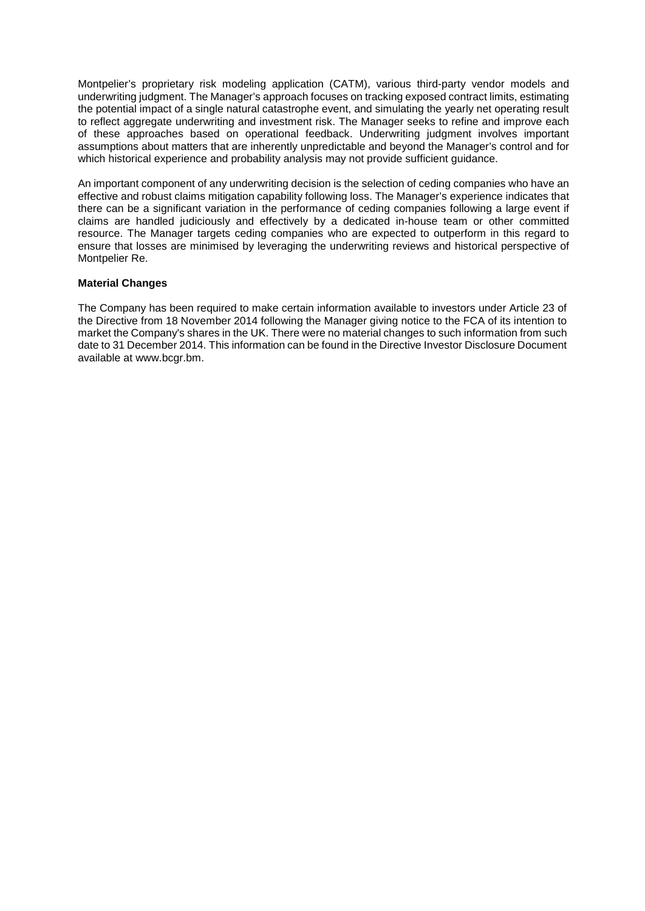Montpelier's proprietary risk modeling application (CATM), various third-party vendor models and underwriting judgment. The Manager's approach focuses on tracking exposed contract limits, estimating the potential impact of a single natural catastrophe event, and simulating the yearly net operating result to reflect aggregate underwriting and investment risk. The Manager seeks to refine and improve each of these approaches based on operational feedback. Underwriting judgment involves important assumptions about matters that are inherently unpredictable and beyond the Manager's control and for which historical experience and probability analysis may not provide sufficient guidance.

An important component of any underwriting decision is the selection of ceding companies who have an effective and robust claims mitigation capability following loss. The Manager's experience indicates that there can be a significant variation in the performance of ceding companies following a large event if claims are handled judiciously and effectively by a dedicated in-house team or other committed resource. The Manager targets ceding companies who are expected to outperform in this regard to ensure that losses are minimised by leveraging the underwriting reviews and historical perspective of Montpelier Re.

**Material Changes**

The Company has been required to make certain information available to investors under Article 23 of the Directive from 18 November 2014 following the Manager giving notice to the FCA of its intention to market the Company's shares in the UK. There were no material changes to such information from such date to 31 December 2014. This information can be found in the Directive Investor Disclosure Document available at www.bcgr.bm.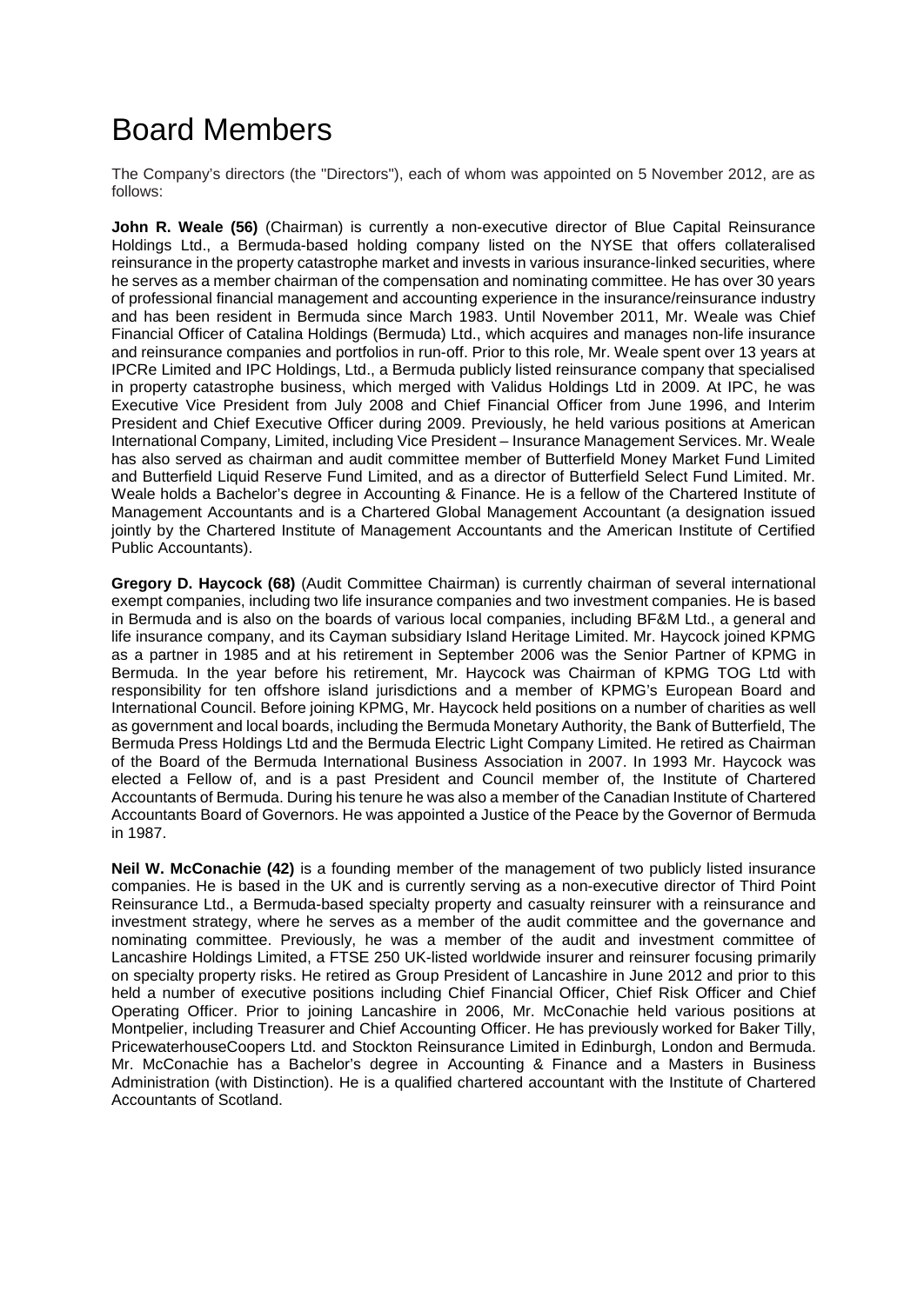# Board Members

The Company's directors (the "Directors"), each of whom was appointed on 5 November 2012, are as follows:

**John R. Weale (56)** (Chairman) is currently a non-executive director of Blue Capital Reinsurance Holdings Ltd., a Bermuda-based holding company listed on the NYSE that offers collateralised reinsurance in the property catastrophe market and invests in various insurance-linked securities, where he serves as a member chairman of the compensation and nominating committee. He has over 30 years of professional financial management and accounting experience in the insurance/reinsurance industry and has been resident in Bermuda since March 1983. Until November 2011, Mr. Weale was Chief Financial Officer of Catalina Holdings (Bermuda) Ltd., which acquires and manages non-life insurance and reinsurance companies and portfolios in run-off. Prior to this role, Mr. Weale spent over 13 years at IPCRe Limited and IPC Holdings, Ltd., a Bermuda publicly listed reinsurance company that specialised in property catastrophe business, which merged with Validus Holdings Ltd in 2009. At IPC, he was Executive Vice President from July 2008 and Chief Financial Officer from June 1996, and Interim President and Chief Executive Officer during 2009. Previously, he held various positions at American International Company, Limited, including Vice President – Insurance Management Services. Mr. Weale has also served as chairman and audit committee member of Butterfield Money Market Fund Limited and Butterfield Liquid Reserve Fund Limited, and as a director of Butterfield Select Fund Limited. Mr. Weale holds a Bachelor's degree in Accounting & Finance. He is a fellow of the Chartered Institute of Management Accountants and is a Chartered Global Management Accountant (a designation issued jointly by the Chartered Institute of Management Accountants and the American Institute of Certified Public Accountants).

**Gregory D. Haycock (68)** (Audit Committee Chairman) is currently chairman of several international exempt companies, including two life insurance companies and two investment companies. He is based in Bermuda and is also on the boards of various local companies, including BF&M Ltd., a general and life insurance company, and its Cayman subsidiary Island Heritage Limited. Mr. Haycock joined KPMG as a partner in 1985 and at his retirement in September 2006 was the Senior Partner of KPMG in Bermuda. In the year before his retirement, Mr. Haycock was Chairman of KPMG TOG Ltd with responsibility for ten offshore island jurisdictions and a member of KPMG's European Board and International Council. Before joining KPMG, Mr. Haycock held positions on a number of charities as well as government and local boards, including the Bermuda Monetary Authority, the Bank of Butterfield, The Bermuda Press Holdings Ltd and the Bermuda Electric Light Company Limited. He retired as Chairman of the Board of the Bermuda International Business Association in 2007. In 1993 Mr. Haycock was elected a Fellow of, and is a past President and Council member of, the Institute of Chartered Accountants of Bermuda. During his tenure he was also a member of the Canadian Institute of Chartered Accountants Board of Governors. He was appointed a Justice of the Peace by the Governor of Bermuda in 1987.

**Neil W. McConachie (42)** is a founding member of the management of two publicly listed insurance companies. He is based in the UK and is currently serving as a non-executive director of Third Point Reinsurance Ltd., a Bermuda-based specialty property and casualty reinsurer with a reinsurance and investment strategy, where he serves as a member of the audit committee and the governance and nominating committee. Previously, he was a member of the audit and investment committee of Lancashire Holdings Limited, a FTSE 250 UK-listed worldwide insurer and reinsurer focusing primarily on specialty property risks. He retired as Group President of Lancashire in June 2012 and prior to this held a number of executive positions including Chief Financial Officer, Chief Risk Officer and Chief Operating Officer. Prior to joining Lancashire in 2006, Mr. McConachie held various positions at Montpelier, including Treasurer and Chief Accounting Officer. He has previously worked for Baker Tilly, PricewaterhouseCoopers Ltd. and Stockton Reinsurance Limited in Edinburgh, London and Bermuda. Mr. McConachie has a Bachelor's degree in Accounting & Finance and a Masters in Business Administration (with Distinction). He is a qualified chartered accountant with the Institute of Chartered Accountants of Scotland.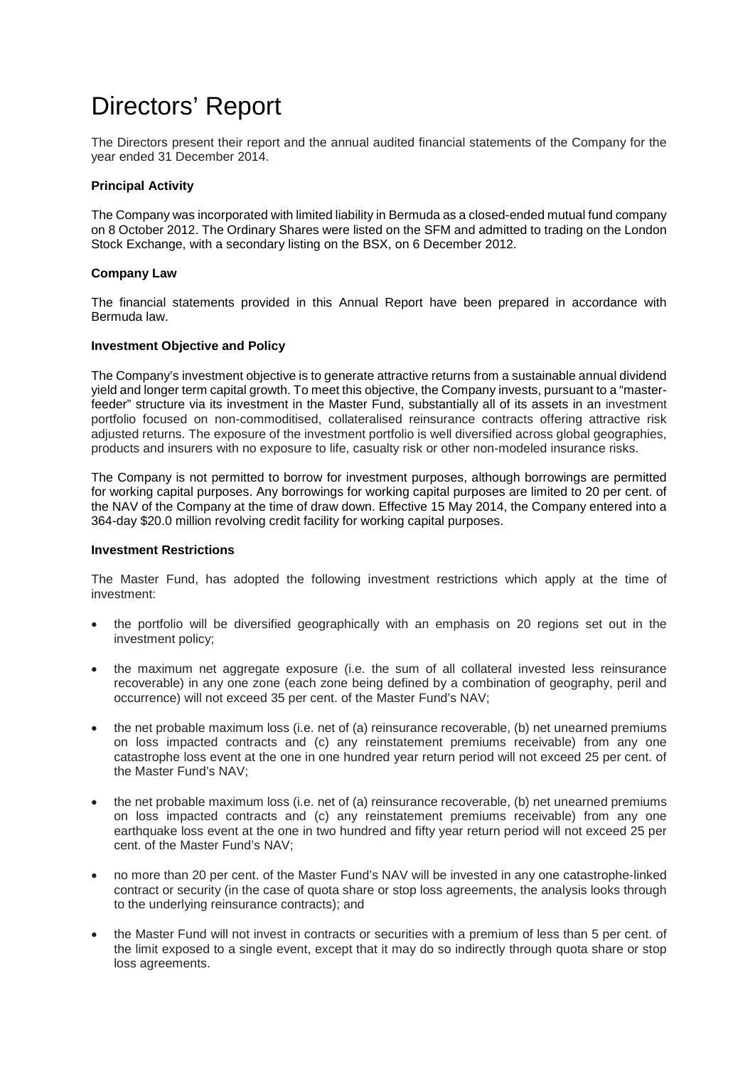# Directors' Report

The Directors present their report and the annual audited financial statements of the Company for the year ended 31 December 2014.

**Principal Activity**

The Company was incorporated with limited liability in Bermuda as a closed-ended mutual fund company on 8 October 2012. The Ordinary Shares were listed on the SFM and admitted to trading on the London Stock Exchange, with a secondary listing on the BSX, on 6 December 2012.

**Company Law**

The financial statements provided in this Annual Report have been prepared in accordance with Bermuda law.

**Investment Objective and Policy**

The Company's investment objective is to generate attractive returns from a sustainable annual dividend yield and longer term capital growth. To meet this objective, the Company invests, pursuant to a "master-feeder" structure via its investment in the Master Fund, substantially all of its assets in an investment portfolio focused on non-commoditised, collateralised reinsurance contracts offering attractive risk adjusted returns. The exposure of the investment portfolio is well diversified across global geographies, products and insurers with no exposure to life, casualty risk or other non-modeled insurance risks.

The Company is not permitted to borrow for investment purposes, although borrowings are permitted for working capital purposes. Any borrowings for working capital purposes are limited to 20 per cent. of the NAV of the Company at the time of draw down. Effective 15 May 2014, the Company entered into a 364-day $20.0 million revolving credit facility for working capital purposes.

**Investment Restrictions**

The Master Fund, has adopted the following investment restrictions which apply at the time of investment:

- the portfolio will be diversified geographically with an emphasis on 20 regions set out in the investment policy;
- the maximum net aggregate exposure (i.e. the sum of all collateral invested less reinsurance recoverable) in any one zone (each zone being defined by a combination of geography, peril and occurrence) will not exceed 35 per cent. of the Master Fund's NAV;
- the net probable maximum loss (i.e. net of (a) reinsurance recoverable, (b) net unearned premiums on loss impacted contracts and (c) any reinstatement premiums receivable) from any one catastrophe loss event at the one in one hundred year return period will not exceed 25 per cent. of the Master Fund's NAV;
- the net probable maximum loss (i.e. net of (a) reinsurance recoverable, (b) net unearned premiums on loss impacted contracts and (c) any reinstatement premiums receivable) from any one earthquake loss event at the one in two hundred and fifty year return period will not exceed 25 per cent. of the Master Fund's NAV;
- no more than 20 per cent. of the Master Fund's NAV will be invested in any one catastrophe-linked contract or security (in the case of quota share or stop loss agreements, the analysis looks through to the underlying reinsurance contracts); and
- the Master Fund will not invest in contracts or securities with a premium of less than 5 per cent. of the limit exposed to a single event, except that it may do so indirectly through quota share or stop loss agreements.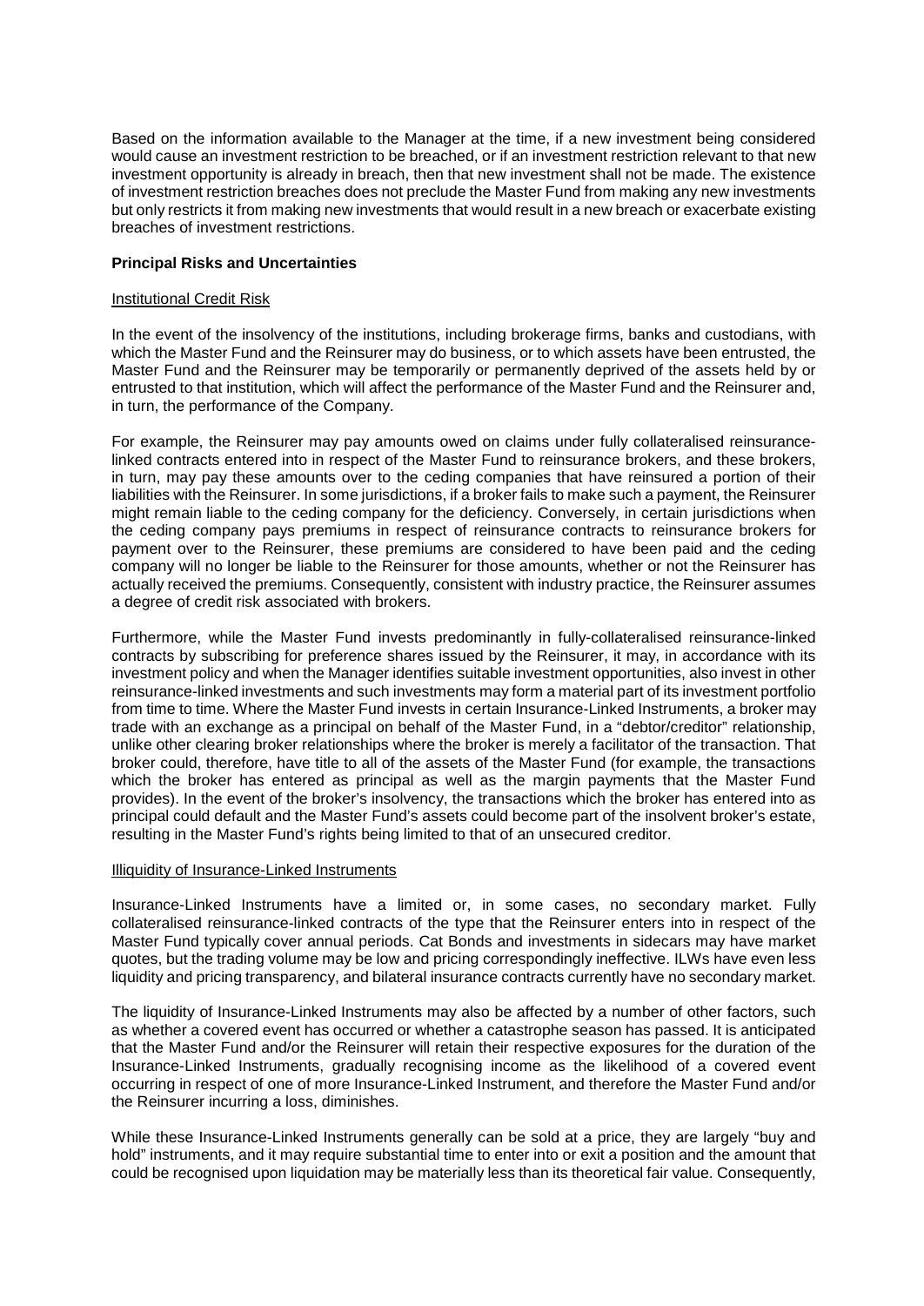Based on the information available to the Manager at the time, if a new investment being considered would cause an investment restriction to be breached, or if an investment restriction relevant to that new investment opportunity is already in breach, then that new investment shall not be made. The existence of investment restriction breaches does not preclude the Master Fund from making any new investments but only restricts it from making new investments that would result in a new breach or exacerbate existing breaches of investment restrictions.

## Principal Risks and Uncertainties

### Institutional Credit Risk

In the event of the insolvency of the institutions, including brokerage firms, banks and custodians, with which the Master Fund and the Reinsurer may do business, or to which assets have been entrusted, the Master Fund and the Reinsurer may be temporarily or permanently deprived of the assets held by or entrusted to that institution, which will affect the performance of the Master Fund and the Reinsurer and, in turn, the performance of the Company.

For example, the Reinsurer may pay amounts owed on claims under fully collateralised reinsurance-linked contracts entered into in respect of the Master Fund to reinsurance brokers, and these brokers, in turn, may pay these amounts over to the ceding companies that have reinsured a portion of their liabilities with the Reinsurer. In some jurisdictions, if a broker fails to make such a payment, the Reinsurer might remain liable to the ceding company for the deficiency. Conversely, in certain jurisdictions when the ceding company pays premiums in respect of reinsurance contracts to reinsurance brokers for payment over to the Reinsurer, these premiums are considered to have been paid and the ceding company will no longer be liable to the Reinsurer for those amounts, whether or not the Reinsurer has actually received the premiums. Consequently, consistent with industry practice, the Reinsurer assumes a degree of credit risk associated with brokers.

Furthermore, while the Master Fund invests predominantly in fully-collateralised reinsurance-linked contracts by subscribing for preference shares issued by the Reinsurer, it may, in accordance with its investment policy and when the Manager identifies suitable investment opportunities, also invest in other reinsurance-linked investments and such investments may form a material part of its investment portfolio from time to time. Where the Master Fund invests in certain Insurance-Linked Instruments, a broker may trade with an exchange as a principal on behalf of the Master Fund, in a "debtor/creditor" relationship, unlike other clearing broker relationships where the broker is merely a facilitator of the transaction. That broker could, therefore, have title to all of the assets of the Master Fund (for example, the transactions which the broker has entered as principal as well as the margin payments that the Master Fund provides). In the event of the broker's insolvency, the transactions which the broker has entered into as principal could default and the Master Fund's assets could become part of the insolvent broker's estate, resulting in the Master Fund's rights being limited to that of an unsecured creditor.

### Illiquidity of Insurance-Linked Instruments

Insurance-Linked Instruments have a limited or, in some cases, no secondary market. Fully collateralised reinsurance-linked contracts of the type that the Reinsurer enters into in respect of the Master Fund typically cover annual periods. Cat Bonds and investments in sidecars may have market quotes, but the trading volume may be low and pricing correspondingly ineffective. ILWs have even less liquidity and pricing transparency, and bilateral insurance contracts currently have no secondary market.

The liquidity of Insurance-Linked Instruments may also be affected by a number of other factors, such as whether a covered event has occurred or whether a catastrophe season has passed. It is anticipated that the Master Fund and/or the Reinsurer will retain their respective exposures for the duration of the Insurance-Linked Instruments, gradually recognising income as the likelihood of a covered event occurring in respect of one of more Insurance-Linked Instrument, and therefore the Master Fund and/or the Reinsurer incurring a loss, diminishes.

While these Insurance-Linked Instruments generally can be sold at a price, they are largely "buy and hold" instruments, and it may require substantial time to enter into or exit a position and the amount that could be recognised upon liquidation may be materially less than its theoretical fair value. Consequently,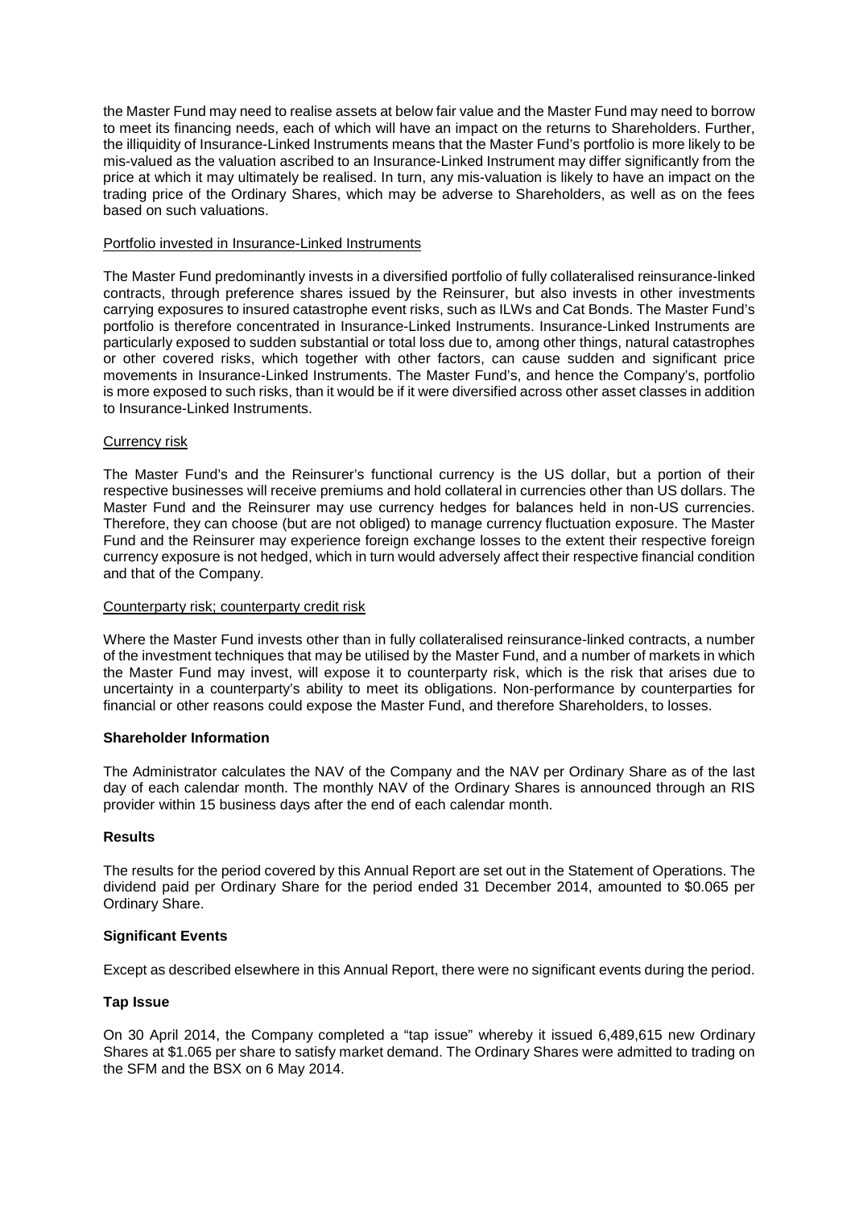the Master Fund may need to realise assets at below fair value and the Master Fund may need to borrow to meet its financing needs, each of which will have an impact on the returns to Shareholders. Further, the illiquidity of Insurance-Linked Instruments means that the Master Fund's portfolio is more likely to be mis-valued as the valuation ascribed to an Insurance-Linked Instrument may differ significantly from the price at which it may ultimately be realised. In turn, any mis-valuation is likely to have an impact on the trading price of the Ordinary Shares, which may be adverse to Shareholders, as well as on the fees based on such valuations.

Portfolio invested in Insurance-Linked Instruments

The Master Fund predominantly invests in a diversified portfolio of fully collateralised reinsurance-linked contracts, through preference shares issued by the Reinsurer, but also invests in other investments carrying exposures to insured catastrophe event risks, such as ILWs and Cat Bonds. The Master Fund's portfolio is therefore concentrated in Insurance-Linked Instruments. Insurance-Linked Instruments are particularly exposed to sudden substantial or total loss due to, among other things, natural catastrophes or other covered risks, which together with other factors, can cause sudden and significant price movements in Insurance-Linked Instruments. The Master Fund's, and hence the Company's, portfolio is more exposed to such risks, than it would be if it were diversified across other asset classes in addition to Insurance-Linked Instruments.

Currency risk

The Master Fund's and the Reinsurer's functional currency is the US dollar, but a portion of their respective businesses will receive premiums and hold collateral in currencies other than US dollars. The Master Fund and the Reinsurer may use currency hedges for balances held in non-US currencies. Therefore, they can choose (but are not obliged) to manage currency fluctuation exposure. The Master Fund and the Reinsurer may experience foreign exchange losses to the extent their respective foreign currency exposure is not hedged, which in turn would adversely affect their respective financial condition and that of the Company.

Counterparty risk; counterparty credit risk

Where the Master Fund invests other than in fully collateralised reinsurance-linked contracts, a number of the investment techniques that may be utilised by the Master Fund, and a number of markets in which the Master Fund may invest, will expose it to counterparty risk, which is the risk that arises due to uncertainty in a counterparty's ability to meet its obligations. Non-performance by counterparties for financial or other reasons could expose the Master Fund, and therefore Shareholders, to losses.

**Shareholder Information**

The Administrator calculates the NAV of the Company and the NAV per Ordinary Share as of the last day of each calendar month. The monthly NAV of the Ordinary Shares is announced through an RIS provider within 15 business days after the end of each calendar month.

**Results**

The results for the period covered by this Annual Report are set out in the Statement of Operations. The dividend paid per Ordinary Share for the period ended 31 December 2014, amounted to $0.065 per Ordinary Share.

**Significant Events**

Except as described elsewhere in this Annual Report, there were no significant events during the period.

**Tap Issue**

On 30 April 2014, the Company completed a "tap issue" whereby it issued 6,489,615 new Ordinary Shares at $1.065 per share to satisfy market demand. The Ordinary Shares were admitted to trading on the SFM and the BSX on 6 May 2014.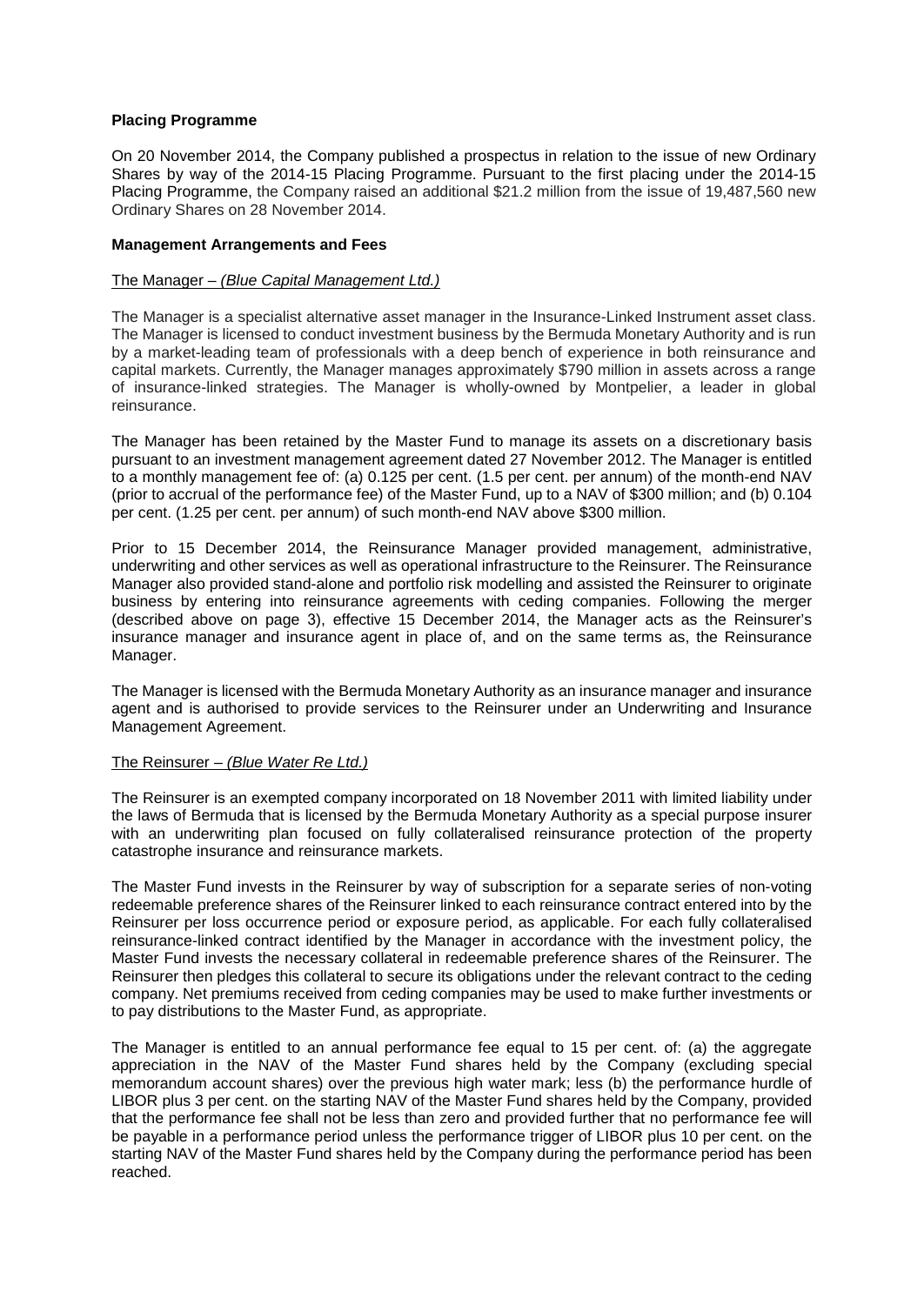**Placing Programme**

On 20 November 2014, the Company published a prospectus in relation to the issue of new Ordinary Shares by way of the 2014-15 Placing Programme. Pursuant to the first placing under the 2014-15 Placing Programme, the Company raised an additional $21.2 million from the issue of 19,487,560 new Ordinary Shares on 28 November 2014.

**Management Arrangements and Fees**

The Manager – *(Blue Capital Management Ltd.)*

The Manager is a specialist alternative asset manager in the Insurance-Linked Instrument asset class. The Manager is licensed to conduct investment business by the Bermuda Monetary Authority and is run by a market-leading team of professionals with a deep bench of experience in both reinsurance and capital markets. Currently, the Manager manages approximately $790 million in assets across a range of insurance-linked strategies. The Manager is wholly-owned by Montpelier, a leader in global reinsurance.

The Manager has been retained by the Master Fund to manage its assets on a discretionary basis pursuant to an investment management agreement dated 27 November 2012. The Manager is entitled to a monthly management fee of: (a) 0.125 per cent. (1.5 per cent. per annum) of the month-end NAV (prior to accrual of the performance fee) of the Master Fund, up to a NAV of $300 million; and (b) 0.104 per cent. (1.25 per cent. per annum) of such month-end NAV above $300 million.

Prior to 15 December 2014, the Reinsurance Manager provided management, administrative, underwriting and other services as well as operational infrastructure to the Reinsurer. The Reinsurance Manager also provided stand-alone and portfolio risk modelling and assisted the Reinsurer to originate business by entering into reinsurance agreements with ceding companies. Following the merger (described above on page 3), effective 15 December 2014, the Manager acts as the Reinsurer's insurance manager and insurance agent in place of, and on the same terms as, the Reinsurance Manager.

The Manager is licensed with the Bermuda Monetary Authority as an insurance manager and insurance agent and is authorised to provide services to the Reinsurer under an Underwriting and Insurance Management Agreement.

The Reinsurer – *(Blue Water Re Ltd.)*

The Reinsurer is an exempted company incorporated on 18 November 2011 with limited liability under the laws of Bermuda that is licensed by the Bermuda Monetary Authority as a special purpose insurer with an underwriting plan focused on fully collateralised reinsurance protection of the property catastrophe insurance and reinsurance markets.

The Master Fund invests in the Reinsurer by way of subscription for a separate series of non-voting redeemable preference shares of the Reinsurer linked to each reinsurance contract entered into by the Reinsurer per loss occurrence period or exposure period, as applicable. For each fully collateralised reinsurance-linked contract identified by the Manager in accordance with the investment policy, the Master Fund invests the necessary collateral in redeemable preference shares of the Reinsurer. The Reinsurer then pledges this collateral to secure its obligations under the relevant contract to the ceding company. Net premiums received from ceding companies may be used to make further investments or to pay distributions to the Master Fund, as appropriate.

The Manager is entitled to an annual performance fee equal to 15 per cent. of: (a) the aggregate appreciation in the NAV of the Master Fund shares held by the Company (excluding special memorandum account shares) over the previous high water mark; less (b) the performance hurdle of LIBOR plus 3 per cent. on the starting NAV of the Master Fund shares held by the Company, provided that the performance fee shall not be less than zero and provided further that no performance fee will be payable in a performance period unless the performance trigger of LIBOR plus 10 per cent. on the starting NAV of the Master Fund shares held by the Company during the performance period has been reached.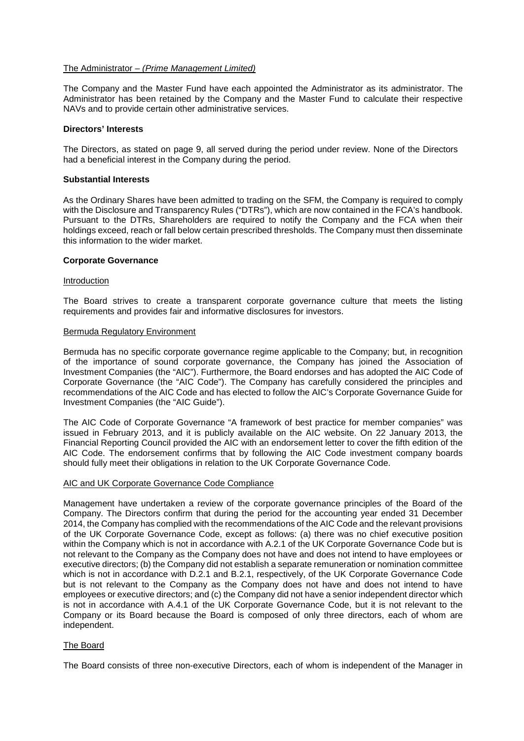The Administrator – *(Prime Management Limited)*

The Company and the Master Fund have each appointed the Administrator as its administrator. The Administrator has been retained by the Company and the Master Fund to calculate their respective NAVs and to provide certain other administrative services.

**Directors' Interests**

The Directors, as stated on page 9, all served during the period under review. None of the Directors had a beneficial interest in the Company during the period.

**Substantial Interests**

As the Ordinary Shares have been admitted to trading on the SFM, the Company is required to comply with the Disclosure and Transparency Rules ("DTRs"), which are now contained in the FCA's handbook. Pursuant to the DTRs, Shareholders are required to notify the Company and the FCA when their holdings exceed, reach or fall below certain prescribed thresholds. The Company must then disseminate this information to the wider market.

**Corporate Governance**

Introduction

The Board strives to create a transparent corporate governance culture that meets the listing requirements and provides fair and informative disclosures for investors.

Bermuda Regulatory Environment

Bermuda has no specific corporate governance regime applicable to the Company; but, in recognition of the importance of sound corporate governance, the Company has joined the Association of Investment Companies (the "AIC"). Furthermore, the Board endorses and has adopted the AIC Code of Corporate Governance (the "AIC Code"). The Company has carefully considered the principles and recommendations of the AIC Code and has elected to follow the AIC's Corporate Governance Guide for Investment Companies (the "AIC Guide").

The AIC Code of Corporate Governance "A framework of best practice for member companies" was issued in February 2013, and it is publicly available on the AIC website. On 22 January 2013, the Financial Reporting Council provided the AIC with an endorsement letter to cover the fifth edition of the AIC Code. The endorsement confirms that by following the AIC Code investment company boards should fully meet their obligations in relation to the UK Corporate Governance Code.

AIC and UK Corporate Governance Code Compliance

Management have undertaken a review of the corporate governance principles of the Board of the Company. The Directors confirm that during the period for the accounting year ended 31 December 2014, the Company has complied with the recommendations of the AIC Code and the relevant provisions of the UK Corporate Governance Code, except as follows: (a) there was no chief executive position within the Company which is not in accordance with A.2.1 of the UK Corporate Governance Code but is not relevant to the Company as the Company does not have and does not intend to have employees or executive directors; (b) the Company did not establish a separate remuneration or nomination committee which is not in accordance with D.2.1 and B.2.1, respectively, of the UK Corporate Governance Code but is not relevant to the Company as the Company does not have and does not intend to have employees or executive directors; and (c) the Company did not have a senior independent director which is not in accordance with A.4.1 of the UK Corporate Governance Code, but it is not relevant to the Company or its Board because the Board is composed of only three directors, each of whom are independent.

The Board

The Board consists of three non-executive Directors, each of whom is independent of the Manager in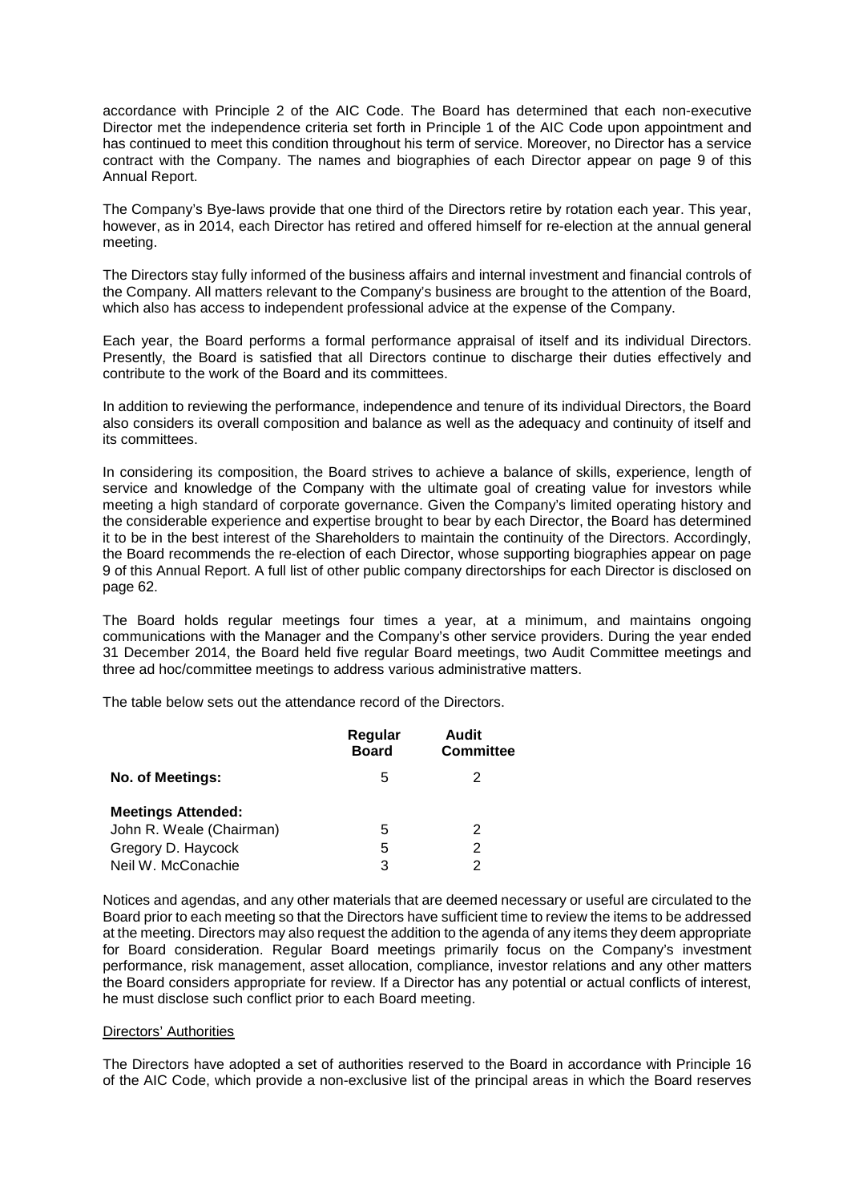accordance with Principle 2 of the AIC Code. The Board has determined that each non-executive Director met the independence criteria set forth in Principle 1 of the AIC Code upon appointment and has continued to meet this condition throughout his term of service. Moreover, no Director has a service contract with the Company. The names and biographies of each Director appear on page 9 of this Annual Report.

The Company's Bye-laws provide that one third of the Directors retire by rotation each year. This year, however, as in 2014, each Director has retired and offered himself for re-election at the annual general meeting.

The Directors stay fully informed of the business affairs and internal investment and financial controls of the Company. All matters relevant to the Company's business are brought to the attention of the Board, which also has access to independent professional advice at the expense of the Company.

Each year, the Board performs a formal performance appraisal of itself and its individual Directors. Presently, the Board is satisfied that all Directors continue to discharge their duties effectively and contribute to the work of the Board and its committees.

In addition to reviewing the performance, independence and tenure of its individual Directors, the Board also considers its overall composition and balance as well as the adequacy and continuity of itself and its committees.

In considering its composition, the Board strives to achieve a balance of skills, experience, length of service and knowledge of the Company with the ultimate goal of creating value for investors while meeting a high standard of corporate governance. Given the Company's limited operating history and the considerable experience and expertise brought to bear by each Director, the Board has determined it to be in the best interest of the Shareholders to maintain the continuity of the Directors. Accordingly, the Board recommends the re-election of each Director, whose supporting biographies appear on page 9 of this Annual Report. A full list of other public company directorships for each Director is disclosed on page 62.

The Board holds regular meetings four times a year, at a minimum, and maintains ongoing communications with the Manager and the Company's other service providers. During the year ended 31 December 2014, the Board held five regular Board meetings, two Audit Committee meetings and three ad hoc/committee meetings to address various administrative matters.

The table below sets out the attendance record of the Directors.

| | **Regular Board** | **Audit Committee** |
|---|---|---|
| **No. of Meetings:** | 5 | 2 |
| **Meetings Attended:** | | |
| John R. Weale (Chairman) | 5 | 2 |
| Gregory D. Haycock | 5 | 2 |
| Neil W. McConachie | 3 | 2 |

Notices and agendas, and any other materials that are deemed necessary or useful are circulated to the Board prior to each meeting so that the Directors have sufficient time to review the items to be addressed at the meeting. Directors may also request the addition to the agenda of any items they deem appropriate for Board consideration. Regular Board meetings primarily focus on the Company's investment performance, risk management, asset allocation, compliance, investor relations and any other matters the Board considers appropriate for review. If a Director has any potential or actual conflicts of interest, he must disclose such conflict prior to each Board meeting.

Directors' Authorities

The Directors have adopted a set of authorities reserved to the Board in accordance with Principle 16 of the AIC Code, which provide a non-exclusive list of the principal areas in which the Board reserves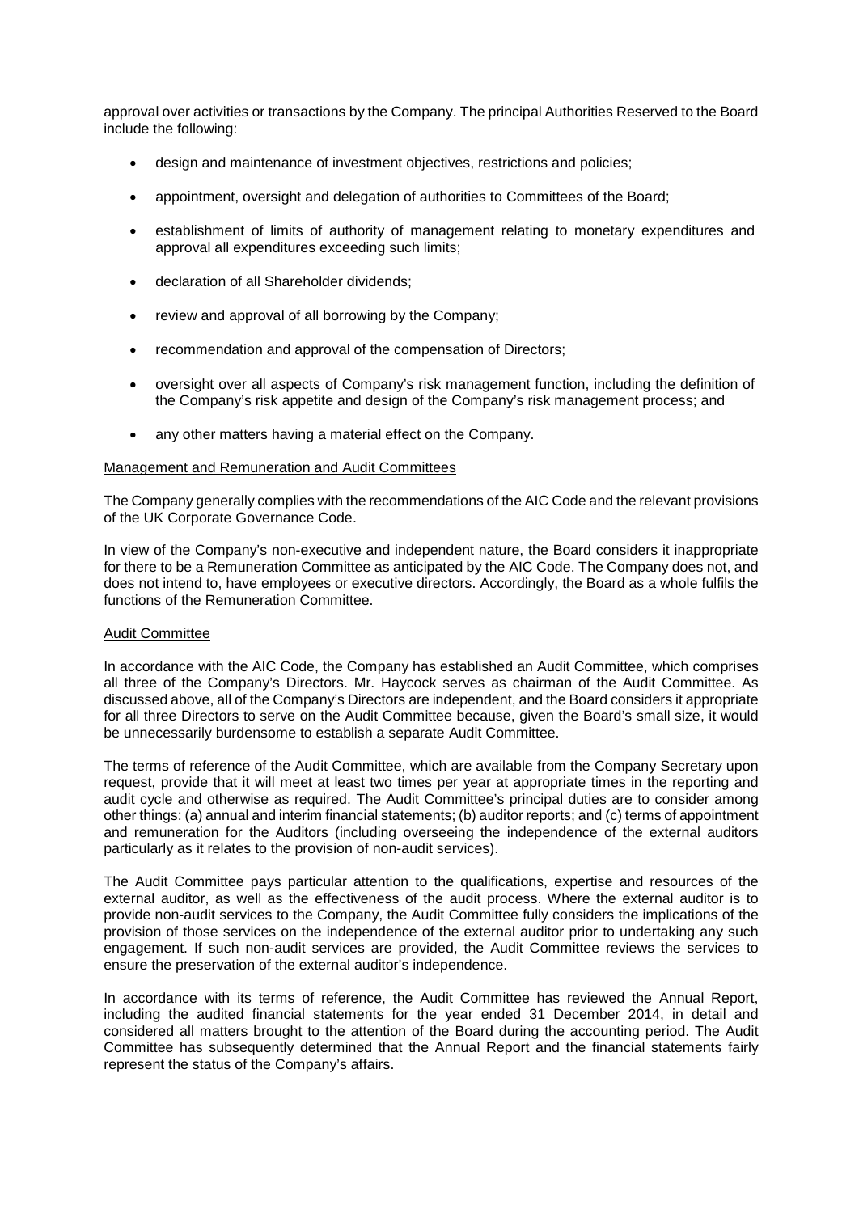approval over activities or transactions by the Company. The principal Authorities Reserved to the Board include the following:

- design and maintenance of investment objectives, restrictions and policies;
- appointment, oversight and delegation of authorities to Committees of the Board;
- establishment of limits of authority of management relating to monetary expenditures and approval all expenditures exceeding such limits;
- declaration of all Shareholder dividends;
- review and approval of all borrowing by the Company;
- recommendation and approval of the compensation of Directors;
- oversight over all aspects of Company's risk management function, including the definition of the Company's risk appetite and design of the Company's risk management process; and
- any other matters having a material effect on the Company.

Management and Remuneration and Audit Committees

The Company generally complies with the recommendations of the AIC Code and the relevant provisions of the UK Corporate Governance Code.

In view of the Company's non-executive and independent nature, the Board considers it inappropriate for there to be a Remuneration Committee as anticipated by the AIC Code. The Company does not, and does not intend to, have employees or executive directors. Accordingly, the Board as a whole fulfils the functions of the Remuneration Committee.

Audit Committee

In accordance with the AIC Code, the Company has established an Audit Committee, which comprises all three of the Company's Directors. Mr. Haycock serves as chairman of the Audit Committee. As discussed above, all of the Company's Directors are independent, and the Board considers it appropriate for all three Directors to serve on the Audit Committee because, given the Board's small size, it would be unnecessarily burdensome to establish a separate Audit Committee.

The terms of reference of the Audit Committee, which are available from the Company Secretary upon request, provide that it will meet at least two times per year at appropriate times in the reporting and audit cycle and otherwise as required. The Audit Committee's principal duties are to consider among other things: (a) annual and interim financial statements; (b) auditor reports; and (c) terms of appointment and remuneration for the Auditors (including overseeing the independence of the external auditors particularly as it relates to the provision of non-audit services).

The Audit Committee pays particular attention to the qualifications, expertise and resources of the external auditor, as well as the effectiveness of the audit process. Where the external auditor is to provide non-audit services to the Company, the Audit Committee fully considers the implications of the provision of those services on the independence of the external auditor prior to undertaking any such engagement. If such non-audit services are provided, the Audit Committee reviews the services to ensure the preservation of the external auditor's independence.

In accordance with its terms of reference, the Audit Committee has reviewed the Annual Report, including the audited financial statements for the year ended 31 December 2014, in detail and considered all matters brought to the attention of the Board during the accounting period. The Audit Committee has subsequently determined that the Annual Report and the financial statements fairly represent the status of the Company's affairs.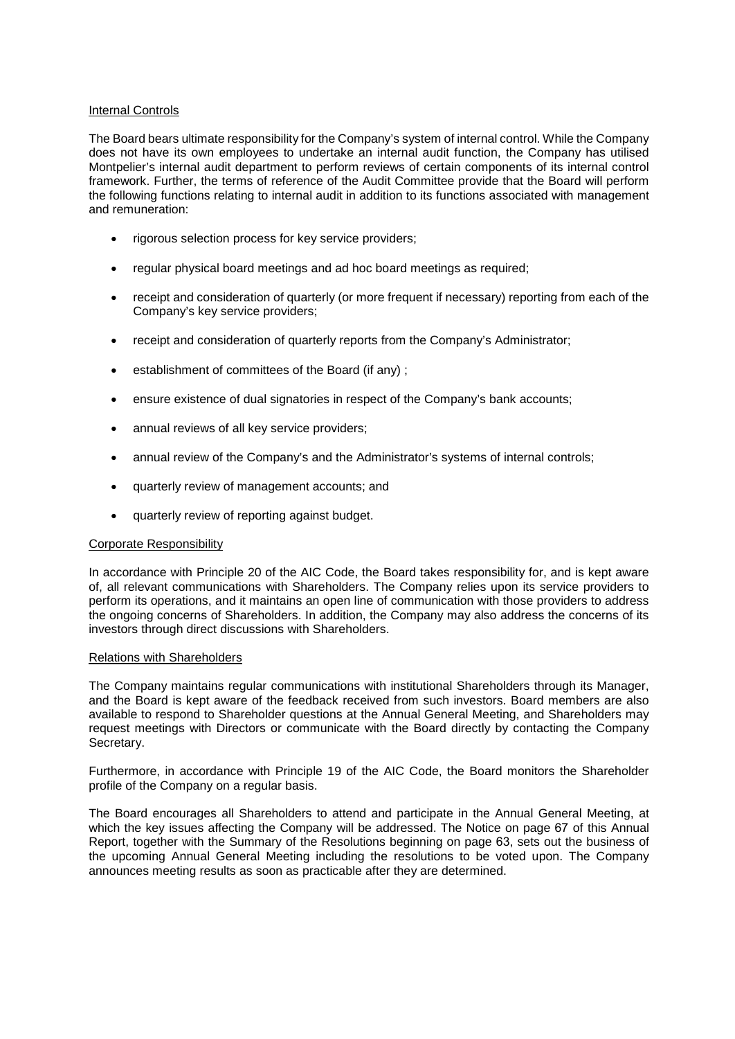## Internal Controls

The Board bears ultimate responsibility for the Company's system of internal control. While the Company does not have its own employees to undertake an internal audit function, the Company has utilised Montpelier's internal audit department to perform reviews of certain components of its internal control framework. Further, the terms of reference of the Audit Committee provide that the Board will perform the following functions relating to internal audit in addition to its functions associated with management and remuneration:

- rigorous selection process for key service providers;
- regular physical board meetings and ad hoc board meetings as required;
- receipt and consideration of quarterly (or more frequent if necessary) reporting from each of the Company's key service providers;
- receipt and consideration of quarterly reports from the Company's Administrator;
- establishment of committees of the Board (if any) ;
- ensure existence of dual signatories in respect of the Company's bank accounts;
- annual reviews of all key service providers;
- annual review of the Company's and the Administrator's systems of internal controls;
- quarterly review of management accounts; and
- quarterly review of reporting against budget.

## Corporate Responsibility

In accordance with Principle 20 of the AIC Code, the Board takes responsibility for, and is kept aware of, all relevant communications with Shareholders. The Company relies upon its service providers to perform its operations, and it maintains an open line of communication with those providers to address the ongoing concerns of Shareholders. In addition, the Company may also address the concerns of its investors through direct discussions with Shareholders.

## Relations with Shareholders

The Company maintains regular communications with institutional Shareholders through its Manager, and the Board is kept aware of the feedback received from such investors. Board members are also available to respond to Shareholder questions at the Annual General Meeting, and Shareholders may request meetings with Directors or communicate with the Board directly by contacting the Company Secretary.

Furthermore, in accordance with Principle 19 of the AIC Code, the Board monitors the Shareholder profile of the Company on a regular basis.

The Board encourages all Shareholders to attend and participate in the Annual General Meeting, at which the key issues affecting the Company will be addressed. The Notice on page 67 of this Annual Report, together with the Summary of the Resolutions beginning on page 63, sets out the business of the upcoming Annual General Meeting including the resolutions to be voted upon. The Company announces meeting results as soon as practicable after they are determined.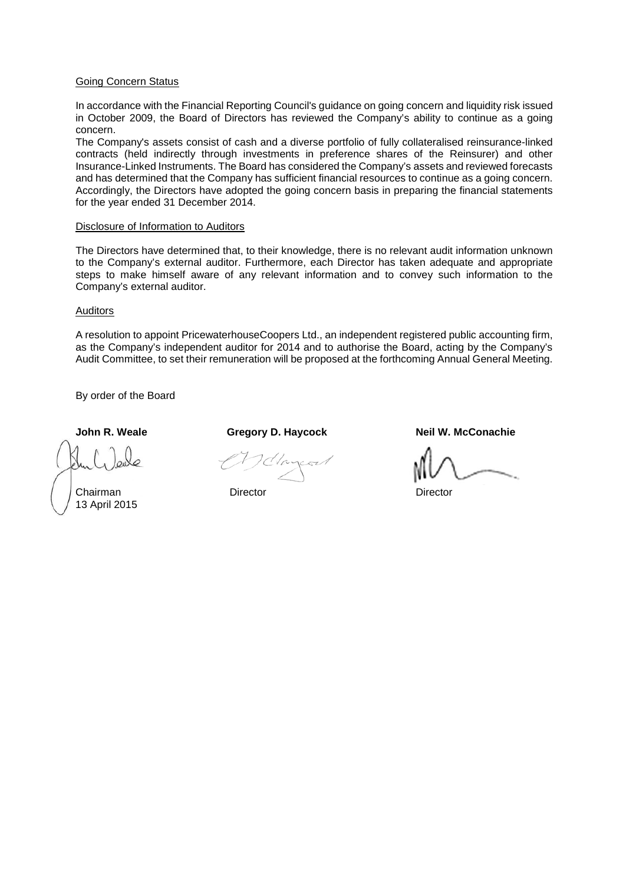Going Concern Status

In accordance with the Financial Reporting Council's guidance on going concern and liquidity risk issued in October 2009, the Board of Directors has reviewed the Company's ability to continue as a going concern.

The Company's assets consist of cash and a diverse portfolio of fully collateralised reinsurance-linked contracts (held indirectly through investments in preference shares of the Reinsurer) and other Insurance-Linked Instruments. The Board has considered the Company's assets and reviewed forecasts and has determined that the Company has sufficient financial resources to continue as a going concern. Accordingly, the Directors have adopted the going concern basis in preparing the financial statements for the year ended 31 December 2014.

Disclosure of Information to Auditors

The Directors have determined that, to their knowledge, there is no relevant audit information unknown to the Company's external auditor. Furthermore, each Director has taken adequate and appropriate steps to make himself aware of any relevant information and to convey such information to the Company's external auditor.

Auditors

A resolution to appoint PricewaterhouseCoopers Ltd., an independent registered public accounting firm, as the Company's independent auditor for 2014 and to authorise the Board, acting by the Company's Audit Committee, to set their remuneration will be proposed at the forthcoming Annual General Meeting.

By order of the Board

| **John R. Weale** | **Gregory D. Haycock** | **Neil W. McConachie** |
|---|---|---|
| Chairman | Director | Director |
| 13 April 2015 | | |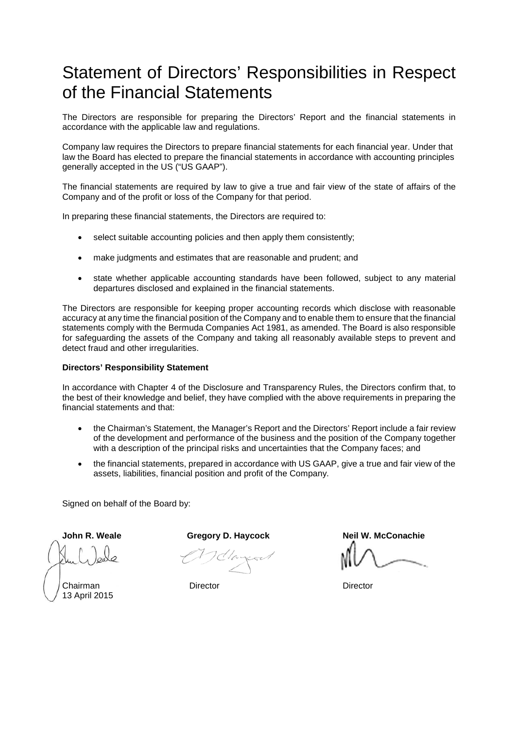# Statement of Directors' Responsibilities in Respect of the Financial Statements

The Directors are responsible for preparing the Directors' Report and the financial statements in accordance with the applicable law and regulations.

Company law requires the Directors to prepare financial statements for each financial year. Under that law the Board has elected to prepare the financial statements in accordance with accounting principles generally accepted in the US ("US GAAP").

The financial statements are required by law to give a true and fair view of the state of affairs of the Company and of the profit or loss of the Company for that period.

In preparing these financial statements, the Directors are required to:

- select suitable accounting policies and then apply them consistently;
- make judgments and estimates that are reasonable and prudent; and
- state whether applicable accounting standards have been followed, subject to any material departures disclosed and explained in the financial statements.

The Directors are responsible for keeping proper accounting records which disclose with reasonable accuracy at any time the financial position of the Company and to enable them to ensure that the financial statements comply with the Bermuda Companies Act 1981, as amended. The Board is also responsible for safeguarding the assets of the Company and taking all reasonably available steps to prevent and detect fraud and other irregularities.

**Directors' Responsibility Statement**

In accordance with Chapter 4 of the Disclosure and Transparency Rules, the Directors confirm that, to the best of their knowledge and belief, they have complied with the above requirements in preparing the financial statements and that:

- the Chairman's Statement, the Manager's Report and the Directors' Report include a fair review of the development and performance of the business and the position of the Company together with a description of the principal risks and uncertainties that the Company faces; and
- the financial statements, prepared in accordance with US GAAP, give a true and fair view of the assets, liabilities, financial position and profit of the Company.

Signed on behalf of the Board by:

| **John R. Weale** | **Gregory D. Haycock** | **Neil W. McConachie** |
|---|---|---|
| Chairman | Director | Director |
| 13 April 2015 | | |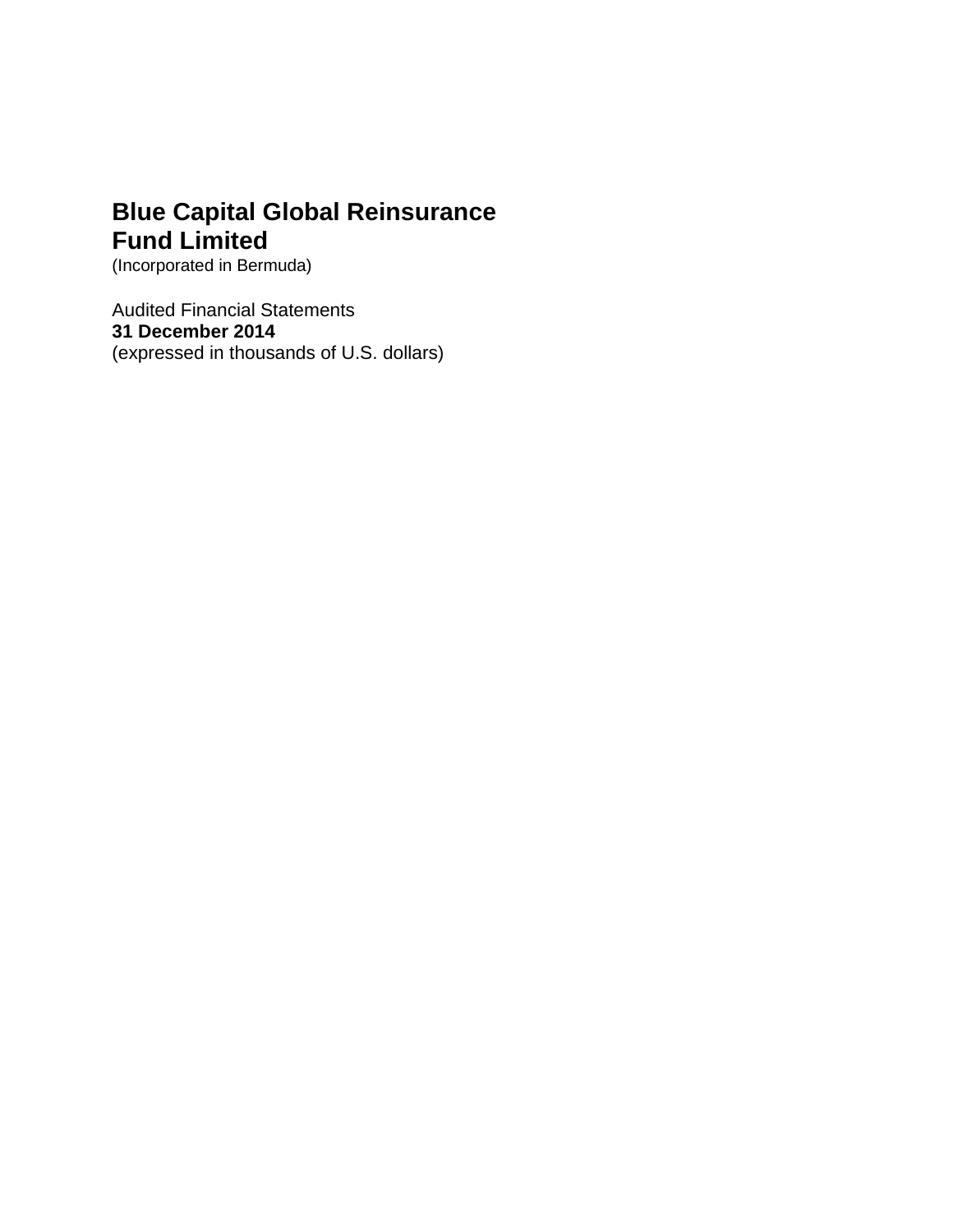# Blue Capital Global Reinsurance Fund Limited

(Incorporated in Bermuda)

Audited Financial Statements
**31 December 2014**
(expressed in thousands of U.S. dollars)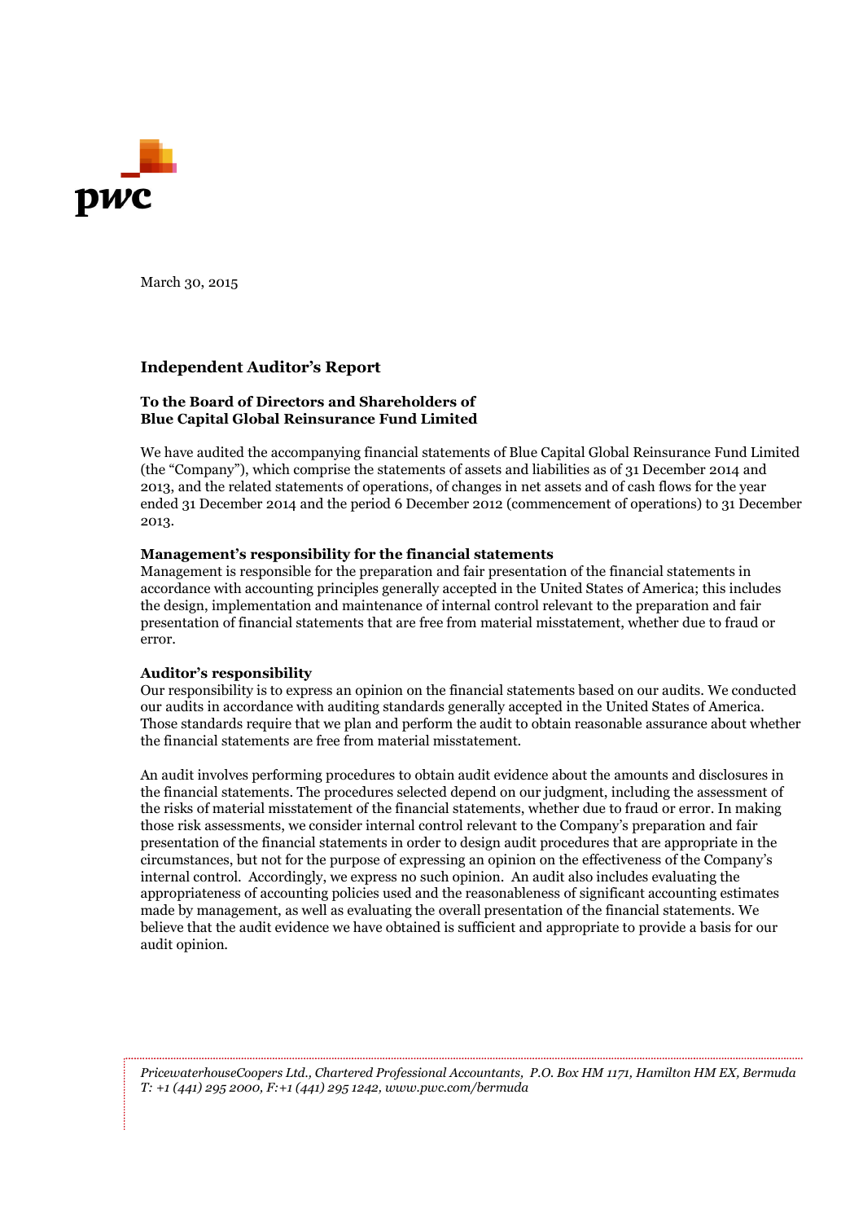March 30, 2015

## Independent Auditor's Report

**To the Board of Directors and Shareholders of**
**Blue Capital Global Reinsurance Fund Limited**

We have audited the accompanying financial statements of Blue Capital Global Reinsurance Fund Limited (the "Company"), which comprise the statements of assets and liabilities as of 31 December 2014 and 2013, and the related statements of operations, of changes in net assets and of cash flows for the year ended 31 December 2014 and the period 6 December 2012 (commencement of operations) to 31 December 2013.

**Management's responsibility for the financial statements**
Management is responsible for the preparation and fair presentation of the financial statements in accordance with accounting principles generally accepted in the United States of America; this includes the design, implementation and maintenance of internal control relevant to the preparation and fair presentation of financial statements that are free from material misstatement, whether due to fraud or error.

**Auditor's responsibility**
Our responsibility is to express an opinion on the financial statements based on our audits. We conducted our audits in accordance with auditing standards generally accepted in the United States of America. Those standards require that we plan and perform the audit to obtain reasonable assurance about whether the financial statements are free from material misstatement.

An audit involves performing procedures to obtain audit evidence about the amounts and disclosures in the financial statements. The procedures selected depend on our judgment, including the assessment of the risks of material misstatement of the financial statements, whether due to fraud or error. In making those risk assessments, we consider internal control relevant to the Company's preparation and fair presentation of the financial statements in order to design audit procedures that are appropriate in the circumstances, but not for the purpose of expressing an opinion on the effectiveness of the Company's internal control. Accordingly, we express no such opinion. An audit also includes evaluating the appropriateness of accounting policies used and the reasonableness of significant accounting estimates made by management, as well as evaluating the overall presentation of the financial statements. We believe that the audit evidence we have obtained is sufficient and appropriate to provide a basis for our audit opinion.

*PricewaterhouseCoopers Ltd., Chartered Professional Accountants, P.O. Box HM 1171, Hamilton HM EX, Bermuda*
*T: +1 (441) 295 2000, F:+1 (441) 295 1242, www.pwc.com/bermuda*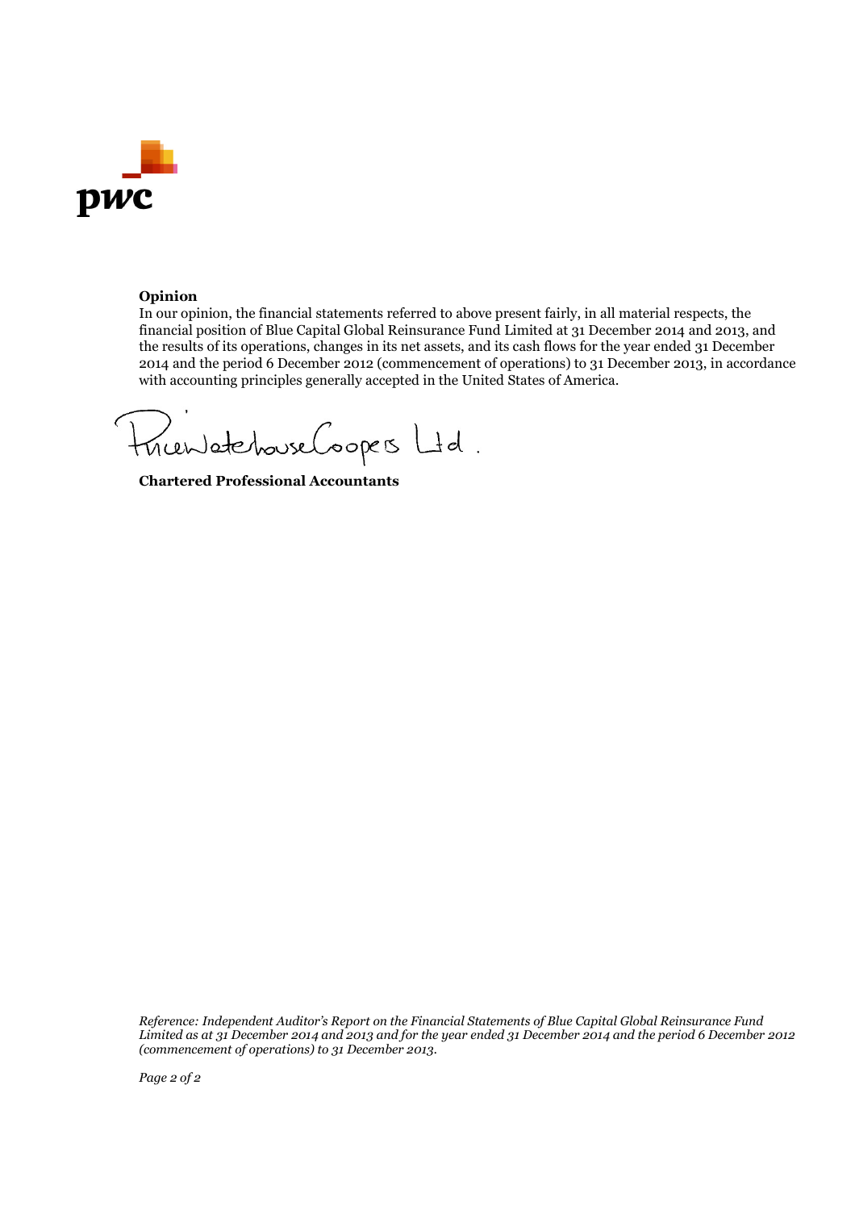**Opinion**

In our opinion, the financial statements referred to above present fairly, in all material respects, the financial position of Blue Capital Global Reinsurance Fund Limited at 31 December 2014 and 2013, and the results of its operations, changes in its net assets, and its cash flows for the year ended 31 December 2014 and the period 6 December 2012 (commencement of operations) to 31 December 2013, in accordance with accounting principles generally accepted in the United States of America.

PricewaterhouseCoopers Ltd.

**Chartered Professional Accountants**

*Reference: Independent Auditor's Report on the Financial Statements of Blue Capital Global Reinsurance Fund Limited as at 31 December 2014 and 2013 and for the year ended 31 December 2014 and the period 6 December 2012 (commencement of operations) to 31 December 2013.*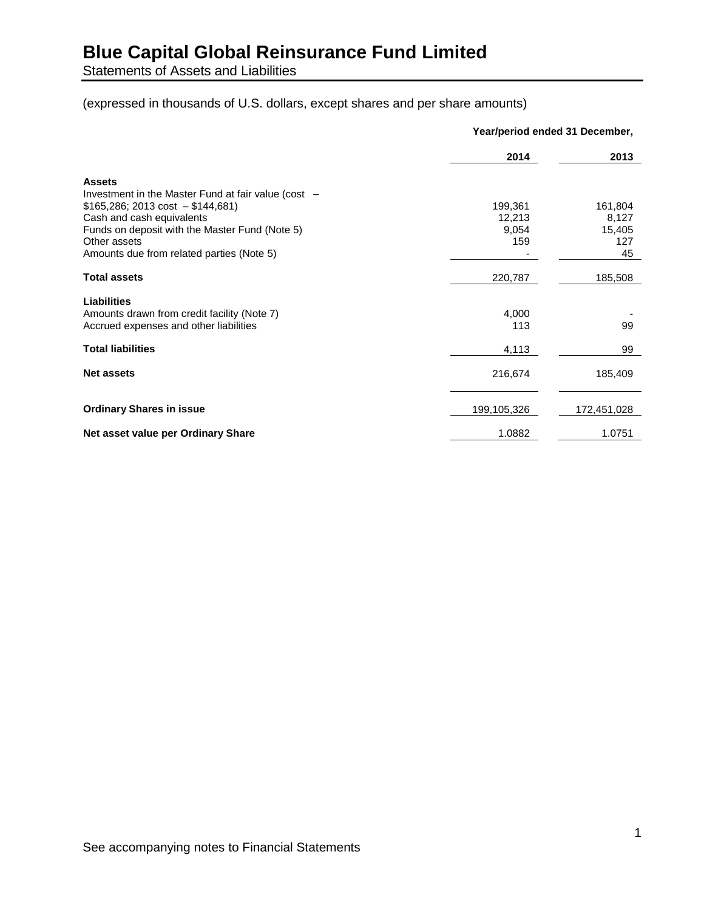# Blue Capital Global Reinsurance Fund Limited

Statements of Assets and Liabilities

(expressed in thousands of U.S. dollars, except shares and per share amounts)

| | Year/period ended 31 December, | |
|---|---|---|
| | **2014** | **2013** |
| **Assets** | | |
| Investment in the Master Fund at fair value (cost – $165,286; 2013 cost – $144,681) | 199,361 | 161,804 |
| Cash and cash equivalents | 12,213 | 8,127 |
| Funds on deposit with the Master Fund (Note 5) | 9,054 | 15,405 |
| Other assets | 159 | 127 |
| Amounts due from related parties (Note 5) | - | 45 |
| **Total assets** | 220,787 | 185,508 |
| **Liabilities** | | |
| Amounts drawn from credit facility (Note 7) | 4,000 | - |
| Accrued expenses and other liabilities | 113 | 99 |
| **Total liabilities** | 4,113 | 99 |
| **Net assets** | 216,674 | 185,409 |
| **Ordinary Shares in issue** | 199,105,326 | 172,451,028 |
| **Net asset value per Ordinary Share** | 1.0882 | 1.0751 |

See accompanying notes to Financial Statements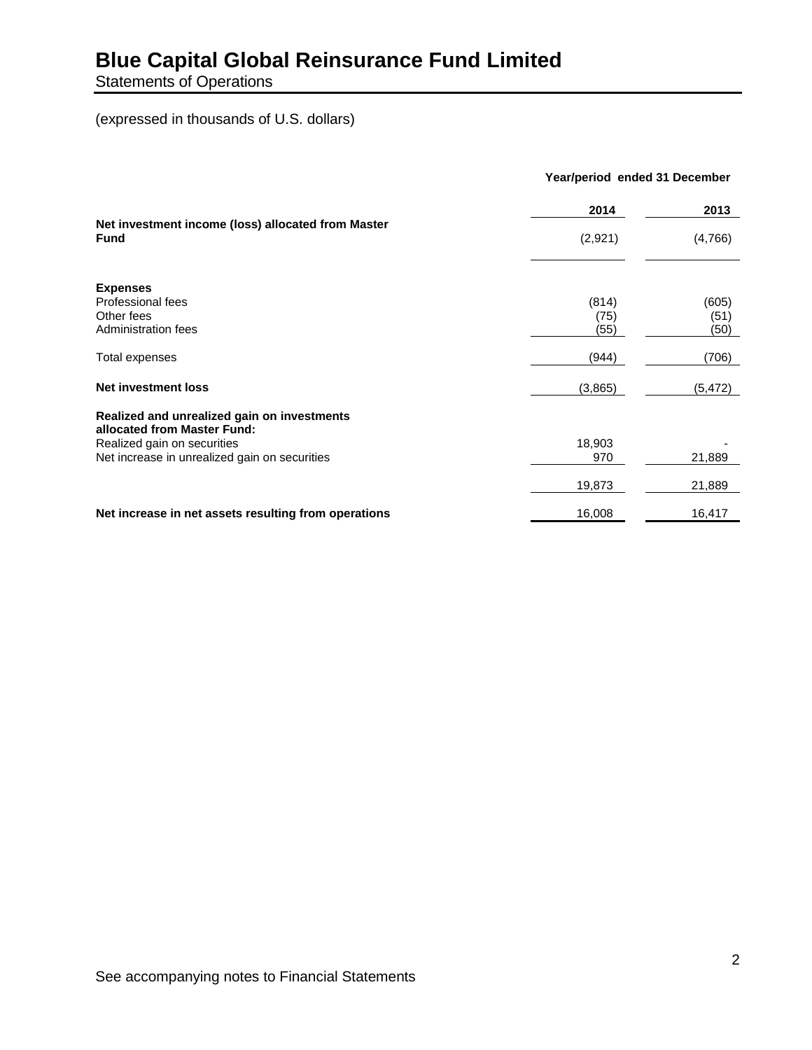# Blue Capital Global Reinsurance Fund Limited

Statements of Operations

(expressed in thousands of U.S. dollars)

| | Year/period ended 31 December | |
|---|---|---|
| | **2014** | **2013** |
| **Net investment income (loss) allocated from Master Fund** | (2,921) | (4,766) |
| **Expenses** | | |
| Professional fees | (814) | (605) |
| Other fees | (75) | (51) |
| Administration fees | (55) | (50) |
| Total expenses | (944) | (706) |
| **Net investment loss** | (3,865) | (5,472) |
| **Realized and unrealized gain on investments allocated from Master Fund:** | | |
| Realized gain on securities | 18,903 | - |
| Net increase in unrealized gain on securities | 970 | 21,889 |
| | 19,873 | 21,889 |
| **Net increase in net assets resulting from operations** | 16,008 | 16,417 |

See accompanying notes to Financial Statements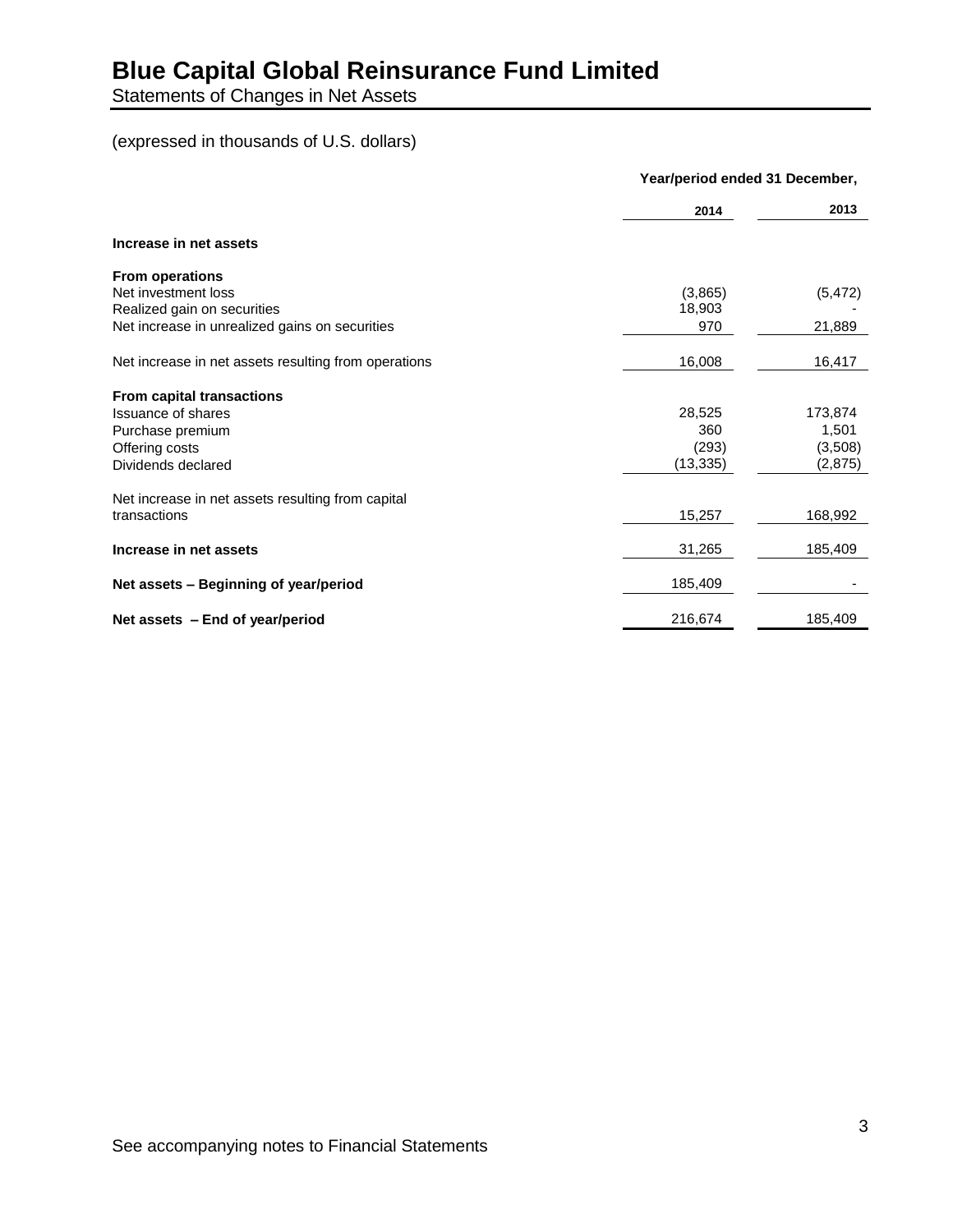# Blue Capital Global Reinsurance Fund Limited

Statements of Changes in Net Assets

(expressed in thousands of U.S. dollars)

| | Year/period ended 31 December, | |
|---|---|---|
| | **2014** | **2013** |
| **Increase in net assets** | | |
| **From operations** | | |
| Net investment loss | (3,865) | (5,472) |
| Realized gain on securities | 18,903 | - |
| Net increase in unrealized gains on securities | 970 | 21,889 |
| Net increase in net assets resulting from operations | 16,008 | 16,417 |
| **From capital transactions** | | |
| Issuance of shares | 28,525 | 173,874 |
| Purchase premium | 360 | 1,501 |
| Offering costs | (293) | (3,508) |
| Dividends declared | (13,335) | (2,875) |
| Net increase in net assets resulting from capital transactions | 15,257 | 168,992 |
| **Increase in net assets** | 31,265 | 185,409 |
| **Net assets – Beginning of year/period** | 185,409 | - |
| **Net assets – End of year/period** | 216,674 | 185,409 |

See accompanying notes to Financial Statements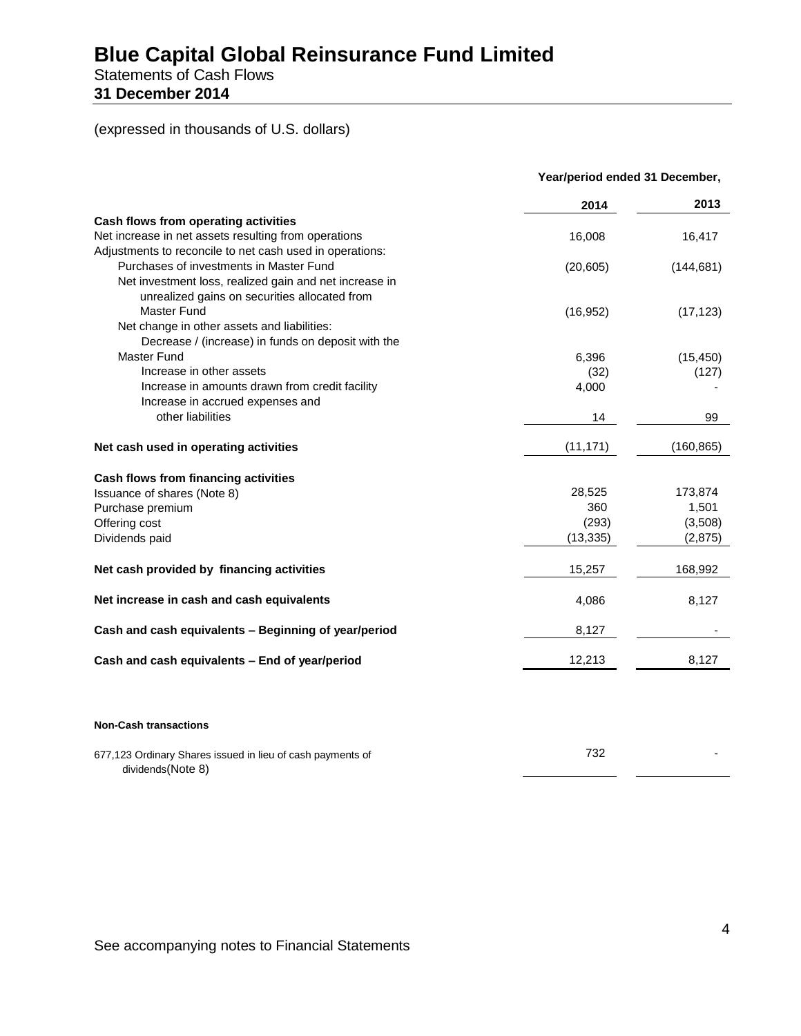# Blue Capital Global Reinsurance Fund Limited

Statements of Cash Flows

**31 December 2014**

(expressed in thousands of U.S. dollars)

| | **Year/period ended 31 December,** | |
|---|---|---|
| | **2014** | **2013** |
| **Cash flows from operating activities** | | |
| Net increase in net assets resulting from operations | 16,008 | 16,417 |
| Adjustments to reconcile to net cash used in operations: | | |
| Purchases of investments in Master Fund | (20,605) | (144,681) |
| Net investment loss, realized gain and net increase in unrealized gains on securities allocated from Master Fund | (16,952) | (17,123) |
| Net change in other assets and liabilities: | | |
| Decrease / (increase) in funds on deposit with the Master Fund | 6,396 | (15,450) |
| Increase in other assets | (32) | (127) |
| Increase in amounts drawn from credit facility | 4,000 | - |
| Increase in accrued expenses and other liabilities | 14 | 99 |
| **Net cash used in operating activities** | (11,171) | (160,865) |
| **Cash flows from financing activities** | | |
| Issuance of shares (Note 8) | 28,525 | 173,874 |
| Purchase premium | 360 | 1,501 |
| Offering cost | (293) | (3,508) |
| Dividends paid | (13,335) | (2,875) |
| **Net cash provided by financing activities** | 15,257 | 168,992 |
| **Net increase in cash and cash equivalents** | 4,086 | 8,127 |
| **Cash and cash equivalents – Beginning of year/period** | 8,127 | - |
| **Cash and cash equivalents – End of year/period** | 12,213 | 8,127 |

**Non-Cash transactions**

| | | |
|---|---|---|
| 677,123 Ordinary Shares issued in lieu of cash payments of dividends(Note 8) | 732 | - |

See accompanying notes to Financial Statements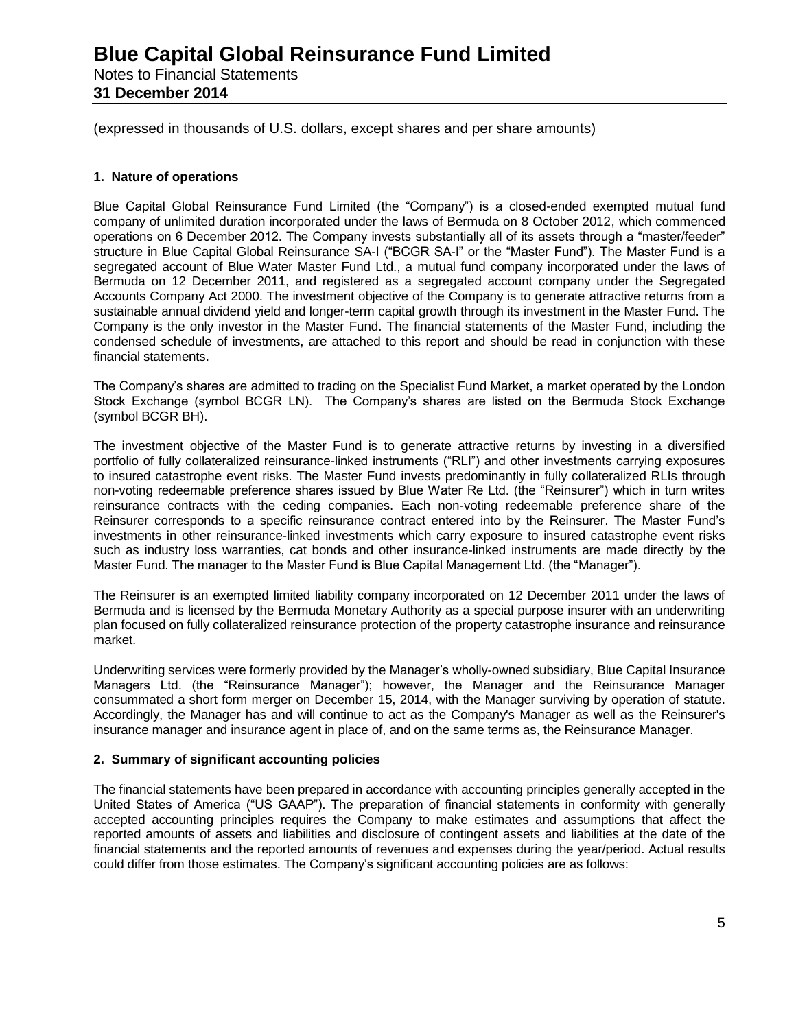(expressed in thousands of U.S. dollars, except shares and per share amounts)

### 1. Nature of operations

Blue Capital Global Reinsurance Fund Limited (the "Company") is a closed-ended exempted mutual fund company of unlimited duration incorporated under the laws of Bermuda on 8 October 2012, which commenced operations on 6 December 2012. The Company invests substantially all of its assets through a "master/feeder" structure in Blue Capital Global Reinsurance SA-I ("BCGR SA-I" or the "Master Fund"). The Master Fund is a segregated account of Blue Water Master Fund Ltd., a mutual fund company incorporated under the laws of Bermuda on 12 December 2011, and registered as a segregated account company under the Segregated Accounts Company Act 2000. The investment objective of the Company is to generate attractive returns from a sustainable annual dividend yield and longer-term capital growth through its investment in the Master Fund. The Company is the only investor in the Master Fund. The financial statements of the Master Fund, including the condensed schedule of investments, are attached to this report and should be read in conjunction with these financial statements.

The Company's shares are admitted to trading on the Specialist Fund Market, a market operated by the London Stock Exchange (symbol BCGR LN). The Company's shares are listed on the Bermuda Stock Exchange (symbol BCGR BH).

The investment objective of the Master Fund is to generate attractive returns by investing in a diversified portfolio of fully collateralized reinsurance-linked instruments ("RLI") and other investments carrying exposures to insured catastrophe event risks. The Master Fund invests predominantly in fully collateralized RLIs through non-voting redeemable preference shares issued by Blue Water Re Ltd. (the "Reinsurer") which in turn writes reinsurance contracts with the ceding companies. Each non-voting redeemable preference share of the Reinsurer corresponds to a specific reinsurance contract entered into by the Reinsurer. The Master Fund's investments in other reinsurance-linked investments which carry exposure to insured catastrophe event risks such as industry loss warranties, cat bonds and other insurance-linked instruments are made directly by the Master Fund. The manager to the Master Fund is Blue Capital Management Ltd. (the "Manager").

The Reinsurer is an exempted limited liability company incorporated on 12 December 2011 under the laws of Bermuda and is licensed by the Bermuda Monetary Authority as a special purpose insurer with an underwriting plan focused on fully collateralized reinsurance protection of the property catastrophe insurance and reinsurance market.

Underwriting services were formerly provided by the Manager's wholly-owned subsidiary, Blue Capital Insurance Managers Ltd. (the "Reinsurance Manager"); however, the Manager and the Reinsurance Manager consummated a short form merger on December 15, 2014, with the Manager surviving by operation of statute. Accordingly, the Manager has and will continue to act as the Company's Manager as well as the Reinsurer's insurance manager and insurance agent in place of, and on the same terms as, the Reinsurance Manager.

### 2. Summary of significant accounting policies

The financial statements have been prepared in accordance with accounting principles generally accepted in the United States of America ("US GAAP"). The preparation of financial statements in conformity with generally accepted accounting principles requires the Company to make estimates and assumptions that affect the reported amounts of assets and liabilities and disclosure of contingent assets and liabilities at the date of the financial statements and the reported amounts of revenues and expenses during the year/period. Actual results could differ from those estimates. The Company's significant accounting policies are as follows: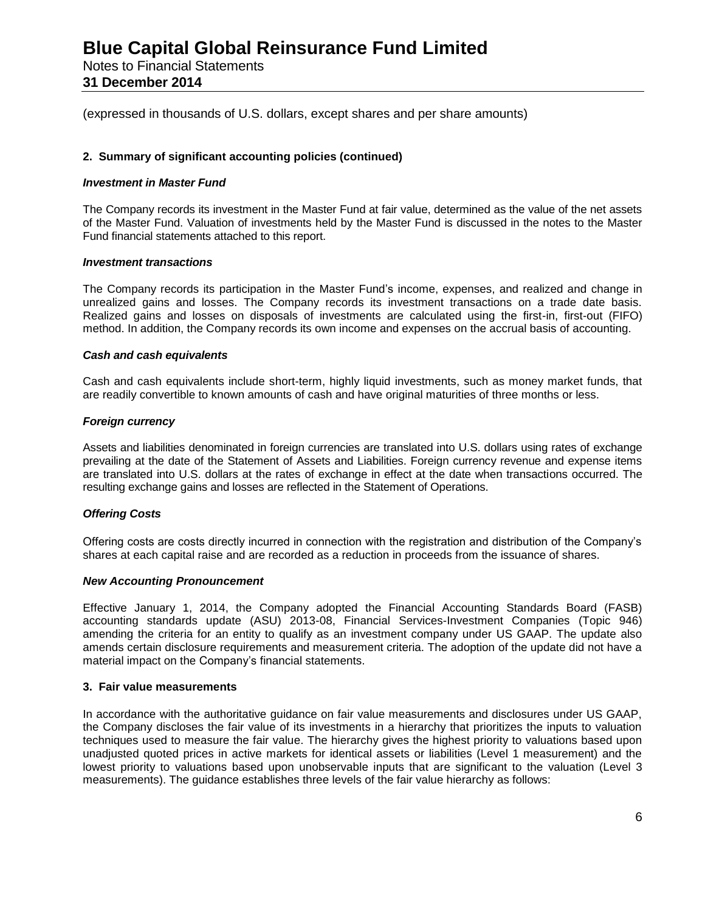(expressed in thousands of U.S. dollars, except shares and per share amounts)

**2. Summary of significant accounting policies (continued)**

***Investment in Master Fund***

The Company records its investment in the Master Fund at fair value, determined as the value of the net assets of the Master Fund. Valuation of investments held by the Master Fund is discussed in the notes to the Master Fund financial statements attached to this report.

***Investment transactions***

The Company records its participation in the Master Fund's income, expenses, and realized and change in unrealized gains and losses. The Company records its investment transactions on a trade date basis. Realized gains and losses on disposals of investments are calculated using the first-in, first-out (FIFO) method. In addition, the Company records its own income and expenses on the accrual basis of accounting.

***Cash and cash equivalents***

Cash and cash equivalents include short-term, highly liquid investments, such as money market funds, that are readily convertible to known amounts of cash and have original maturities of three months or less.

***Foreign currency***

Assets and liabilities denominated in foreign currencies are translated into U.S. dollars using rates of exchange prevailing at the date of the Statement of Assets and Liabilities. Foreign currency revenue and expense items are translated into U.S. dollars at the rates of exchange in effect at the date when transactions occurred. The resulting exchange gains and losses are reflected in the Statement of Operations.

***Offering Costs***

Offering costs are costs directly incurred in connection with the registration and distribution of the Company's shares at each capital raise and are recorded as a reduction in proceeds from the issuance of shares.

***New Accounting Pronouncement***

Effective January 1, 2014, the Company adopted the Financial Accounting Standards Board (FASB) accounting standards update (ASU) 2013-08, Financial Services-Investment Companies (Topic 946) amending the criteria for an entity to qualify as an investment company under US GAAP. The update also amends certain disclosure requirements and measurement criteria. The adoption of the update did not have a material impact on the Company's financial statements.

**3. Fair value measurements**

In accordance with the authoritative guidance on fair value measurements and disclosures under US GAAP, the Company discloses the fair value of its investments in a hierarchy that prioritizes the inputs to valuation techniques used to measure the fair value. The hierarchy gives the highest priority to valuations based upon unadjusted quoted prices in active markets for identical assets or liabilities (Level 1 measurement) and the lowest priority to valuations based upon unobservable inputs that are significant to the valuation (Level 3 measurements). The guidance establishes three levels of the fair value hierarchy as follows: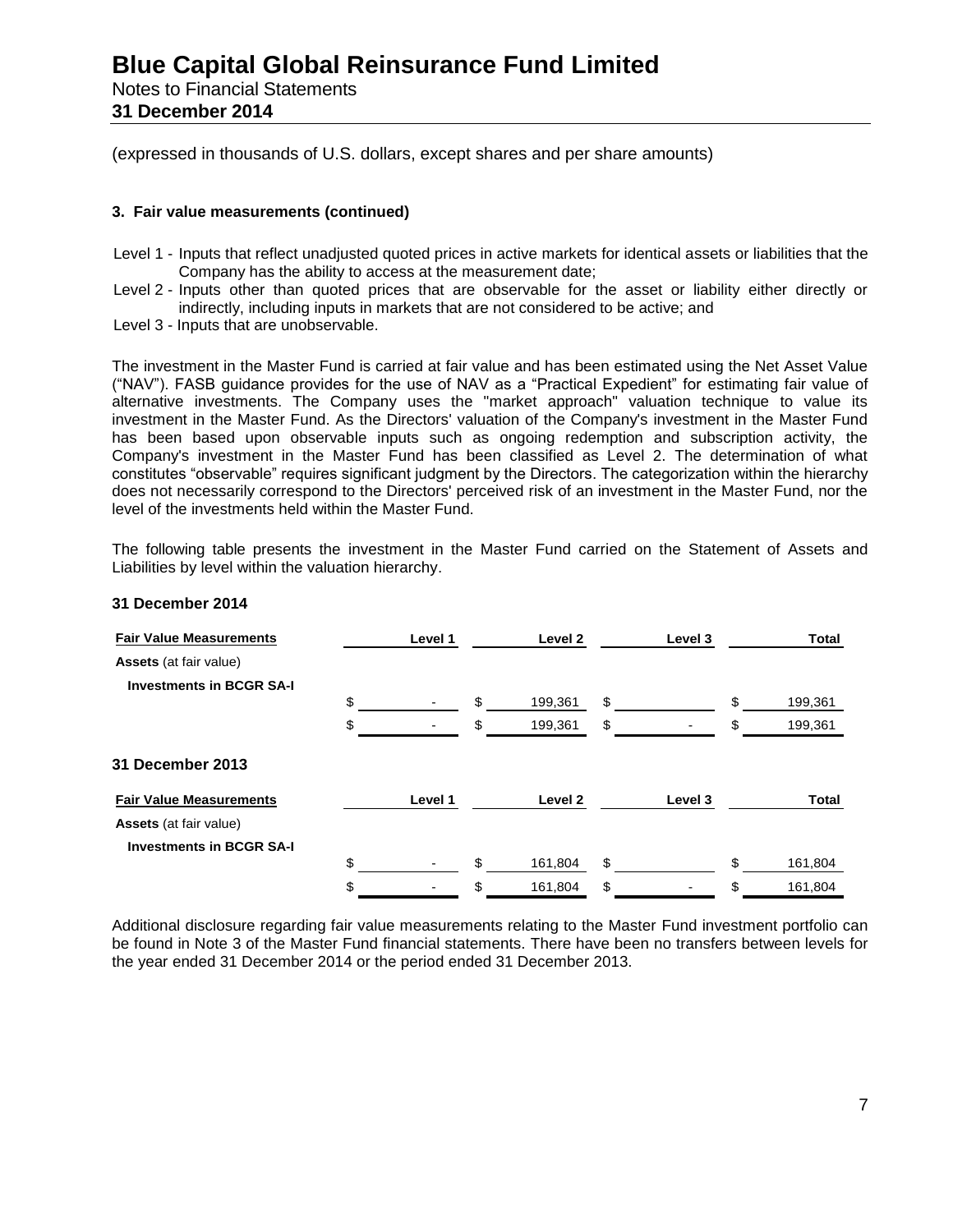(expressed in thousands of U.S. dollars, except shares and per share amounts)

**3. Fair value measurements (continued)**

Level 1 - Inputs that reflect unadjusted quoted prices in active markets for identical assets or liabilities that the Company has the ability to access at the measurement date;

Level 2 - Inputs other than quoted prices that are observable for the asset or liability either directly or indirectly, including inputs in markets that are not considered to be active; and

Level 3 - Inputs that are unobservable.

The investment in the Master Fund is carried at fair value and has been estimated using the Net Asset Value ("NAV"). FASB guidance provides for the use of NAV as a "Practical Expedient" for estimating fair value of alternative investments. The Company uses the "market approach" valuation technique to value its investment in the Master Fund. As the Directors' valuation of the Company's investment in the Master Fund has been based upon observable inputs such as ongoing redemption and subscription activity, the Company's investment in the Master Fund has been classified as Level 2. The determination of what constitutes "observable" requires significant judgment by the Directors. The categorization within the hierarchy does not necessarily correspond to the Directors' perceived risk of an investment in the Master Fund, nor the level of the investments held within the Master Fund.

The following table presents the investment in the Master Fund carried on the Statement of Assets and Liabilities by level within the valuation hierarchy.

**31 December 2014**

| Fair Value Measurements | Level 1 | Level 2 | Level 3 | Total |
|---|---|---|---|---|
| **Assets** (at fair value) | | | | |
| **Investments in BCGR SA-I** | $ - | $ 199,361 | $ | $ 199,361 |
| | $ - | $ 199,361 | $ - | $ 199,361 |

**31 December 2013**

| Fair Value Measurements | Level 1 | Level 2 | Level 3 | Total |
|---|---|---|---|---|
| **Assets** (at fair value) | | | | |
| **Investments in BCGR SA-I** | $ - | $ 161,804 | $ | $ 161,804 |
| | $ - | $ 161,804 | $ - | $ 161,804 |

Additional disclosure regarding fair value measurements relating to the Master Fund investment portfolio can be found in Note 3 of the Master Fund financial statements. There have been no transfers between levels for the year ended 31 December 2014 or the period ended 31 December 2013.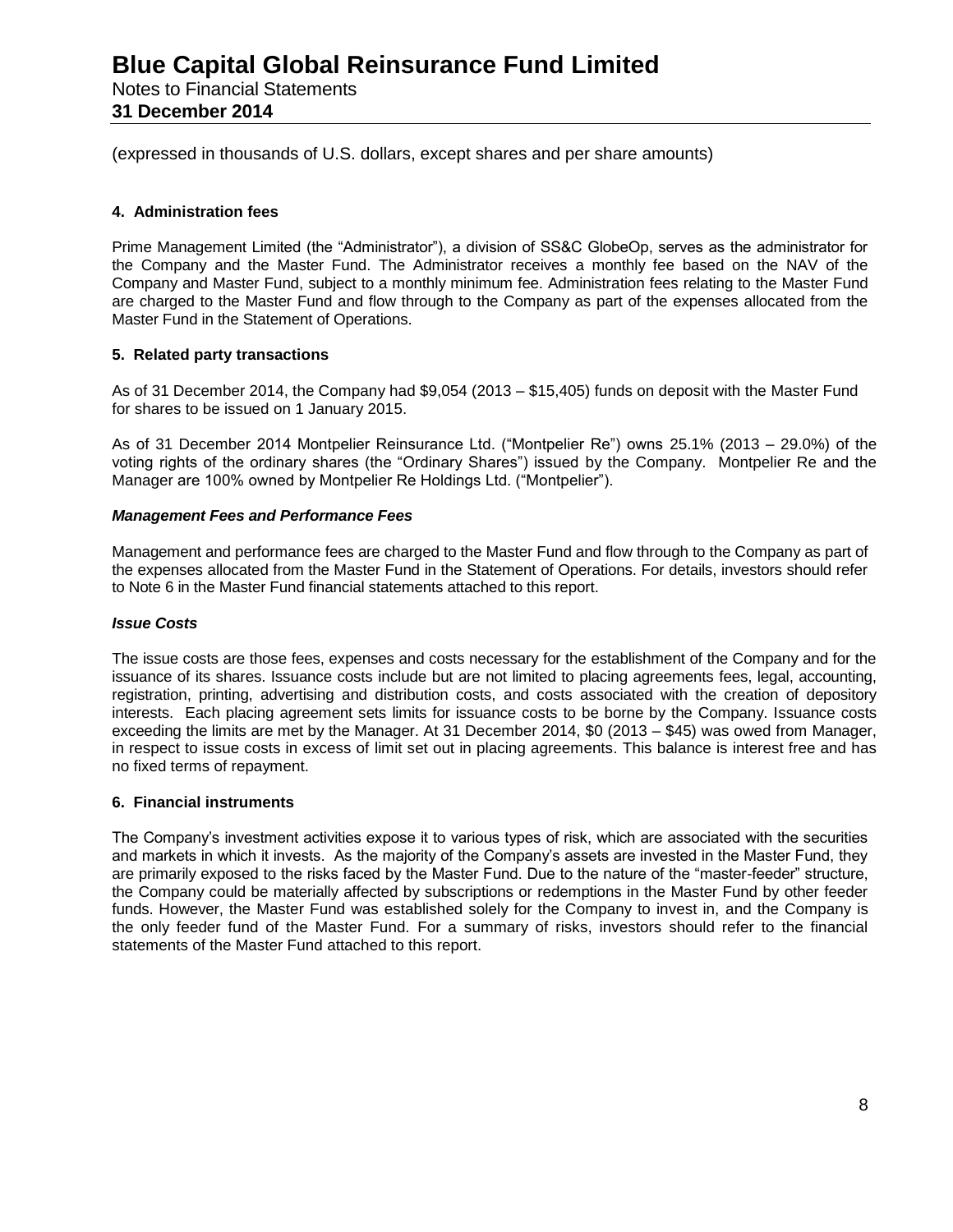(expressed in thousands of U.S. dollars, except shares and per share amounts)

### 4. Administration fees

Prime Management Limited (the "Administrator"), a division of SS&C GlobeOp, serves as the administrator for the Company and the Master Fund. The Administrator receives a monthly fee based on the NAV of the Company and Master Fund, subject to a monthly minimum fee. Administration fees relating to the Master Fund are charged to the Master Fund and flow through to the Company as part of the expenses allocated from the Master Fund in the Statement of Operations.

### 5. Related party transactions

As of 31 December 2014, the Company had $9,054 (2013 – $15,405) funds on deposit with the Master Fund for shares to be issued on 1 January 2015.

As of 31 December 2014 Montpelier Reinsurance Ltd. ("Montpelier Re") owns 25.1% (2013 – 29.0%) of the voting rights of the ordinary shares (the "Ordinary Shares") issued by the Company. Montpelier Re and the Manager are 100% owned by Montpelier Re Holdings Ltd. ("Montpelier").

***Management Fees and Performance Fees***

Management and performance fees are charged to the Master Fund and flow through to the Company as part of the expenses allocated from the Master Fund in the Statement of Operations. For details, investors should refer to Note 6 in the Master Fund financial statements attached to this report.

***Issue Costs***

The issue costs are those fees, expenses and costs necessary for the establishment of the Company and for the issuance of its shares. Issuance costs include but are not limited to placing agreements fees, legal, accounting, registration, printing, advertising and distribution costs, and costs associated with the creation of depository interests. Each placing agreement sets limits for issuance costs to be borne by the Company. Issuance costs exceeding the limits are met by the Manager. At 31 December 2014, $0 (2013 – $45) was owed from Manager, in respect to issue costs in excess of limit set out in placing agreements. This balance is interest free and has no fixed terms of repayment.

### 6. Financial instruments

The Company's investment activities expose it to various types of risk, which are associated with the securities and markets in which it invests. As the majority of the Company's assets are invested in the Master Fund, they are primarily exposed to the risks faced by the Master Fund. Due to the nature of the "master-feeder" structure, the Company could be materially affected by subscriptions or redemptions in the Master Fund by other feeder funds. However, the Master Fund was established solely for the Company to invest in, and the Company is the only feeder fund of the Master Fund. For a summary of risks, investors should refer to the financial statements of the Master Fund attached to this report.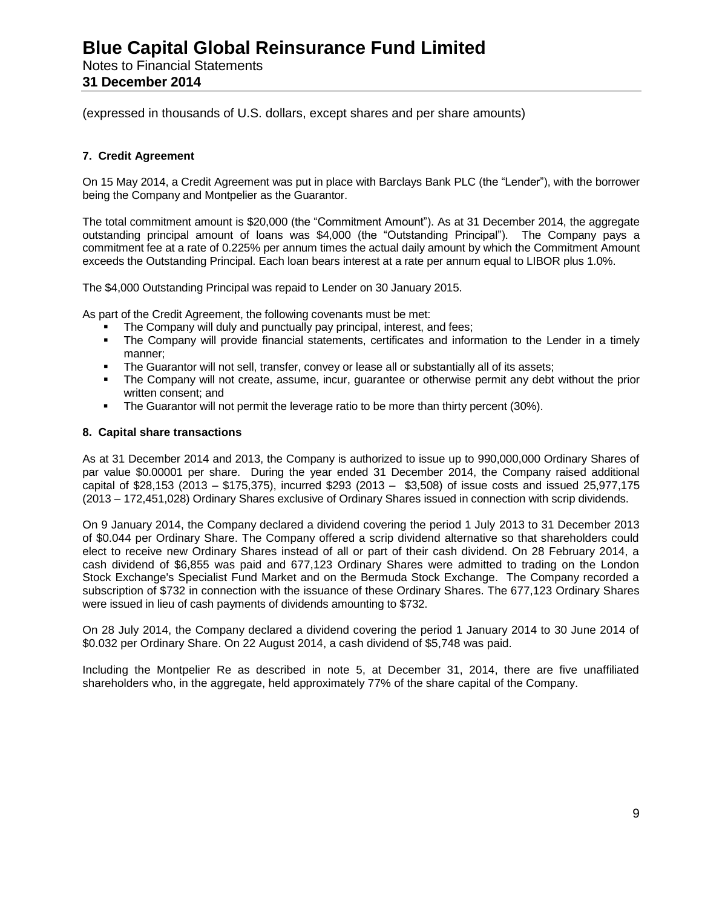# Blue Capital Global Reinsurance Fund Limited

Notes to Financial Statements

**31 December 2014**

(expressed in thousands of U.S. dollars, except shares and per share amounts)

**7. Credit Agreement**

On 15 May 2014, a Credit Agreement was put in place with Barclays Bank PLC (the "Lender"), with the borrower being the Company and Montpelier as the Guarantor.

The total commitment amount is $20,000 (the "Commitment Amount"). As at 31 December 2014, the aggregate outstanding principal amount of loans was $4,000 (the "Outstanding Principal"). The Company pays a commitment fee at a rate of 0.225% per annum times the actual daily amount by which the Commitment Amount exceeds the Outstanding Principal. Each loan bears interest at a rate per annum equal to LIBOR plus 1.0%.

The $4,000 Outstanding Principal was repaid to Lender on 30 January 2015.

As part of the Credit Agreement, the following covenants must be met:

- The Company will duly and punctually pay principal, interest, and fees;
- The Company will provide financial statements, certificates and information to the Lender in a timely manner;
- The Guarantor will not sell, transfer, convey or lease all or substantially all of its assets;
- The Company will not create, assume, incur, guarantee or otherwise permit any debt without the prior written consent; and
- The Guarantor will not permit the leverage ratio to be more than thirty percent (30%).

**8. Capital share transactions**

As at 31 December 2014 and 2013, the Company is authorized to issue up to 990,000,000 Ordinary Shares of par value $0.00001 per share. During the year ended 31 December 2014, the Company raised additional capital of $28,153 (2013 – $175,375), incurred $293 (2013 – $3,508) of issue costs and issued 25,977,175 (2013 – 172,451,028) Ordinary Shares exclusive of Ordinary Shares issued in connection with scrip dividends.

On 9 January 2014, the Company declared a dividend covering the period 1 July 2013 to 31 December 2013 of $0.044 per Ordinary Share. The Company offered a scrip dividend alternative so that shareholders could elect to receive new Ordinary Shares instead of all or part of their cash dividend. On 28 February 2014, a cash dividend of $6,855 was paid and 677,123 Ordinary Shares were admitted to trading on the London Stock Exchange's Specialist Fund Market and on the Bermuda Stock Exchange. The Company recorded a subscription of $732 in connection with the issuance of these Ordinary Shares. The 677,123 Ordinary Shares were issued in lieu of cash payments of dividends amounting to $732.

On 28 July 2014, the Company declared a dividend covering the period 1 January 2014 to 30 June 2014 of $0.032 per Ordinary Share. On 22 August 2014, a cash dividend of $5,748 was paid.

Including the Montpelier Re as described in note 5, at December 31, 2014, there are five unaffiliated shareholders who, in the aggregate, held approximately 77% of the share capital of the Company.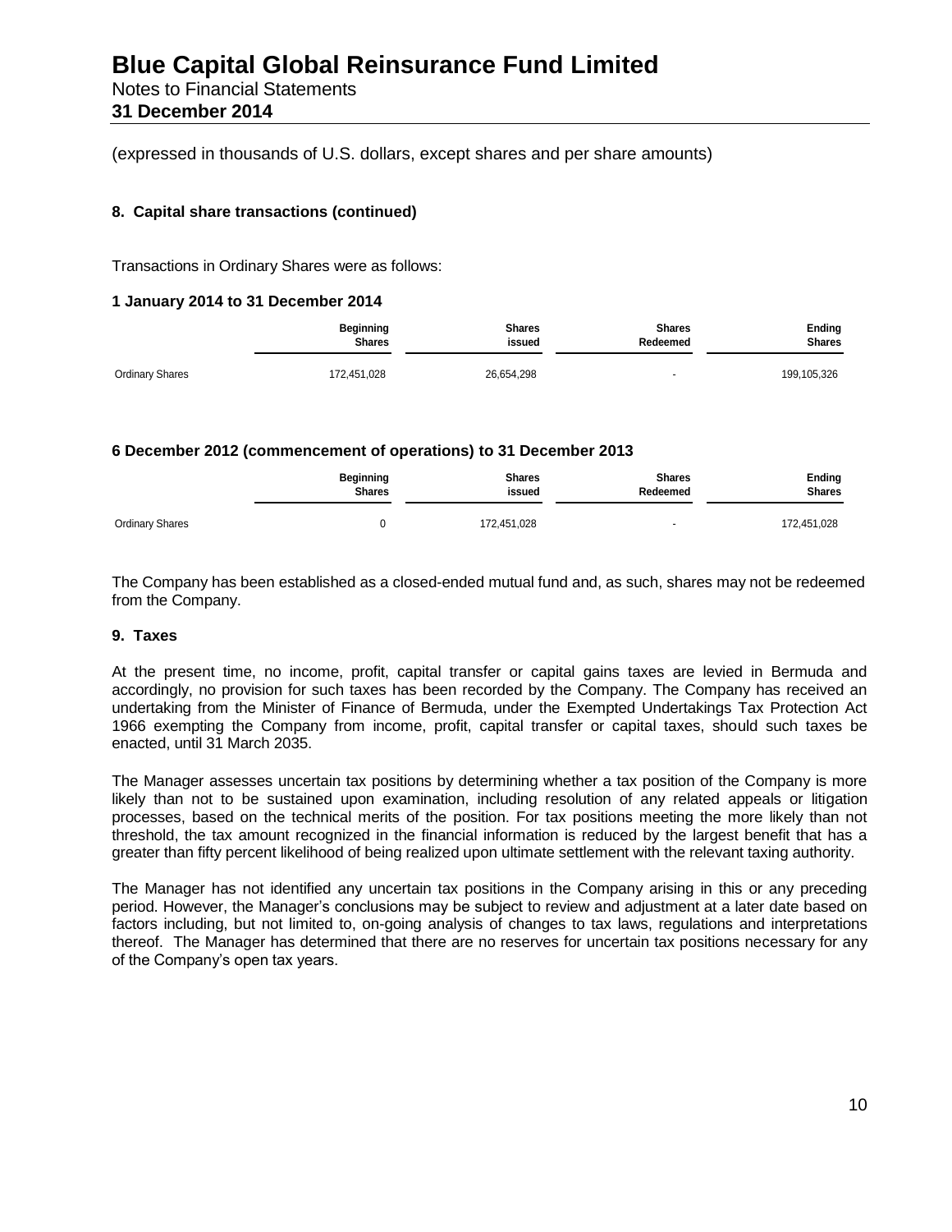# Blue Capital Global Reinsurance Fund Limited

Notes to Financial Statements

**31 December 2014**

(expressed in thousands of U.S. dollars, except shares and per share amounts)

### 8. Capital share transactions (continued)

Transactions in Ordinary Shares were as follows:

**1 January 2014 to 31 December 2014**

| | Beginning Shares | Shares issued | Shares Redeemed | Ending Shares |
|---|---|---|---|---|
| Ordinary Shares | 172,451,028 | 26,654,298 | - | 199,105,326 |

**6 December 2012 (commencement of operations) to 31 December 2013**

| | Beginning Shares | Shares issued | Shares Redeemed | Ending Shares |
|---|---|---|---|---|
| Ordinary Shares | 0 | 172,451,028 | - | 172,451,028 |

The Company has been established as a closed-ended mutual fund and, as such, shares may not be redeemed from the Company.

### 9. Taxes

At the present time, no income, profit, capital transfer or capital gains taxes are levied in Bermuda and accordingly, no provision for such taxes has been recorded by the Company. The Company has received an undertaking from the Minister of Finance of Bermuda, under the Exempted Undertakings Tax Protection Act 1966 exempting the Company from income, profit, capital transfer or capital taxes, should such taxes be enacted, until 31 March 2035.

The Manager assesses uncertain tax positions by determining whether a tax position of the Company is more likely than not to be sustained upon examination, including resolution of any related appeals or litigation processes, based on the technical merits of the position. For tax positions meeting the more likely than not threshold, the tax amount recognized in the financial information is reduced by the largest benefit that has a greater than fifty percent likelihood of being realized upon ultimate settlement with the relevant taxing authority.

The Manager has not identified any uncertain tax positions in the Company arising in this or any preceding period. However, the Manager's conclusions may be subject to review and adjustment at a later date based on factors including, but not limited to, on-going analysis of changes to tax laws, regulations and interpretations thereof. The Manager has determined that there are no reserves for uncertain tax positions necessary for any of the Company's open tax years.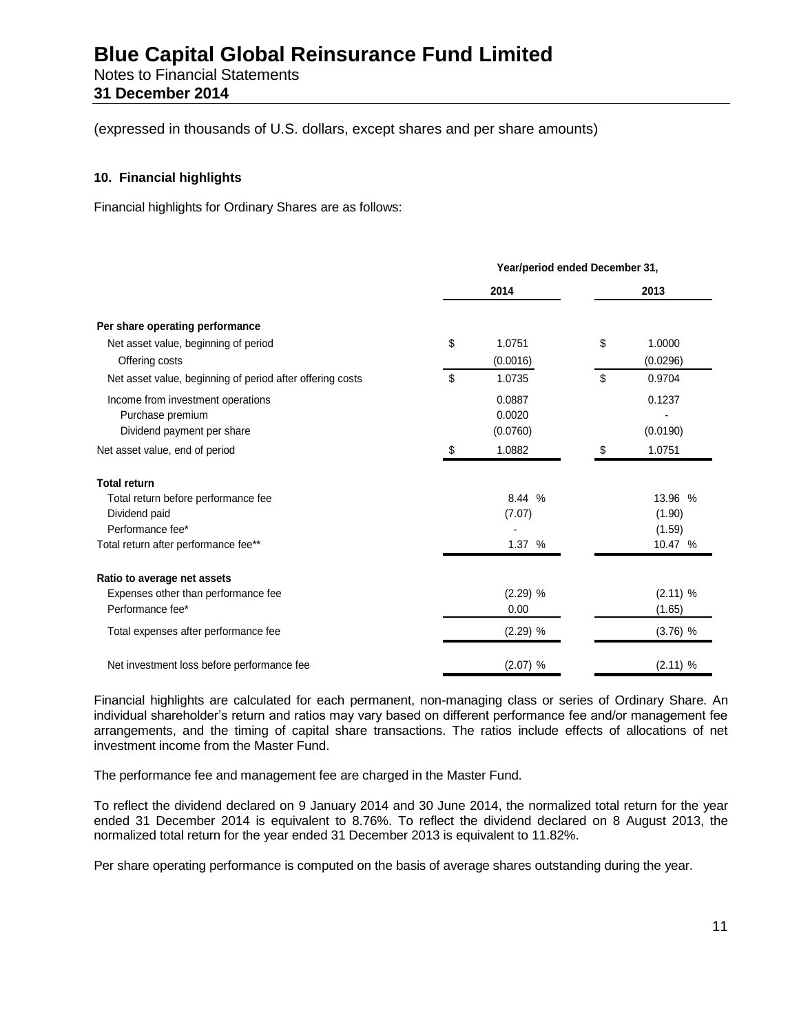# Blue Capital Global Reinsurance Fund Limited

Notes to Financial Statements

**31 December 2014**

(expressed in thousands of U.S. dollars, except shares and per share amounts)

### 10. Financial highlights

Financial highlights for Ordinary Shares are as follows:

| | Year/period ended December 31, | |
|---|---|---|
| | **2014** | **2013** |
| **Per share operating performance** | | |
| Net asset value, beginning of period | $ 1.0751 | $ 1.0000 |
| Offering costs | (0.0016) | (0.0296) |
| Net asset value, beginning of period after offering costs | $ 1.0735 | $ 0.9704 |
| Income from investment operations | 0.0887 | 0.1237 |
| Purchase premium | 0.0020 | - |
| Dividend payment per share | (0.0760) | (0.0190) |
| Net asset value, end of period | $ 1.0882 | $ 1.0751 |
| **Total return** | | |
| Total return before performance fee | 8.44 % | 13.96 % |
| Dividend paid | (7.07) | (1.90) |
| Performance fee* | - | (1.59) |
| Total return after performance fee** | 1.37 % | 10.47 % |
| **Ratio to average net assets** | | |
| Expenses other than performance fee | (2.29) % | (2.11) % |
| Performance fee* | 0.00 | (1.65) |
| Total expenses after performance fee | (2.29) % | (3.76) % |
| Net investment loss before performance fee | (2.07) % | (2.11) % |

Financial highlights are calculated for each permanent, non-managing class or series of Ordinary Share. An individual shareholder's return and ratios may vary based on different performance fee and/or management fee arrangements, and the timing of capital share transactions. The ratios include effects of allocations of net investment income from the Master Fund.

The performance fee and management fee are charged in the Master Fund.

To reflect the dividend declared on 9 January 2014 and 30 June 2014, the normalized total return for the year ended 31 December 2014 is equivalent to 8.76%. To reflect the dividend declared on 8 August 2013, the normalized total return for the year ended 31 December 2013 is equivalent to 11.82%.

Per share operating performance is computed on the basis of average shares outstanding during the year.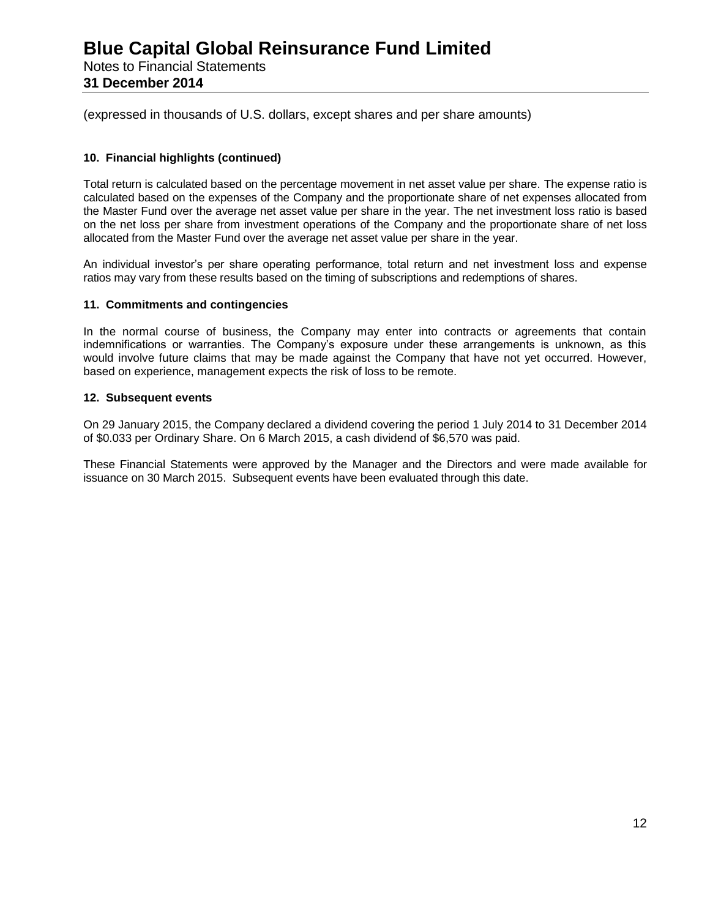(expressed in thousands of U.S. dollars, except shares and per share amounts)

**10. Financial highlights (continued)**

Total return is calculated based on the percentage movement in net asset value per share. The expense ratio is calculated based on the expenses of the Company and the proportionate share of net expenses allocated from the Master Fund over the average net asset value per share in the year. The net investment loss ratio is based on the net loss per share from investment operations of the Company and the proportionate share of net loss allocated from the Master Fund over the average net asset value per share in the year.

An individual investor's per share operating performance, total return and net investment loss and expense ratios may vary from these results based on the timing of subscriptions and redemptions of shares.

**11. Commitments and contingencies**

In the normal course of business, the Company may enter into contracts or agreements that contain indemnifications or warranties. The Company's exposure under these arrangements is unknown, as this would involve future claims that may be made against the Company that have not yet occurred. However, based on experience, management expects the risk of loss to be remote.

**12. Subsequent events**

On 29 January 2015, the Company declared a dividend covering the period 1 July 2014 to 31 December 2014 of $0.033 per Ordinary Share. On 6 March 2015, a cash dividend of $6,570 was paid.

These Financial Statements were approved by the Manager and the Directors and were made available for issuance on 30 March 2015. Subsequent events have been evaluated through this date.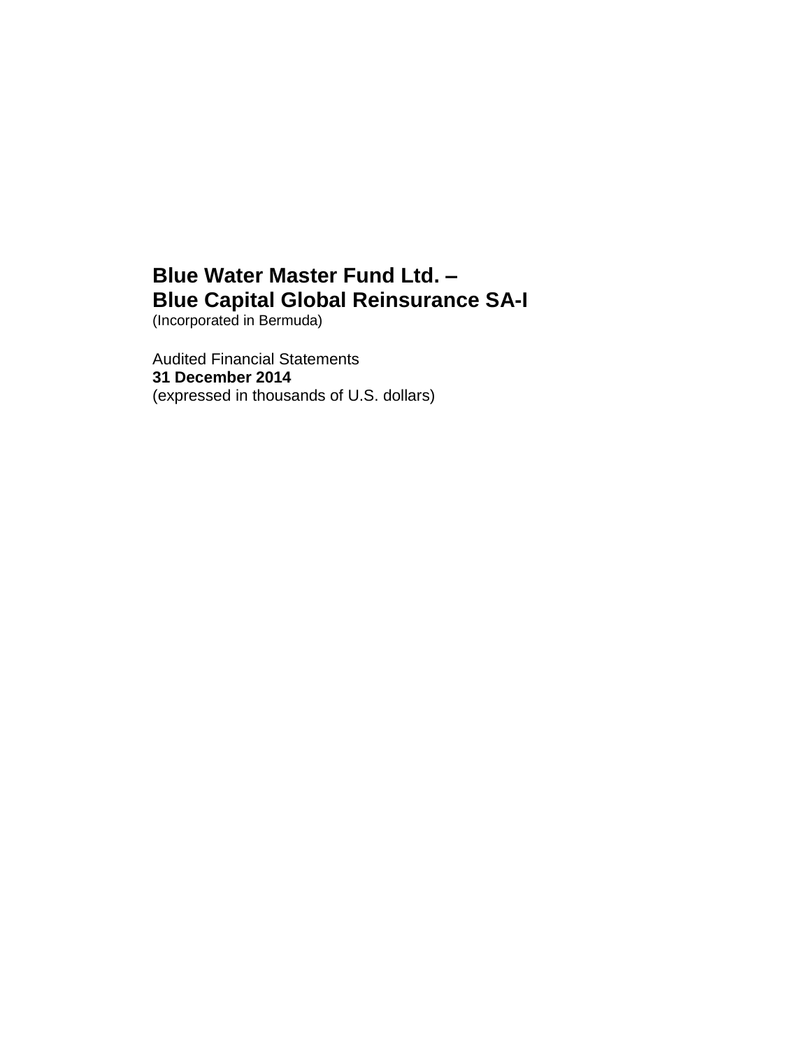# Blue Water Master Fund Ltd. –
# Blue Capital Global Reinsurance SA-I

(Incorporated in Bermuda)

Audited Financial Statements
**31 December 2014**
(expressed in thousands of U.S. dollars)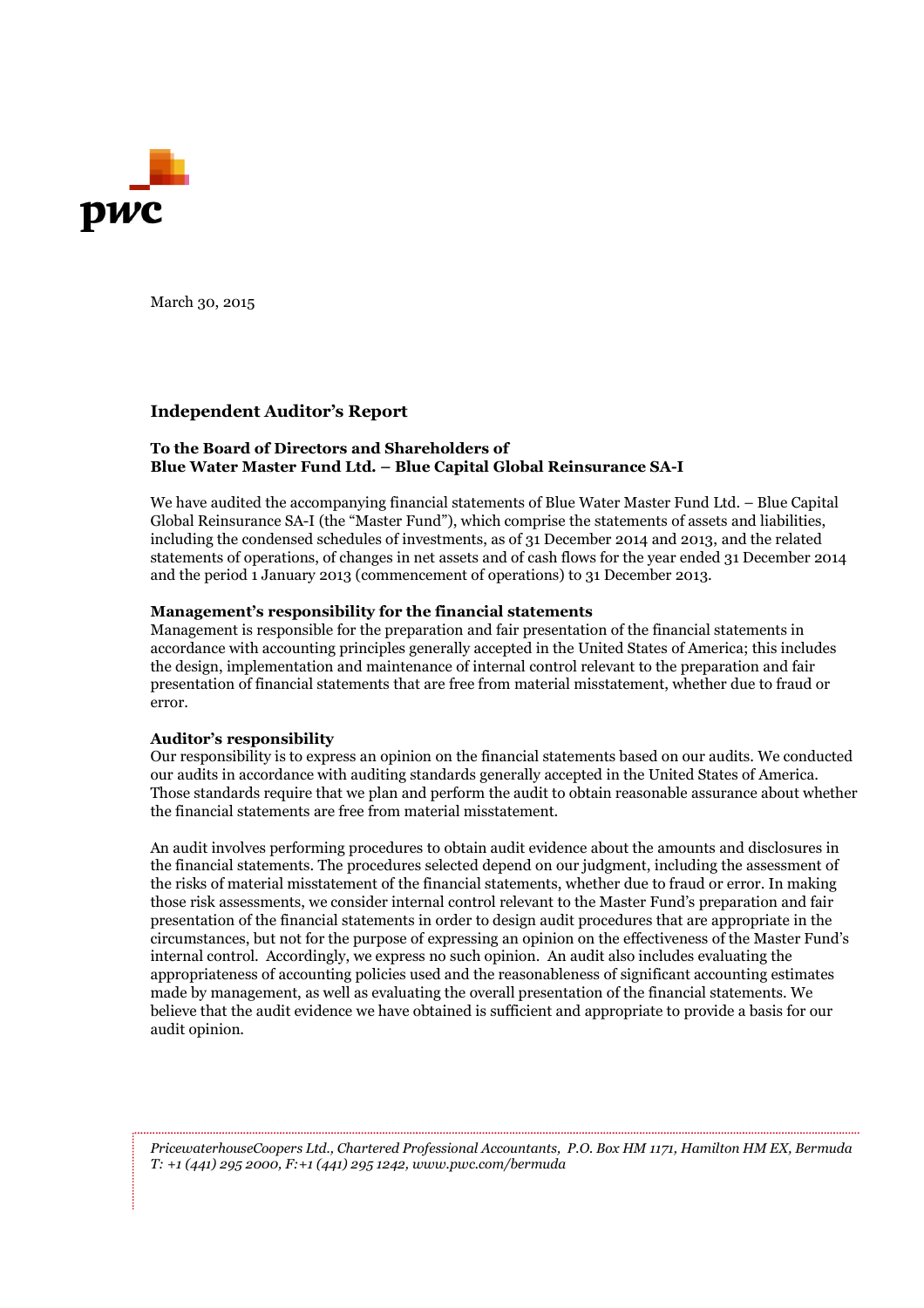March 30, 2015

## Independent Auditor's Report

**To the Board of Directors and Shareholders of**
**Blue Water Master Fund Ltd. – Blue Capital Global Reinsurance SA-I**

We have audited the accompanying financial statements of Blue Water Master Fund Ltd. – Blue Capital Global Reinsurance SA-I (the "Master Fund"), which comprise the statements of assets and liabilities, including the condensed schedules of investments, as of 31 December 2014 and 2013, and the related statements of operations, of changes in net assets and of cash flows for the year ended 31 December 2014 and the period 1 January 2013 (commencement of operations) to 31 December 2013.

**Management's responsibility for the financial statements**

Management is responsible for the preparation and fair presentation of the financial statements in accordance with accounting principles generally accepted in the United States of America; this includes the design, implementation and maintenance of internal control relevant to the preparation and fair presentation of financial statements that are free from material misstatement, whether due to fraud or error.

**Auditor's responsibility**

Our responsibility is to express an opinion on the financial statements based on our audits. We conducted our audits in accordance with auditing standards generally accepted in the United States of America. Those standards require that we plan and perform the audit to obtain reasonable assurance about whether the financial statements are free from material misstatement.

An audit involves performing procedures to obtain audit evidence about the amounts and disclosures in the financial statements. The procedures selected depend on our judgment, including the assessment of the risks of material misstatement of the financial statements, whether due to fraud or error. In making those risk assessments, we consider internal control relevant to the Master Fund's preparation and fair presentation of the financial statements in order to design audit procedures that are appropriate in the circumstances, but not for the purpose of expressing an opinion on the effectiveness of the Master Fund's internal control. Accordingly, we express no such opinion. An audit also includes evaluating the appropriateness of accounting policies used and the reasonableness of significant accounting estimates made by management, as well as evaluating the overall presentation of the financial statements. We believe that the audit evidence we have obtained is sufficient and appropriate to provide a basis for our audit opinion.

*PricewaterhouseCoopers Ltd., Chartered Professional Accountants, P.O. Box HM 1171, Hamilton HM EX, Bermuda*
*T: +1 (441) 295 2000, F:+1 (441) 295 1242, www.pwc.com/bermuda*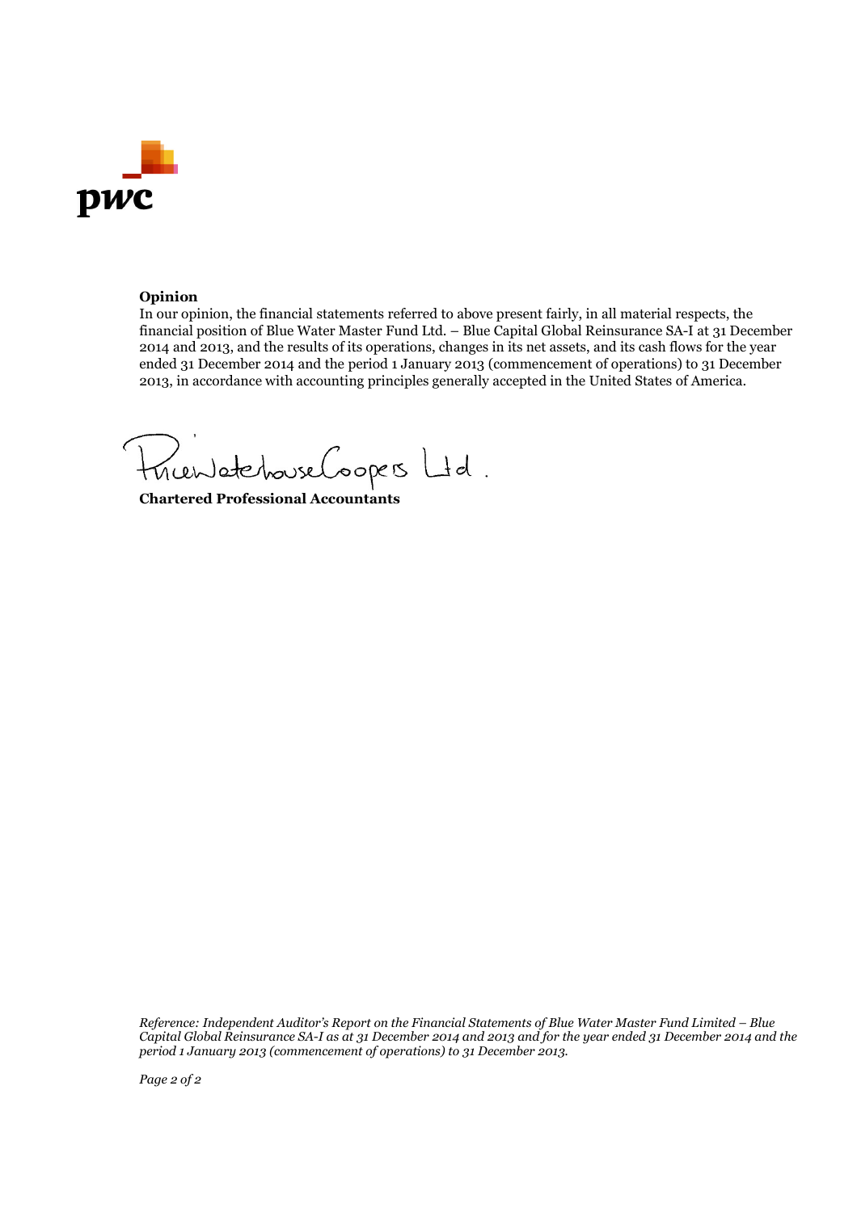**Opinion**

In our opinion, the financial statements referred to above present fairly, in all material respects, the financial position of Blue Water Master Fund Ltd. – Blue Capital Global Reinsurance SA-I at 31 December 2014 and 2013, and the results of its operations, changes in its net assets, and its cash flows for the year ended 31 December 2014 and the period 1 January 2013 (commencement of operations) to 31 December 2013, in accordance with accounting principles generally accepted in the United States of America.

PricewaterhouseCoopers Ltd.

**Chartered Professional Accountants**

*Reference: Independent Auditor's Report on the Financial Statements of Blue Water Master Fund Limited – Blue Capital Global Reinsurance SA-I as at 31 December 2014 and 2013 and for the year ended 31 December 2014 and the period 1 January 2013 (commencement of operations) to 31 December 2013.*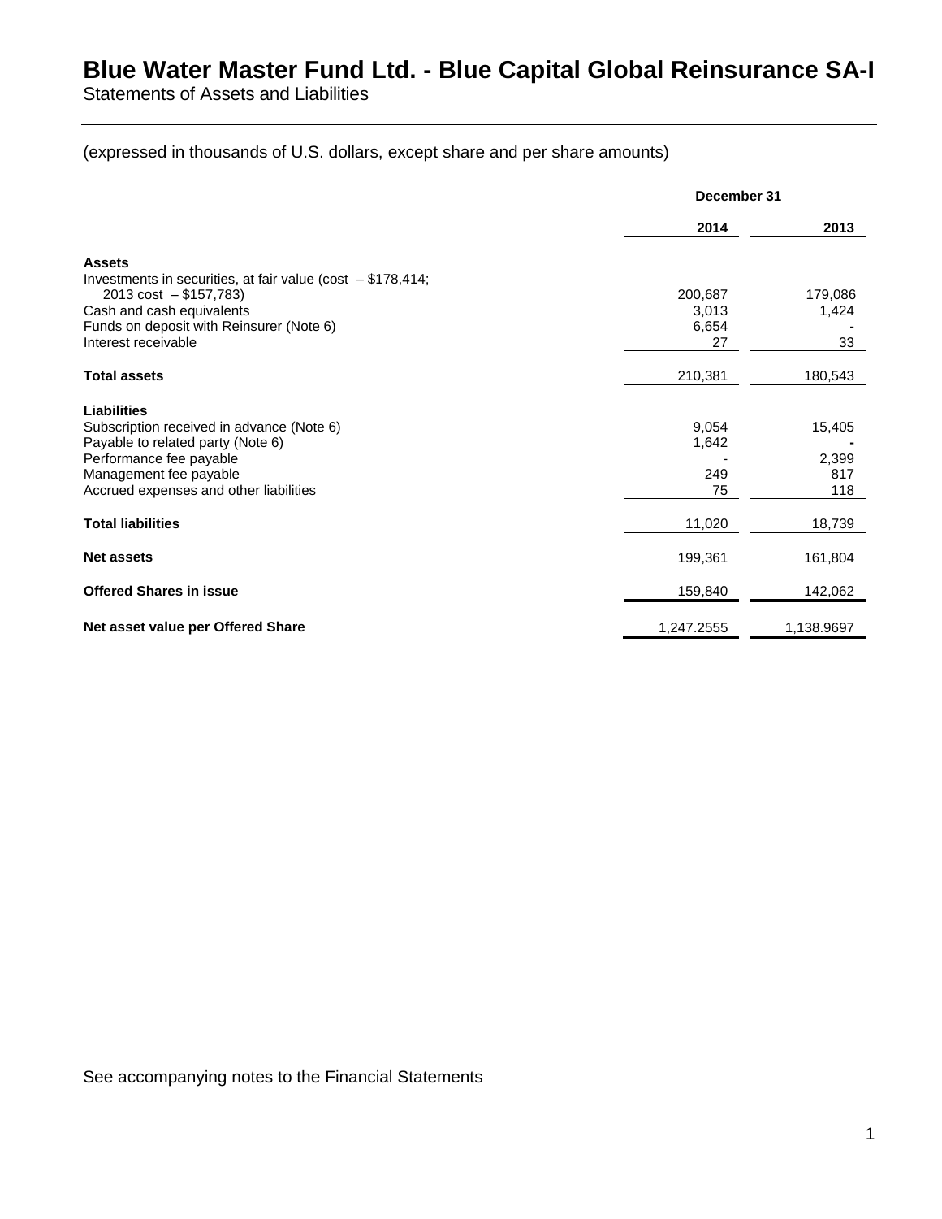# Blue Water Master Fund Ltd. - Blue Capital Global Reinsurance SA-I

Statements of Assets and Liabilities

(expressed in thousands of U.S. dollars, except share and per share amounts)

| | December 31 | |
|---|---|---|
| | **2014** | **2013** |
| **Assets** | | |
| Investments in securities, at fair value (cost – $178,414; 2013 cost – $157,783) | 200,687 | 179,086 |
| Cash and cash equivalents | 3,013 | 1,424 |
| Funds on deposit with Reinsurer (Note 6) | 6,654 | - |
| Interest receivable | 27 | 33 |
| **Total assets** | 210,381 | 180,543 |
| **Liabilities** | | |
| Subscription received in advance (Note 6) | 9,054 | 15,405 |
| Payable to related party (Note 6) | 1,642 | - |
| Performance fee payable | - | 2,399 |
| Management fee payable | 249 | 817 |
| Accrued expenses and other liabilities | 75 | 118 |
| **Total liabilities** | 11,020 | 18,739 |
| **Net assets** | 199,361 | 161,804 |
| **Offered Shares in issue** | 159,840 | 142,062 |
| **Net asset value per Offered Share** | 1,247.2555 | 1,138.9697 |

See accompanying notes to the Financial Statements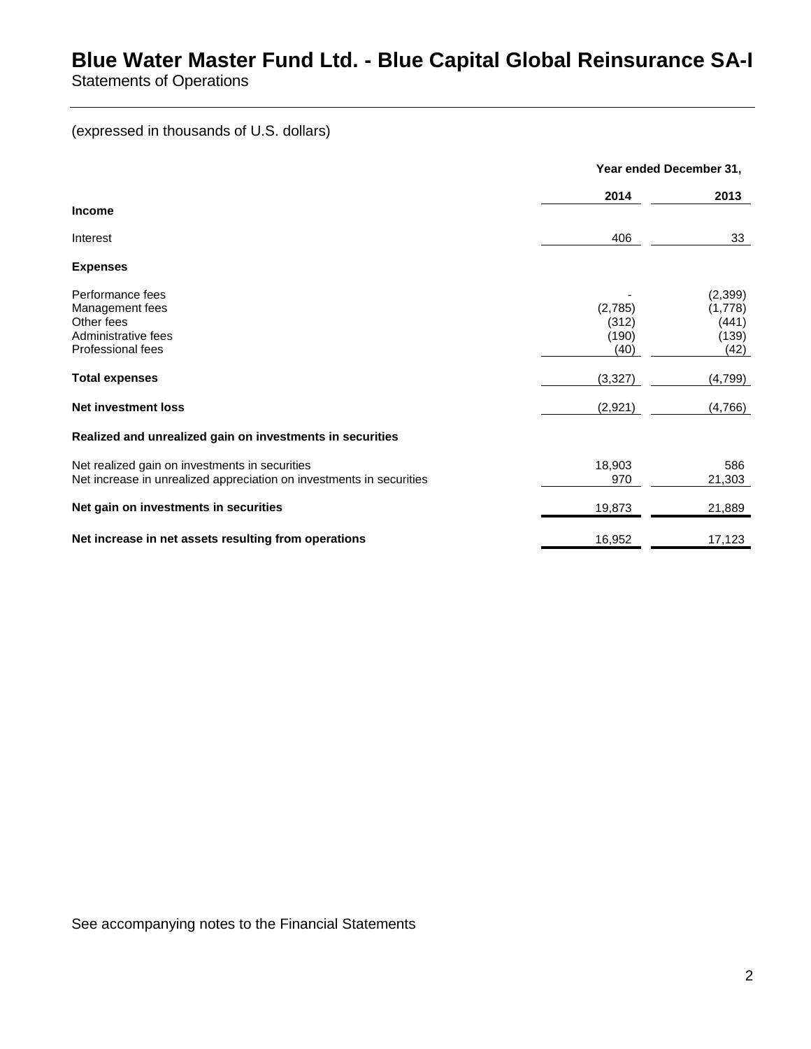# Blue Water Master Fund Ltd. - Blue Capital Global Reinsurance SA-I

Statements of Operations

(expressed in thousands of U.S. dollars)

| | Year ended December 31, | |
|---|---|---|
| | **2014** | **2013** |
| **Income** | | |
| Interest | 406 | 33 |
| **Expenses** | | |
| Performance fees | - | (2,399) |
| Management fees | (2,785) | (1,778) |
| Other fees | (312) | (441) |
| Administrative fees | (190) | (139) |
| Professional fees | (40) | (42) |
| **Total expenses** | (3,327) | (4,799) |
| **Net investment loss** | (2,921) | (4,766) |
| **Realized and unrealized gain on investments in securities** | | |
| Net realized gain on investments in securities | 18,903 | 586 |
| Net increase in unrealized appreciation on investments in securities | 970 | 21,303 |
| **Net gain on investments in securities** | 19,873 | 21,889 |
| **Net increase in net assets resulting from operations** | 16,952 | 17,123 |

See accompanying notes to the Financial Statements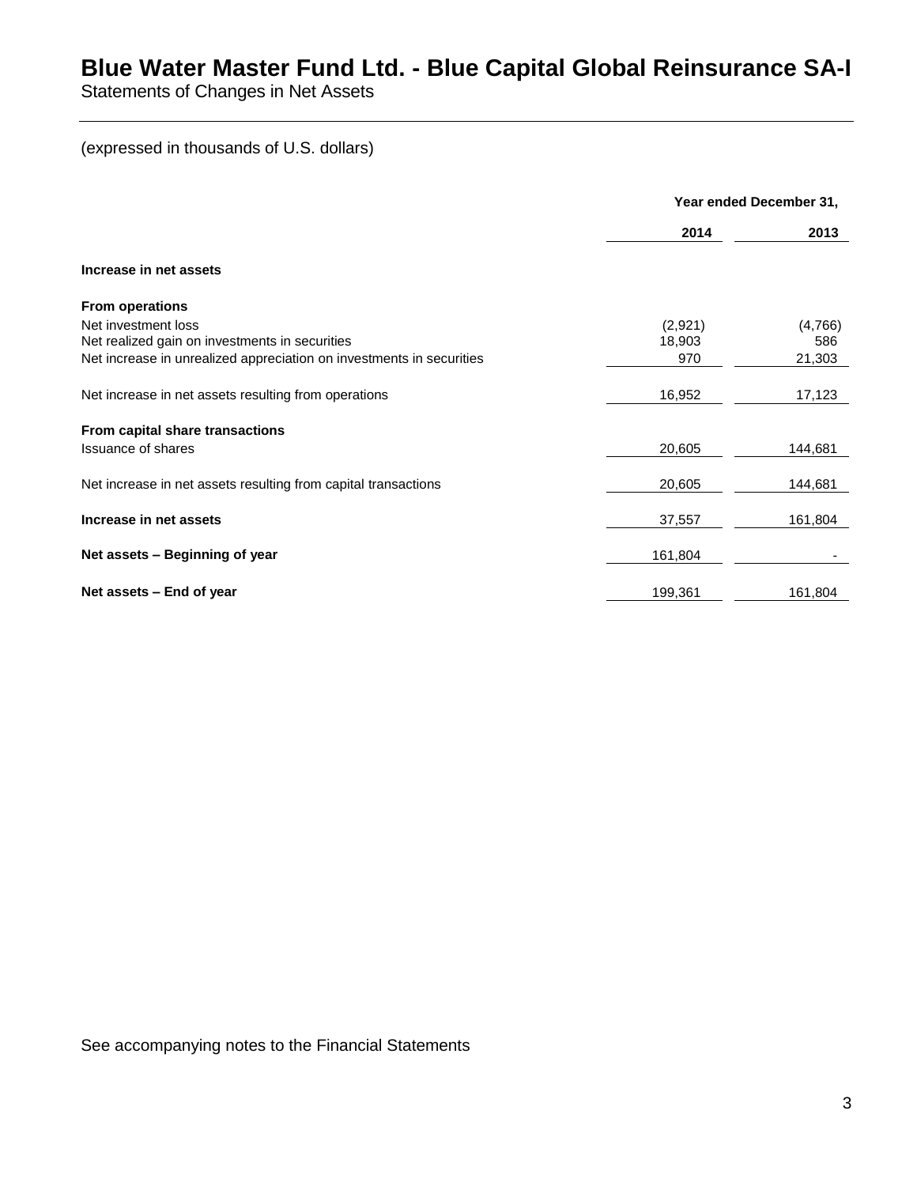# Blue Water Master Fund Ltd. - Blue Capital Global Reinsurance SA-I

Statements of Changes in Net Assets

(expressed in thousands of U.S. dollars)

| | Year ended December 31, | |
|---|---|---|
| | 2014 | 2013 |
| **Increase in net assets** | | |
| **From operations** | | |
| Net investment loss | (2,921) | (4,766) |
| Net realized gain on investments in securities | 18,903 | 586 |
| Net increase in unrealized appreciation on investments in securities | 970 | 21,303 |
| Net increase in net assets resulting from operations | 16,952 | 17,123 |
| **From capital share transactions** | | |
| Issuance of shares | 20,605 | 144,681 |
| Net increase in net assets resulting from capital transactions | 20,605 | 144,681 |
| **Increase in net assets** | 37,557 | 161,804 |
| **Net assets – Beginning of year** | 161,804 | - |
| **Net assets – End of year** | 199,361 | 161,804 |

See accompanying notes to the Financial Statements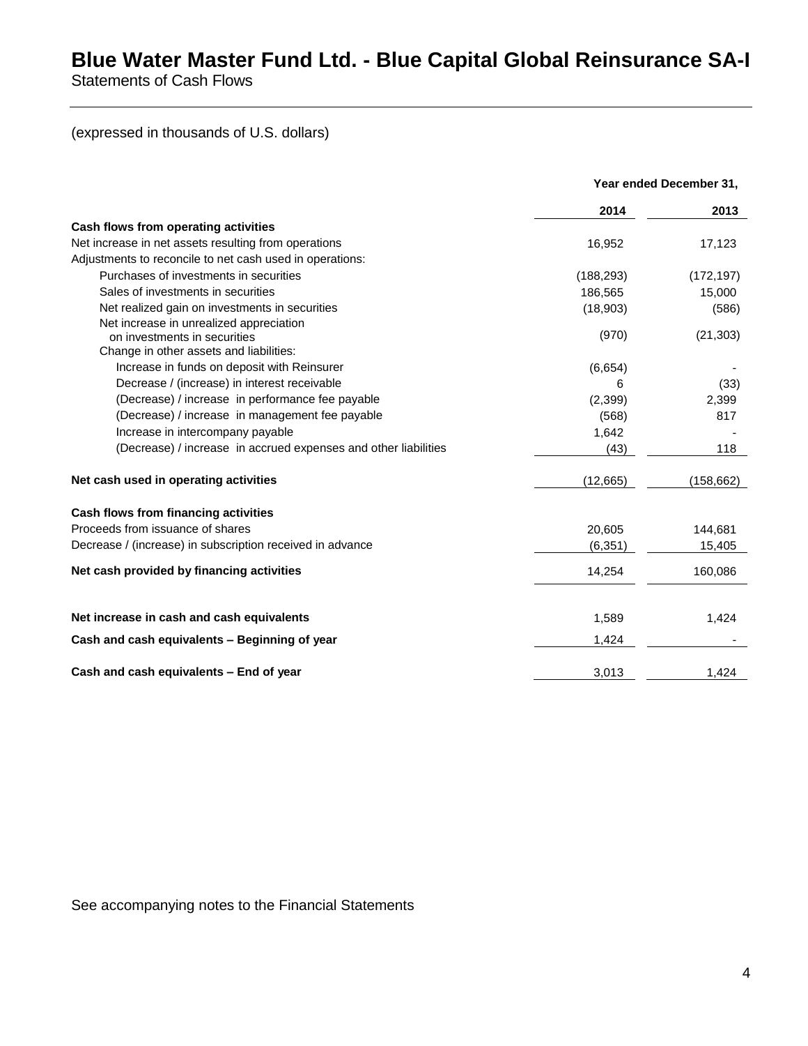# Blue Water Master Fund Ltd. - Blue Capital Global Reinsurance SA-I

Statements of Cash Flows

(expressed in thousands of U.S. dollars)

| | Year ended December 31, | |
|---|---|---|
| | **2014** | **2013** |
| **Cash flows from operating activities** | | |
| Net increase in net assets resulting from operations | 16,952 | 17,123 |
| Adjustments to reconcile to net cash used in operations: | | |
| Purchases of investments in securities | (188,293) | (172,197) |
| Sales of investments in securities | 186,565 | 15,000 |
| Net realized gain on investments in securities | (18,903) | (586) |
| Net increase in unrealized appreciation on investments in securities | (970) | (21,303) |
| Change in other assets and liabilities: | | |
| Increase in funds on deposit with Reinsurer | (6,654) | - |
| Decrease / (increase) in interest receivable | 6 | (33) |
| (Decrease) / increase in performance fee payable | (2,399) | 2,399 |
| (Decrease) / increase in management fee payable | (568) | 817 |
| Increase in intercompany payable | 1,642 | - |
| (Decrease) / increase in accrued expenses and other liabilities | (43) | 118 |
| **Net cash used in operating activities** | (12,665) | (158,662) |
| **Cash flows from financing activities** | | |
| Proceeds from issuance of shares | 20,605 | 144,681 |
| Decrease / (increase) in subscription received in advance | (6,351) | 15,405 |
| **Net cash provided by financing activities** | 14,254 | 160,086 |
| **Net increase in cash and cash equivalents** | 1,589 | 1,424 |
| **Cash and cash equivalents – Beginning of year** | 1,424 | - |
| **Cash and cash equivalents – End of year** | 3,013 | 1,424 |

See accompanying notes to the Financial Statements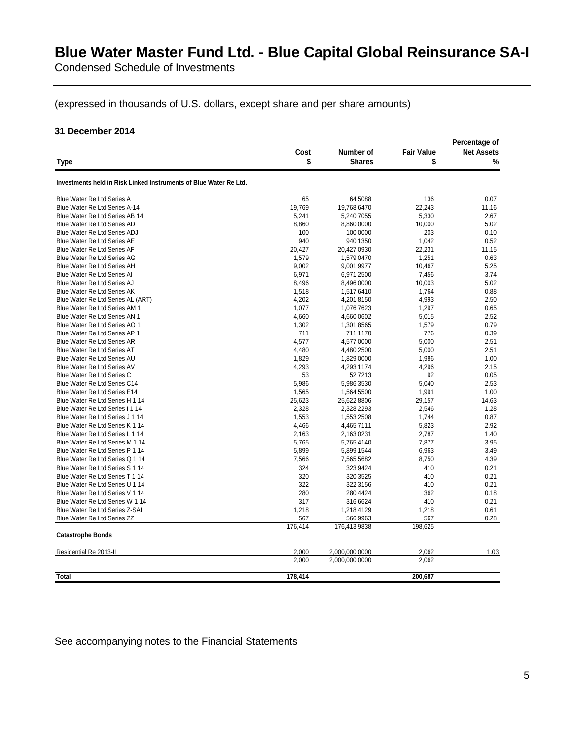# Blue Water Master Fund Ltd. - Blue Capital Global Reinsurance SA-I

Condensed Schedule of Investments

(expressed in thousands of U.S. dollars, except share and per share amounts)

**31 December 2014**

| Type | Cost $ | Number of Shares | Fair Value $ | Percentage of Net Assets % |
|---|---|---|---|---|
| **Investments held in Risk Linked Instruments of Blue Water Re Ltd.** | | | | |
| Blue Water Re Ltd Series A | 65 | 64.5088 | 136 | 0.07 |
| Blue Water Re Ltd Series A-14 | 19,769 | 19,768.6470 | 22,243 | 11.16 |
| Blue Water Re Ltd Series AB 14 | 5,241 | 5,240.7055 | 5,330 | 2.67 |
| Blue Water Re Ltd Series AD | 8,860 | 8,860.0000 | 10,000 | 5.02 |
| Blue Water Re Ltd Series ADJ | 100 | 100.0000 | 203 | 0.10 |
| Blue Water Re Ltd Series AE | 940 | 940.1350 | 1,042 | 0.52 |
| Blue Water Re Ltd Series AF | 20,427 | 20,427.0930 | 22,231 | 11.15 |
| Blue Water Re Ltd Series AG | 1,579 | 1,579.0470 | 1,251 | 0.63 |
| Blue Water Re Ltd Series AH | 9,002 | 9,001.9977 | 10,467 | 5.25 |
| Blue Water Re Ltd Series AI | 6,971 | 6,971.2500 | 7,456 | 3.74 |
| Blue Water Re Ltd Series AJ | 8,496 | 8,496.0000 | 10,003 | 5.02 |
| Blue Water Re Ltd Series AK | 1,518 | 1,517.6410 | 1,764 | 0.88 |
| Blue Water Re Ltd Series AL (ART) | 4,202 | 4,201.8150 | 4,993 | 2.50 |
| Blue Water Re Ltd Series AM 1 | 1,077 | 1,076.7623 | 1,297 | 0.65 |
| Blue Water Re Ltd Series AN 1 | 4,660 | 4,660.0602 | 5,015 | 2.52 |
| Blue Water Re Ltd Series AO 1 | 1,302 | 1,301.8565 | 1,579 | 0.79 |
| Blue Water Re Ltd Series AP 1 | 711 | 711.1170 | 776 | 0.39 |
| Blue Water Re Ltd Series AR | 4,577 | 4,577.0000 | 5,000 | 2.51 |
| Blue Water Re Ltd Series AT | 4,480 | 4,480.2500 | 5,000 | 2.51 |
| Blue Water Re Ltd Series AU | 1,829 | 1,829.0000 | 1,986 | 1.00 |
| Blue Water Re Ltd Series AV | 4,293 | 4,293.1174 | 4,296 | 2.15 |
| Blue Water Re Ltd Series C | 53 | 52.7213 | 92 | 0.05 |
| Blue Water Re Ltd Series C14 | 5,986 | 5,986.3530 | 5,040 | 2.53 |
| Blue Water Re Ltd Series E14 | 1,565 | 1,564.5500 | 1,991 | 1.00 |
| Blue Water Re Ltd Series H 1 14 | 25,623 | 25,622.8806 | 29,157 | 14.63 |
| Blue Water Re Ltd Series I 1 14 | 2,328 | 2,328.2293 | 2,546 | 1.28 |
| Blue Water Re Ltd Series J 1 14 | 1,553 | 1,553.2508 | 1,744 | 0.87 |
| Blue Water Re Ltd Series K 1 14 | 4,466 | 4,465.7111 | 5,823 | 2.92 |
| Blue Water Re Ltd Series L 1 14 | 2,163 | 2,163.0231 | 2,787 | 1.40 |
| Blue Water Re Ltd Series M 1 14 | 5,765 | 5,765.4140 | 7,877 | 3.95 |
| Blue Water Re Ltd Series P 1 14 | 5,899 | 5,899.1544 | 6,963 | 3.49 |
| Blue Water Re Ltd Series Q 1 14 | 7,566 | 7,565.5682 | 8,750 | 4.39 |
| Blue Water Re Ltd Series S 1 14 | 324 | 323.9424 | 410 | 0.21 |
| Blue Water Re Ltd Series T 1 14 | 320 | 320.3525 | 410 | 0.21 |
| Blue Water Re Ltd Series U 1 14 | 322 | 322.3156 | 410 | 0.21 |
| Blue Water Re Ltd Series V 1 14 | 280 | 280.4424 | 362 | 0.18 |
| Blue Water Re Ltd Series W 1 14 | 317 | 316.6624 | 410 | 0.21 |
| Blue Water Re Ltd Series Z-SAI | 1,218 | 1,218.4129 | 1,218 | 0.61 |
| Blue Water Re Ltd Series ZZ | 567 | 566.9963 | 567 | 0.28 |
| | 176,414 | 176,413.9838 | 198,625 | |
| **Catastrophe Bonds** | | | | |
| Residential Re 2013-II | 2,000 | 2,000,000.0000 | 2,062 | 1.03 |
| | 2,000 | 2,000,000.0000 | 2,062 | |
| **Total** | **178,414** | | **200,687** | |

See accompanying notes to the Financial Statements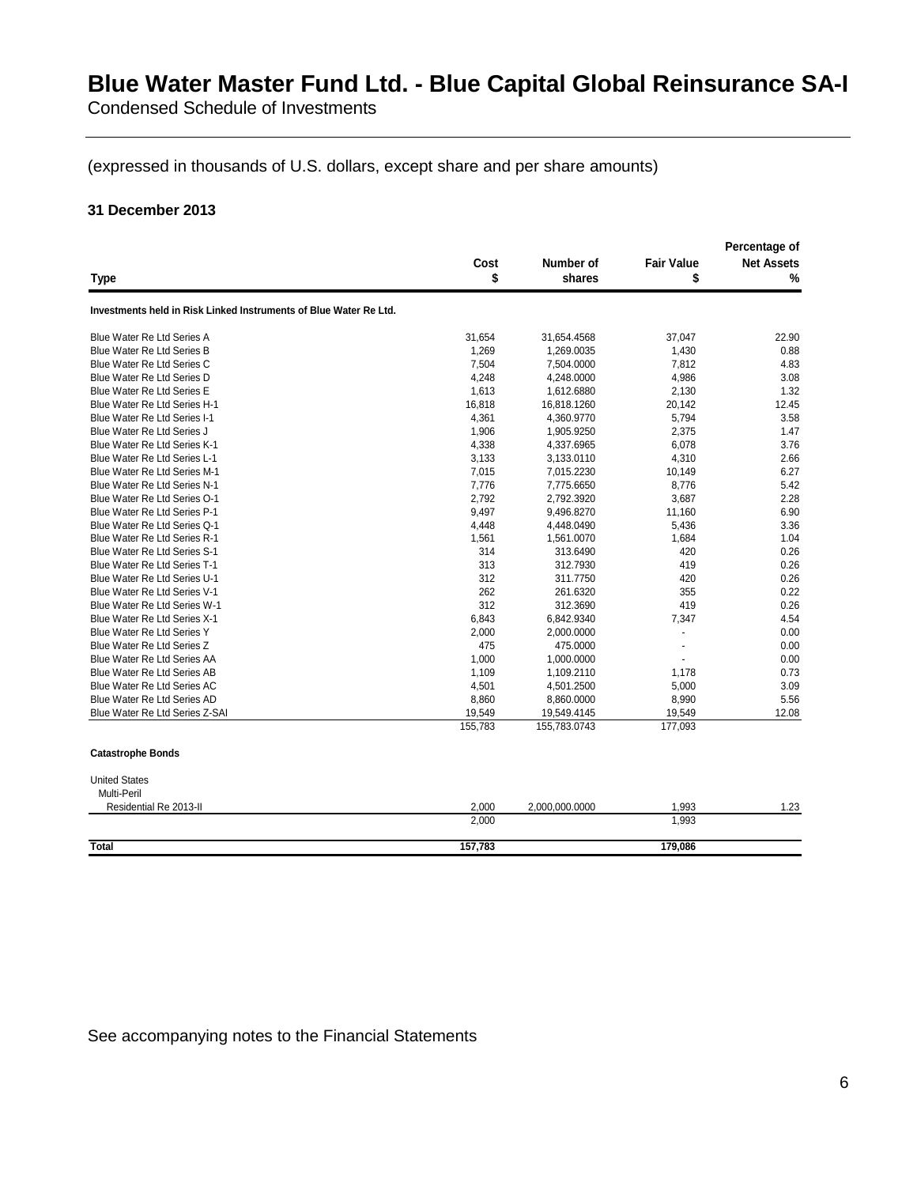# Blue Water Master Fund Ltd. - Blue Capital Global Reinsurance SA-I

Condensed Schedule of Investments

(expressed in thousands of U.S. dollars, except share and per share amounts)

**31 December 2013**

| Type | Cost $ | Number of shares | Fair Value $ | Percentage of Net Assets % |
|---|---|---|---|---|
| **Investments held in Risk Linked Instruments of Blue Water Re Ltd.** | | | | |
| Blue Water Re Ltd Series A | 31,654 | 31,654.4568 | 37,047 | 22.90 |
| Blue Water Re Ltd Series B | 1,269 | 1,269.0035 | 1,430 | 0.88 |
| Blue Water Re Ltd Series C | 7,504 | 7,504.0000 | 7,812 | 4.83 |
| Blue Water Re Ltd Series D | 4,248 | 4,248.0000 | 4,986 | 3.08 |
| Blue Water Re Ltd Series E | 1,613 | 1,612.6880 | 2,130 | 1.32 |
| Blue Water Re Ltd Series H-1 | 16,818 | 16,818.1260 | 20,142 | 12.45 |
| Blue Water Re Ltd Series I-1 | 4,361 | 4,360.9770 | 5,794 | 3.58 |
| Blue Water Re Ltd Series J | 1,906 | 1,905.9250 | 2,375 | 1.47 |
| Blue Water Re Ltd Series K-1 | 4,338 | 4,337.6965 | 6,078 | 3.76 |
| Blue Water Re Ltd Series L-1 | 3,133 | 3,133.0110 | 4,310 | 2.66 |
| Blue Water Re Ltd Series M-1 | 7,015 | 7,015.2230 | 10,149 | 6.27 |
| Blue Water Re Ltd Series N-1 | 7,776 | 7,775.6650 | 8,776 | 5.42 |
| Blue Water Re Ltd Series O-1 | 2,792 | 2,792.3920 | 3,687 | 2.28 |
| Blue Water Re Ltd Series P-1 | 9,497 | 9,496.8270 | 11,160 | 6.90 |
| Blue Water Re Ltd Series Q-1 | 4,448 | 4,448.0490 | 5,436 | 3.36 |
| Blue Water Re Ltd Series R-1 | 1,561 | 1,561.0070 | 1,684 | 1.04 |
| Blue Water Re Ltd Series S-1 | 314 | 313.6490 | 420 | 0.26 |
| Blue Water Re Ltd Series T-1 | 313 | 312.7930 | 419 | 0.26 |
| Blue Water Re Ltd Series U-1 | 312 | 311.7750 | 420 | 0.26 |
| Blue Water Re Ltd Series V-1 | 262 | 261.6320 | 355 | 0.22 |
| Blue Water Re Ltd Series W-1 | 312 | 312.3690 | 419 | 0.26 |
| Blue Water Re Ltd Series X-1 | 6,843 | 6,842.9340 | 7,347 | 4.54 |
| Blue Water Re Ltd Series Y | 2,000 | 2,000.0000 | - | 0.00 |
| Blue Water Re Ltd Series Z | 475 | 475.0000 | - | 0.00 |
| Blue Water Re Ltd Series AA | 1,000 | 1,000.0000 | - | 0.00 |
| Blue Water Re Ltd Series AB | 1,109 | 1,109.2110 | 1,178 | 0.73 |
| Blue Water Re Ltd Series AC | 4,501 | 4,501.2500 | 5,000 | 3.09 |
| Blue Water Re Ltd Series AD | 8,860 | 8,860.0000 | 8,990 | 5.56 |
| Blue Water Re Ltd Series Z-SAI | 19,549 | 19,549.4145 | 19,549 | 12.08 |
| | 155,783 | 155,783.0743 | 177,093 | |
| **Catastrophe Bonds** | | | | |
| United States | | | | |
| Multi-Peril | | | | |
| Residential Re 2013-II | 2,000 | 2,000,000.0000 | 1,993 | 1.23 |
| | 2,000 | | 1,993 | |
| **Total** | **157,783** | | **179,086** | |

See accompanying notes to the Financial Statements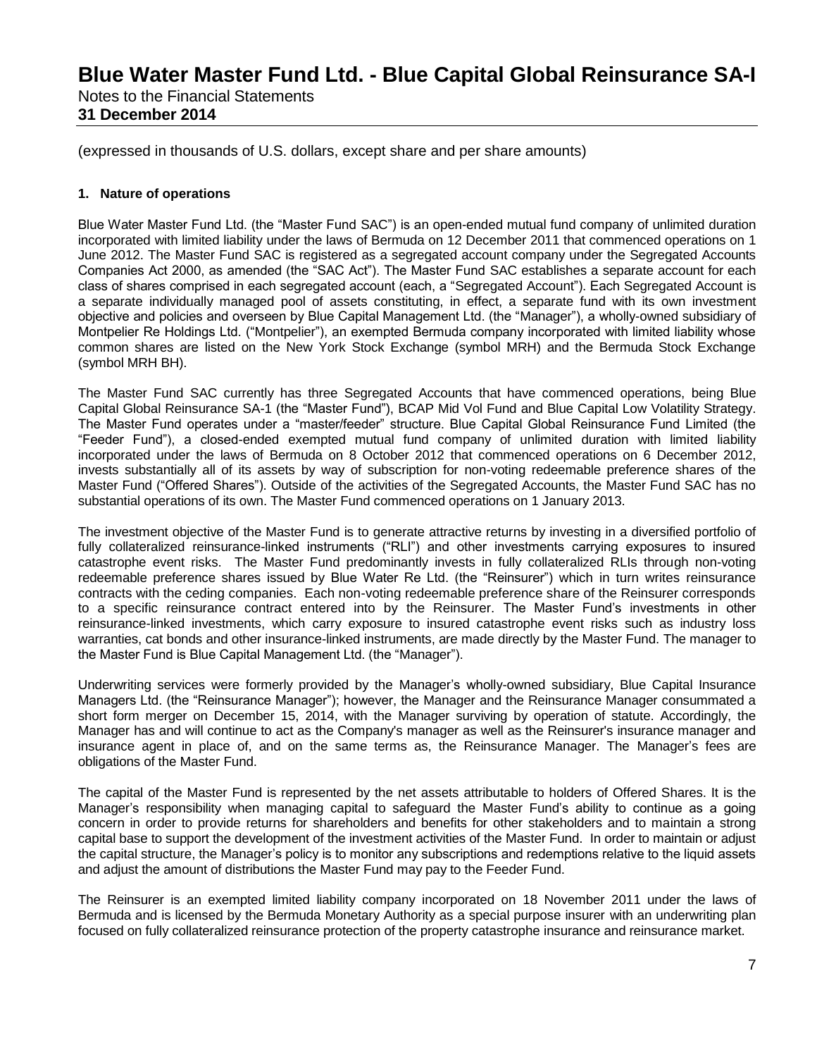(expressed in thousands of U.S. dollars, except share and per share amounts)

## 1. Nature of operations

Blue Water Master Fund Ltd. (the "Master Fund SAC") is an open-ended mutual fund company of unlimited duration incorporated with limited liability under the laws of Bermuda on 12 December 2011 that commenced operations on 1 June 2012. The Master Fund SAC is registered as a segregated account company under the Segregated Accounts Companies Act 2000, as amended (the "SAC Act"). The Master Fund SAC establishes a separate account for each class of shares comprised in each segregated account (each, a "Segregated Account"). Each Segregated Account is a separate individually managed pool of assets constituting, in effect, a separate fund with its own investment objective and policies and overseen by Blue Capital Management Ltd. (the "Manager"), a wholly-owned subsidiary of Montpelier Re Holdings Ltd. ("Montpelier"), an exempted Bermuda company incorporated with limited liability whose common shares are listed on the New York Stock Exchange (symbol MRH) and the Bermuda Stock Exchange (symbol MRH BH).

The Master Fund SAC currently has three Segregated Accounts that have commenced operations, being Blue Capital Global Reinsurance SA-1 (the "Master Fund"), BCAP Mid Vol Fund and Blue Capital Low Volatility Strategy. The Master Fund operates under a "master/feeder" structure. Blue Capital Global Reinsurance Fund Limited (the "Feeder Fund"), a closed-ended exempted mutual fund company of unlimited duration with limited liability incorporated under the laws of Bermuda on 8 October 2012 that commenced operations on 6 December 2012, invests substantially all of its assets by way of subscription for non-voting redeemable preference shares of the Master Fund ("Offered Shares"). Outside of the activities of the Segregated Accounts, the Master Fund SAC has no substantial operations of its own. The Master Fund commenced operations on 1 January 2013.

The investment objective of the Master Fund is to generate attractive returns by investing in a diversified portfolio of fully collateralized reinsurance-linked instruments ("RLI") and other investments carrying exposures to insured catastrophe event risks. The Master Fund predominantly invests in fully collateralized RLIs through non-voting redeemable preference shares issued by Blue Water Re Ltd. (the "Reinsurer") which in turn writes reinsurance contracts with the ceding companies. Each non-voting redeemable preference share of the Reinsurer corresponds to a specific reinsurance contract entered into by the Reinsurer. The Master Fund's investments in other reinsurance-linked investments, which carry exposure to insured catastrophe event risks such as industry loss warranties, cat bonds and other insurance-linked instruments, are made directly by the Master Fund. The manager to the Master Fund is Blue Capital Management Ltd. (the "Manager").

Underwriting services were formerly provided by the Manager's wholly-owned subsidiary, Blue Capital Insurance Managers Ltd. (the "Reinsurance Manager"); however, the Manager and the Reinsurance Manager consummated a short form merger on December 15, 2014, with the Manager surviving by operation of statute. Accordingly, the Manager has and will continue to act as the Company's manager as well as the Reinsurer's insurance manager and insurance agent in place of, and on the same terms as, the Reinsurance Manager. The Manager's fees are obligations of the Master Fund.

The capital of the Master Fund is represented by the net assets attributable to holders of Offered Shares. It is the Manager's responsibility when managing capital to safeguard the Master Fund's ability to continue as a going concern in order to provide returns for shareholders and benefits for other stakeholders and to maintain a strong capital base to support the development of the investment activities of the Master Fund. In order to maintain or adjust the capital structure, the Manager's policy is to monitor any subscriptions and redemptions relative to the liquid assets and adjust the amount of distributions the Master Fund may pay to the Feeder Fund.

The Reinsurer is an exempted limited liability company incorporated on 18 November 2011 under the laws of Bermuda and is licensed by the Bermuda Monetary Authority as a special purpose insurer with an underwriting plan focused on fully collateralized reinsurance protection of the property catastrophe insurance and reinsurance market.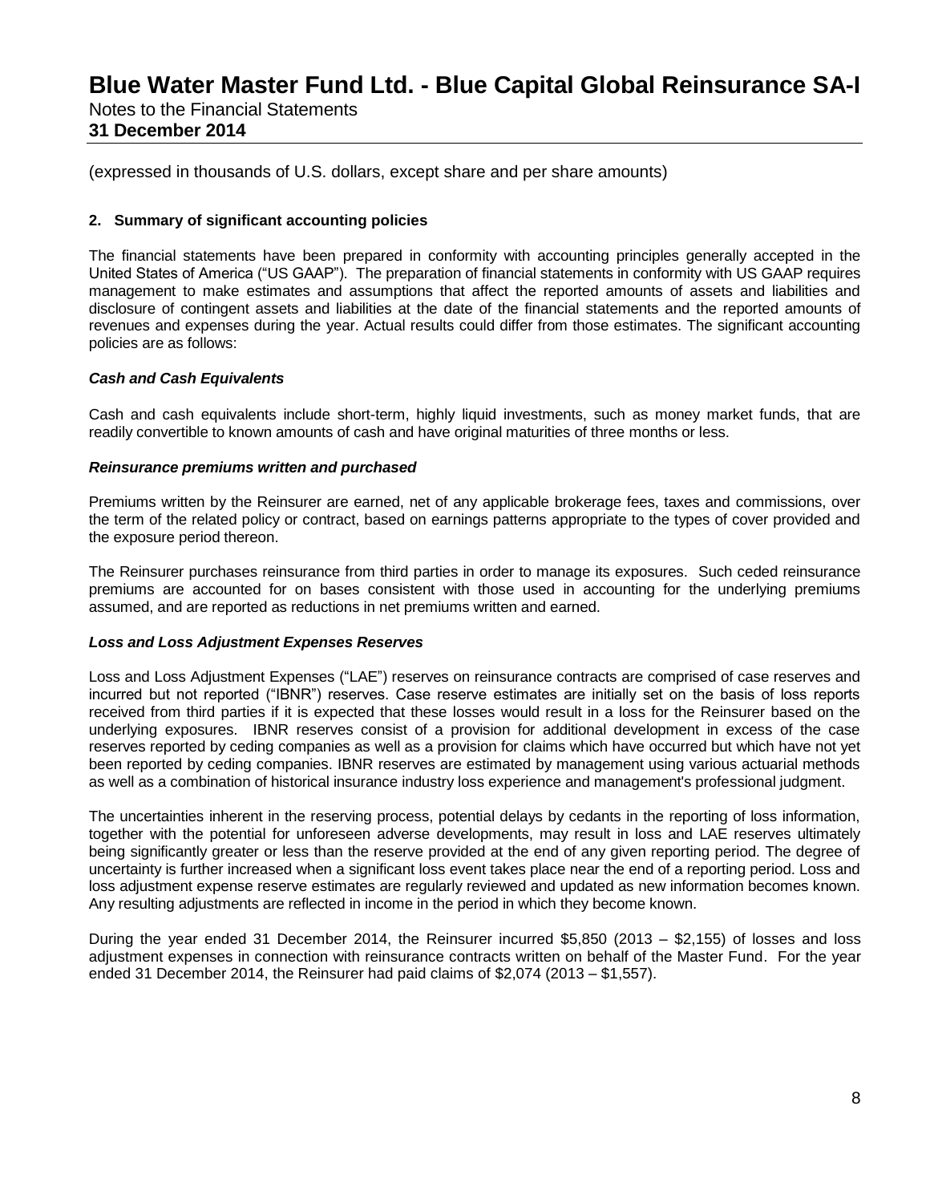(expressed in thousands of U.S. dollars, except share and per share amounts)

**2. Summary of significant accounting policies**

The financial statements have been prepared in conformity with accounting principles generally accepted in the United States of America ("US GAAP"). The preparation of financial statements in conformity with US GAAP requires management to make estimates and assumptions that affect the reported amounts of assets and liabilities and disclosure of contingent assets and liabilities at the date of the financial statements and the reported amounts of revenues and expenses during the year. Actual results could differ from those estimates. The significant accounting policies are as follows:

***Cash and Cash Equivalents***

Cash and cash equivalents include short-term, highly liquid investments, such as money market funds, that are readily convertible to known amounts of cash and have original maturities of three months or less.

***Reinsurance premiums written and purchased***

Premiums written by the Reinsurer are earned, net of any applicable brokerage fees, taxes and commissions, over the term of the related policy or contract, based on earnings patterns appropriate to the types of cover provided and the exposure period thereon.

The Reinsurer purchases reinsurance from third parties in order to manage its exposures. Such ceded reinsurance premiums are accounted for on bases consistent with those used in accounting for the underlying premiums assumed, and are reported as reductions in net premiums written and earned.

***Loss and Loss Adjustment Expenses Reserves***

Loss and Loss Adjustment Expenses ("LAE") reserves on reinsurance contracts are comprised of case reserves and incurred but not reported ("IBNR") reserves. Case reserve estimates are initially set on the basis of loss reports received from third parties if it is expected that these losses would result in a loss for the Reinsurer based on the underlying exposures. IBNR reserves consist of a provision for additional development in excess of the case reserves reported by ceding companies as well as a provision for claims which have occurred but which have not yet been reported by ceding companies. IBNR reserves are estimated by management using various actuarial methods as well as a combination of historical insurance industry loss experience and management's professional judgment.

The uncertainties inherent in the reserving process, potential delays by cedants in the reporting of loss information, together with the potential for unforeseen adverse developments, may result in loss and LAE reserves ultimately being significantly greater or less than the reserve provided at the end of any given reporting period. The degree of uncertainty is further increased when a significant loss event takes place near the end of a reporting period. Loss and loss adjustment expense reserve estimates are regularly reviewed and updated as new information becomes known. Any resulting adjustments are reflected in income in the period in which they become known.

During the year ended 31 December 2014, the Reinsurer incurred $5,850 (2013 – $2,155) of losses and loss adjustment expenses in connection with reinsurance contracts written on behalf of the Master Fund. For the year ended 31 December 2014, the Reinsurer had paid claims of $2,074 (2013 – $1,557).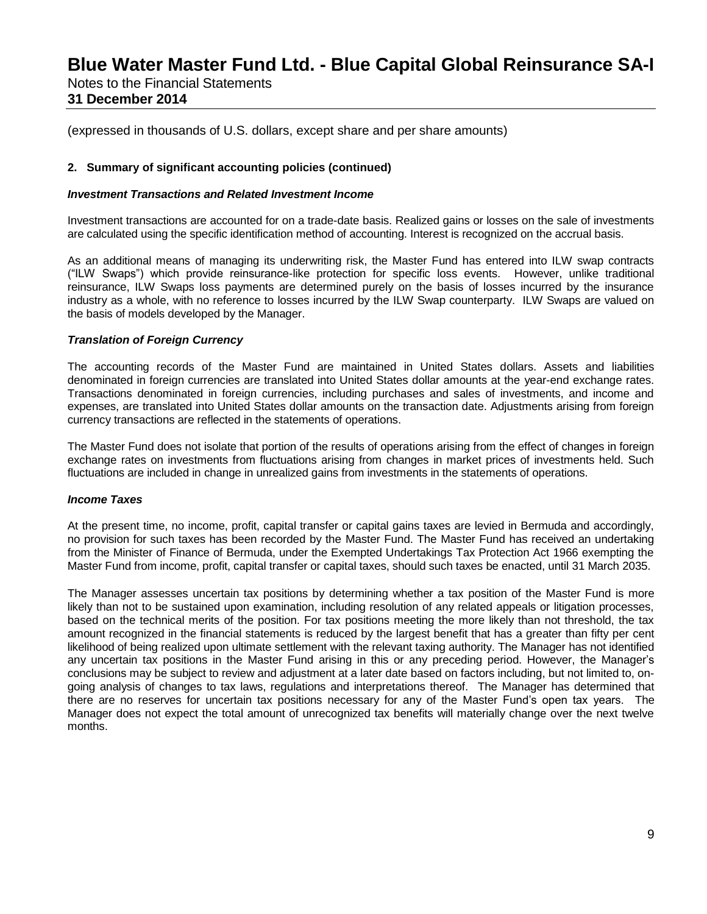(expressed in thousands of U.S. dollars, except share and per share amounts)

## 2. Summary of significant accounting policies (continued)

### *Investment Transactions and Related Investment Income*

Investment transactions are accounted for on a trade-date basis. Realized gains or losses on the sale of investments are calculated using the specific identification method of accounting. Interest is recognized on the accrual basis.

As an additional means of managing its underwriting risk, the Master Fund has entered into ILW swap contracts ("ILW Swaps") which provide reinsurance-like protection for specific loss events. However, unlike traditional reinsurance, ILW Swaps loss payments are determined purely on the basis of losses incurred by the insurance industry as a whole, with no reference to losses incurred by the ILW Swap counterparty. ILW Swaps are valued on the basis of models developed by the Manager.

### *Translation of Foreign Currency*

The accounting records of the Master Fund are maintained in United States dollars. Assets and liabilities denominated in foreign currencies are translated into United States dollar amounts at the year-end exchange rates. Transactions denominated in foreign currencies, including purchases and sales of investments, and income and expenses, are translated into United States dollar amounts on the transaction date. Adjustments arising from foreign currency transactions are reflected in the statements of operations.

The Master Fund does not isolate that portion of the results of operations arising from the effect of changes in foreign exchange rates on investments from fluctuations arising from changes in market prices of investments held. Such fluctuations are included in change in unrealized gains from investments in the statements of operations.

### *Income Taxes*

At the present time, no income, profit, capital transfer or capital gains taxes are levied in Bermuda and accordingly, no provision for such taxes has been recorded by the Master Fund. The Master Fund has received an undertaking from the Minister of Finance of Bermuda, under the Exempted Undertakings Tax Protection Act 1966 exempting the Master Fund from income, profit, capital transfer or capital taxes, should such taxes be enacted, until 31 March 2035.

The Manager assesses uncertain tax positions by determining whether a tax position of the Master Fund is more likely than not to be sustained upon examination, including resolution of any related appeals or litigation processes, based on the technical merits of the position. For tax positions meeting the more likely than not threshold, the tax amount recognized in the financial statements is reduced by the largest benefit that has a greater than fifty per cent likelihood of being realized upon ultimate settlement with the relevant taxing authority. The Manager has not identified any uncertain tax positions in the Master Fund arising in this or any preceding period. However, the Manager's conclusions may be subject to review and adjustment at a later date based on factors including, but not limited to, on-going analysis of changes to tax laws, regulations and interpretations thereof. The Manager has determined that there are no reserves for uncertain tax positions necessary for any of the Master Fund's open tax years. The Manager does not expect the total amount of unrecognized tax benefits will materially change over the next twelve months.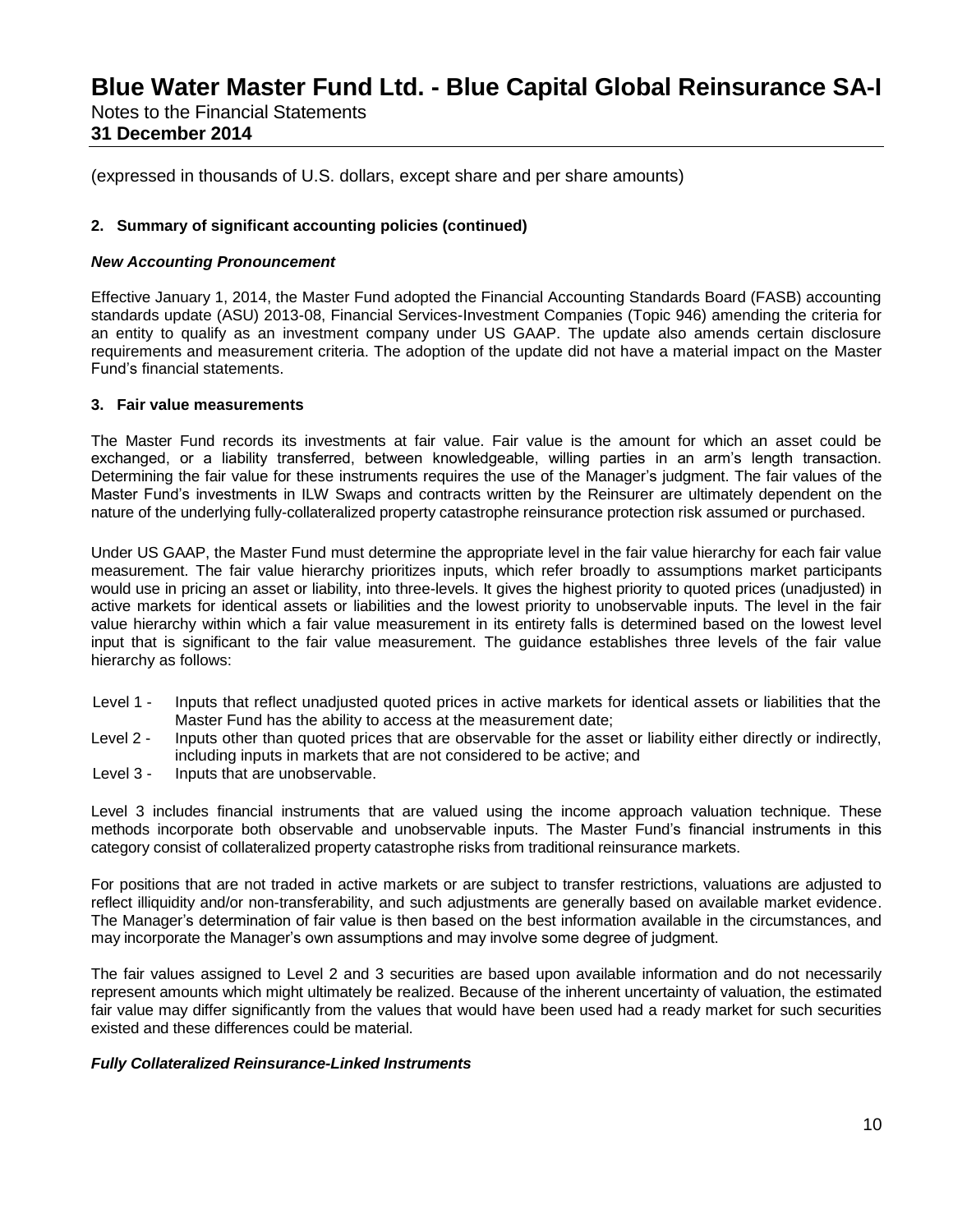(expressed in thousands of U.S. dollars, except share and per share amounts)

**2. Summary of significant accounting policies (continued)**

***New Accounting Pronouncement***

Effective January 1, 2014, the Master Fund adopted the Financial Accounting Standards Board (FASB) accounting standards update (ASU) 2013-08, Financial Services-Investment Companies (Topic 946) amending the criteria for an entity to qualify as an investment company under US GAAP. The update also amends certain disclosure requirements and measurement criteria. The adoption of the update did not have a material impact on the Master Fund's financial statements.

**3. Fair value measurements**

The Master Fund records its investments at fair value. Fair value is the amount for which an asset could be exchanged, or a liability transferred, between knowledgeable, willing parties in an arm's length transaction. Determining the fair value for these instruments requires the use of the Manager's judgment. The fair values of the Master Fund's investments in ILW Swaps and contracts written by the Reinsurer are ultimately dependent on the nature of the underlying fully-collateralized property catastrophe reinsurance protection risk assumed or purchased.

Under US GAAP, the Master Fund must determine the appropriate level in the fair value hierarchy for each fair value measurement. The fair value hierarchy prioritizes inputs, which refer broadly to assumptions market participants would use in pricing an asset or liability, into three-levels. It gives the highest priority to quoted prices (unadjusted) in active markets for identical assets or liabilities and the lowest priority to unobservable inputs. The level in the fair value hierarchy within which a fair value measurement in its entirety falls is determined based on the lowest level input that is significant to the fair value measurement. The guidance establishes three levels of the fair value hierarchy as follows:

- Level 1 - Inputs that reflect unadjusted quoted prices in active markets for identical assets or liabilities that the Master Fund has the ability to access at the measurement date;
- Level 2 - Inputs other than quoted prices that are observable for the asset or liability either directly or indirectly, including inputs in markets that are not considered to be active; and
- Level 3 - Inputs that are unobservable.

Level 3 includes financial instruments that are valued using the income approach valuation technique. These methods incorporate both observable and unobservable inputs. The Master Fund's financial instruments in this category consist of collateralized property catastrophe risks from traditional reinsurance markets.

For positions that are not traded in active markets or are subject to transfer restrictions, valuations are adjusted to reflect illiquidity and/or non-transferability, and such adjustments are generally based on available market evidence. The Manager's determination of fair value is then based on the best information available in the circumstances, and may incorporate the Manager's own assumptions and may involve some degree of judgment.

The fair values assigned to Level 2 and 3 securities are based upon available information and do not necessarily represent amounts which might ultimately be realized. Because of the inherent uncertainty of valuation, the estimated fair value may differ significantly from the values that would have been used had a ready market for such securities existed and these differences could be material.

***Fully Collateralized Reinsurance-Linked Instruments***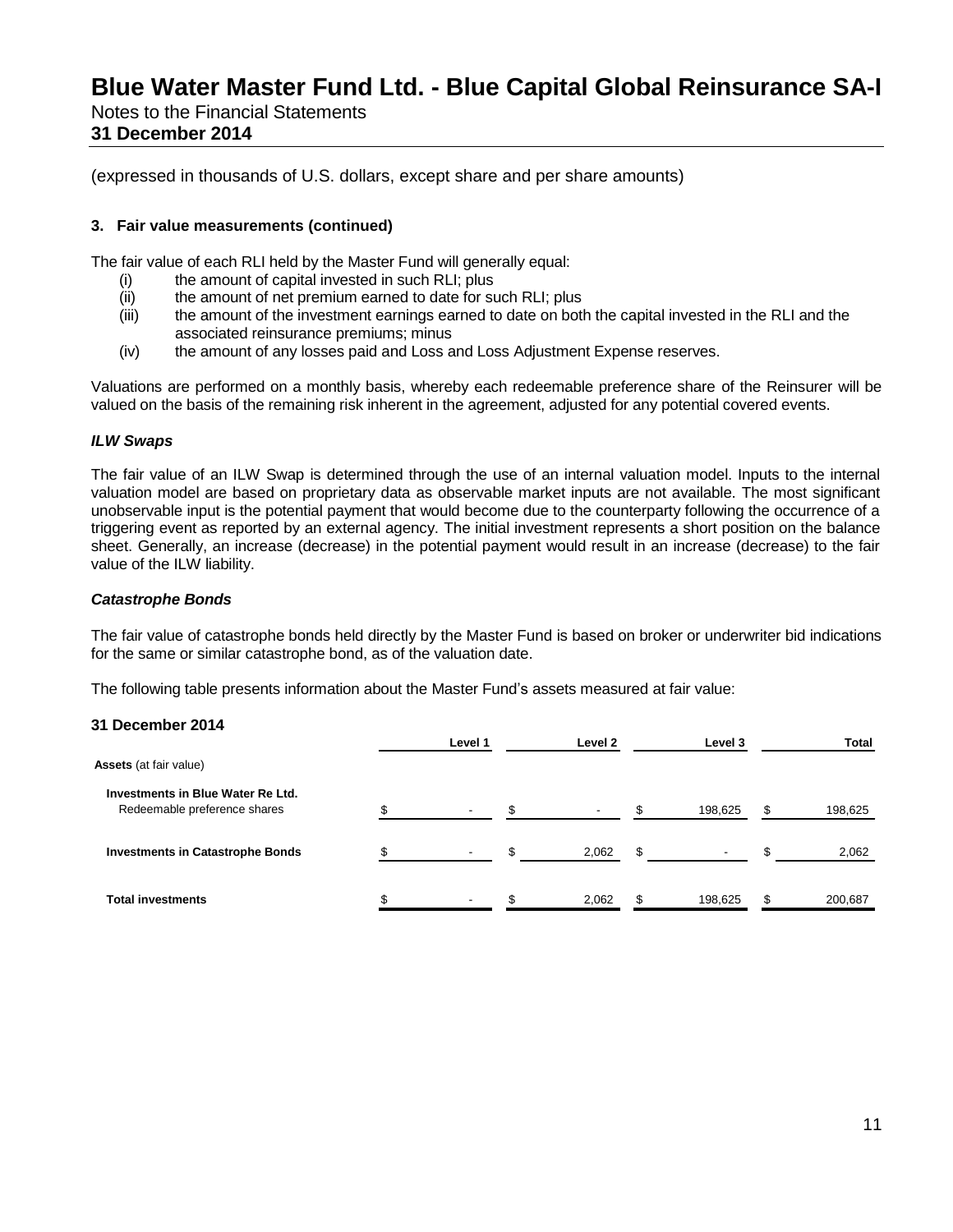(expressed in thousands of U.S. dollars, except share and per share amounts)

### 3. Fair value measurements (continued)

The fair value of each RLI held by the Master Fund will generally equal:

(i) the amount of capital invested in such RLI; plus
(ii) the amount of net premium earned to date for such RLI; plus
(iii) the amount of the investment earnings earned to date on both the capital invested in the RLI and the associated reinsurance premiums; minus
(iv) the amount of any losses paid and Loss and Loss Adjustment Expense reserves.

Valuations are performed on a monthly basis, whereby each redeemable preference share of the Reinsurer will be valued on the basis of the remaining risk inherent in the agreement, adjusted for any potential covered events.

***ILW Swaps***

The fair value of an ILW Swap is determined through the use of an internal valuation model. Inputs to the internal valuation model are based on proprietary data as observable market inputs are not available. The most significant unobservable input is the potential payment that would become due to the counterparty following the occurrence of a triggering event as reported by an external agency. The initial investment represents a short position on the balance sheet. Generally, an increase (decrease) in the potential payment would result in an increase (decrease) to the fair value of the ILW liability.

***Catastrophe Bonds***

The fair value of catastrophe bonds held directly by the Master Fund is based on broker or underwriter bid indications for the same or similar catastrophe bond, as of the valuation date.

The following table presents information about the Master Fund's assets measured at fair value:

**31 December 2014**

| | Level 1 | Level 2 | Level 3 | Total |
|---|---|---|---|---|
| **Assets** (at fair value) | | | | |
| **Investments in Blue Water Re Ltd.** Redeemable preference shares | $ - | $ - | $ 198,625 | $ 198,625 |
| **Investments in Catastrophe Bonds** | $ - | $ 2,062 | $ - | $ 2,062 |
| **Total investments** | $ - | $ 2,062 | $ 198,625 | $ 200,687 |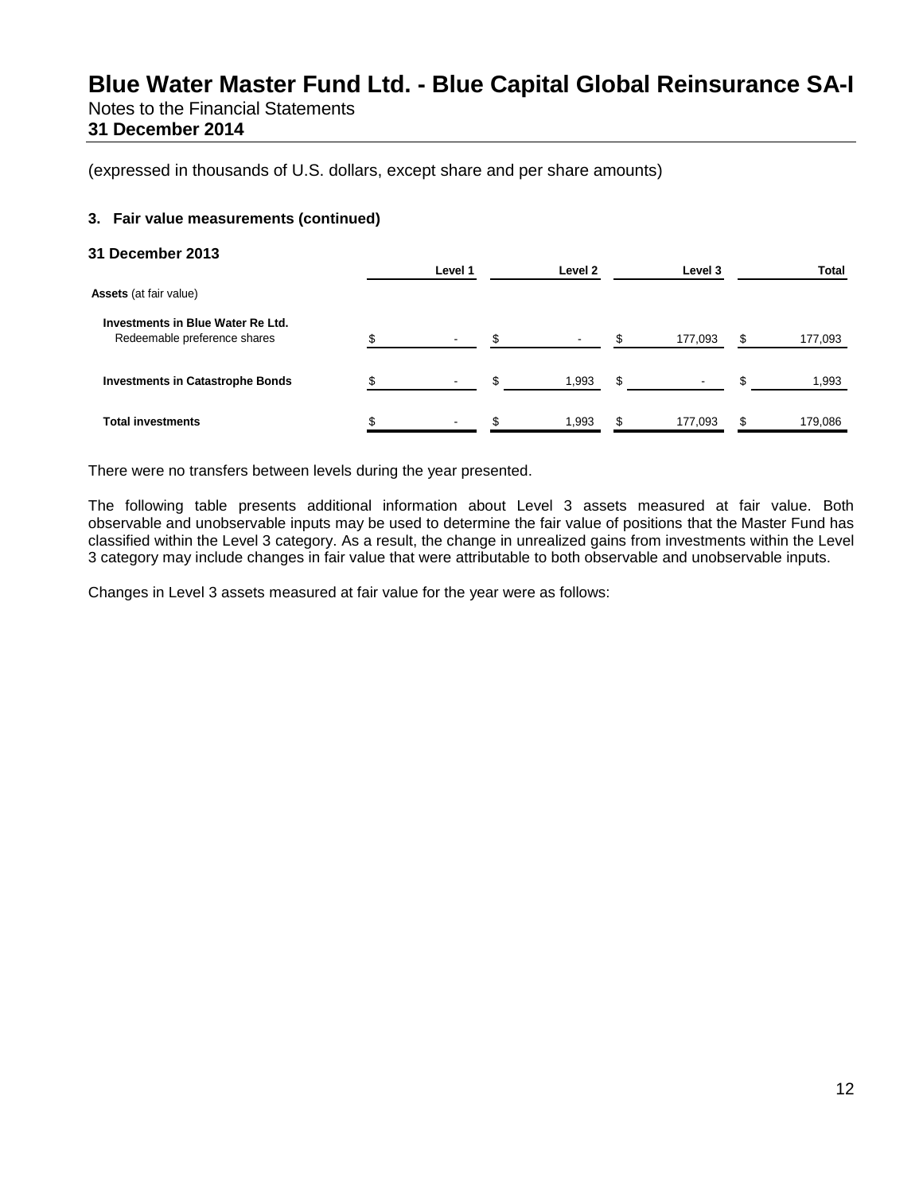(expressed in thousands of U.S. dollars, except share and per share amounts)

### 3. Fair value measurements (continued)

**31 December 2013**

| | Level 1 | Level 2 | Level 3 | Total |
|---|---|---|---|---|
| **Assets** (at fair value) | | | | |
| **Investments in Blue Water Re Ltd.** Redeemable preference shares | $ - | $ - | $ 177,093 | $ 177,093 |
| **Investments in Catastrophe Bonds** | $ - | $ 1,993 | $ - | $ 1,993 |
| **Total investments** | $ - | $ 1,993 | $ 177,093 | $ 179,086 |

There were no transfers between levels during the year presented.

The following table presents additional information about Level 3 assets measured at fair value. Both observable and unobservable inputs may be used to determine the fair value of positions that the Master Fund has classified within the Level 3 category. As a result, the change in unrealized gains from investments within the Level 3 category may include changes in fair value that were attributable to both observable and unobservable inputs.

Changes in Level 3 assets measured at fair value for the year were as follows: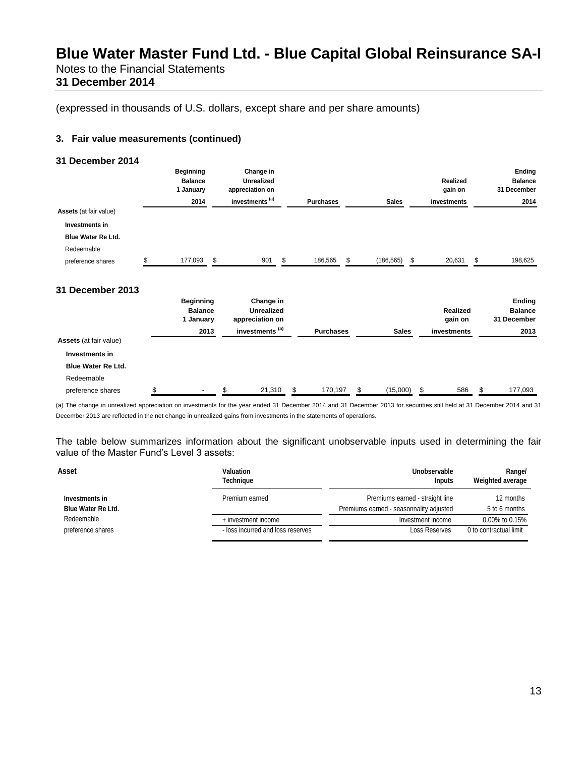# Blue Water Master Fund Ltd. - Blue Capital Global Reinsurance SA-I

Notes to the Financial Statements

**31 December 2014**

(expressed in thousands of U.S. dollars, except share and per share amounts)

### 3. Fair value measurements (continued)

**31 December 2014**

| | Beginning Balance 1 January 2014 | Change in Unrealized appreciation on investments [(a)] | Purchases | Sales | Realized gain on investments | Ending Balance 31 December 2014 |
|---|---|---|---|---|---|---|
| **Assets** (at fair value) | | | | | | |
| **Investments in Blue Water Re Ltd.** | | | | | | |
| Redeemable preference shares | $ 177,093 | $ 901 | $ 186,565 | $ (186,565) | $ 20,631 | $ 198,625 |

**31 December 2013**

| | Beginning Balance 1 January 2013 | Change in Unrealized appreciation on investments [(a)] | Purchases | Sales | Realized gain on investments | Ending Balance 31 December 2013 |
|---|---|---|---|---|---|---|
| **Assets** (at fair value) | | | | | | |
| **Investments in Blue Water Re Ltd.** | | | | | | |
| Redeemable preference shares | $ - | $ 21,310 | $ 170,197 | $ (15,000) | $ 586 | $ 177,093 |

(a) The change in unrealized appreciation on investments for the year ended 31 December 2014 and 31 December 2013 for securities still held at 31 December 2014 and 31 December 2013 are reflected in the net change in unrealized gains from investments in the statements of operations.

The table below summarizes information about the significant unobservable inputs used in determining the fair value of the Master Fund's Level 3 assets:

| Asset | Valuation Technique | Unobservable Inputs | Range/ Weighted average |
|---|---|---|---|
| Investments in | Premium earned | Premiums earned - straight line | 12 months |
| Blue Water Re Ltd. | | Premiums earned - seasonality adjusted | 5 to 6 months |
| Redeemable | + investment income | Investment income | 0.00% to 0.15% |
| preference shares | - loss incurred and loss reserves | Loss Reserves | 0 to contractual limit |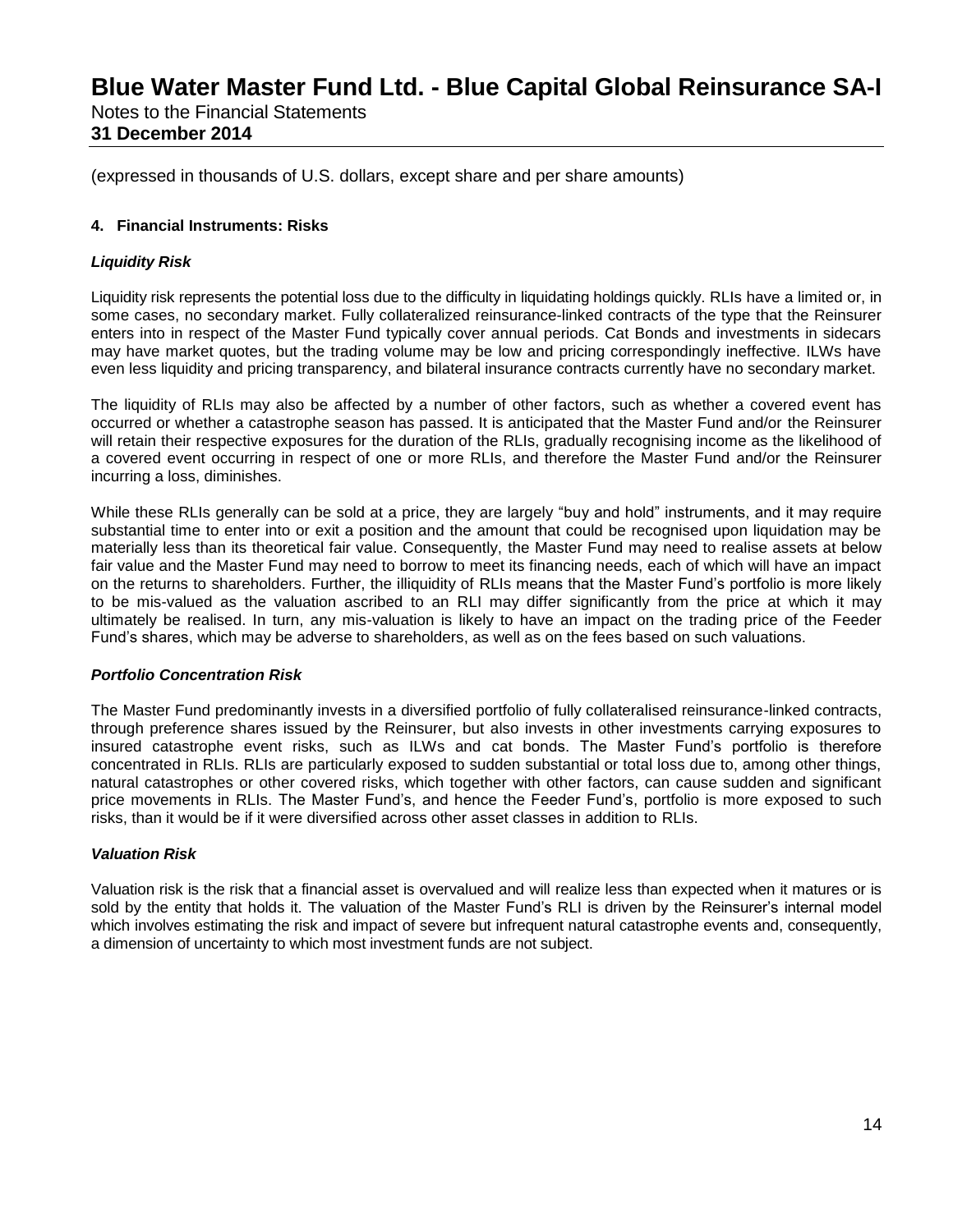(expressed in thousands of U.S. dollars, except share and per share amounts)

**4. Financial Instruments: Risks**

***Liquidity Risk***

Liquidity risk represents the potential loss due to the difficulty in liquidating holdings quickly. RLIs have a limited or, in some cases, no secondary market. Fully collateralized reinsurance-linked contracts of the type that the Reinsurer enters into in respect of the Master Fund typically cover annual periods. Cat Bonds and investments in sidecars may have market quotes, but the trading volume may be low and pricing correspondingly ineffective. ILWs have even less liquidity and pricing transparency, and bilateral insurance contracts currently have no secondary market.

The liquidity of RLIs may also be affected by a number of other factors, such as whether a covered event has occurred or whether a catastrophe season has passed. It is anticipated that the Master Fund and/or the Reinsurer will retain their respective exposures for the duration of the RLIs, gradually recognising income as the likelihood of a covered event occurring in respect of one or more RLIs, and therefore the Master Fund and/or the Reinsurer incurring a loss, diminishes.

While these RLIs generally can be sold at a price, they are largely "buy and hold" instruments, and it may require substantial time to enter into or exit a position and the amount that could be recognised upon liquidation may be materially less than its theoretical fair value. Consequently, the Master Fund may need to realise assets at below fair value and the Master Fund may need to borrow to meet its financing needs, each of which will have an impact on the returns to shareholders. Further, the illiquidity of RLIs means that the Master Fund's portfolio is more likely to be mis-valued as the valuation ascribed to an RLI may differ significantly from the price at which it may ultimately be realised. In turn, any mis-valuation is likely to have an impact on the trading price of the Feeder Fund's shares, which may be adverse to shareholders, as well as on the fees based on such valuations.

***Portfolio Concentration Risk***

The Master Fund predominantly invests in a diversified portfolio of fully collateralised reinsurance-linked contracts, through preference shares issued by the Reinsurer, but also invests in other investments carrying exposures to insured catastrophe event risks, such as ILWs and cat bonds. The Master Fund's portfolio is therefore concentrated in RLIs. RLIs are particularly exposed to sudden substantial or total loss due to, among other things, natural catastrophes or other covered risks, which together with other factors, can cause sudden and significant price movements in RLIs. The Master Fund's, and hence the Feeder Fund's, portfolio is more exposed to such risks, than it would be if it were diversified across other asset classes in addition to RLIs.

***Valuation Risk***

Valuation risk is the risk that a financial asset is overvalued and will realize less than expected when it matures or is sold by the entity that holds it. The valuation of the Master Fund's RLI is driven by the Reinsurer's internal model which involves estimating the risk and impact of severe but infrequent natural catastrophe events and, consequently, a dimension of uncertainty to which most investment funds are not subject.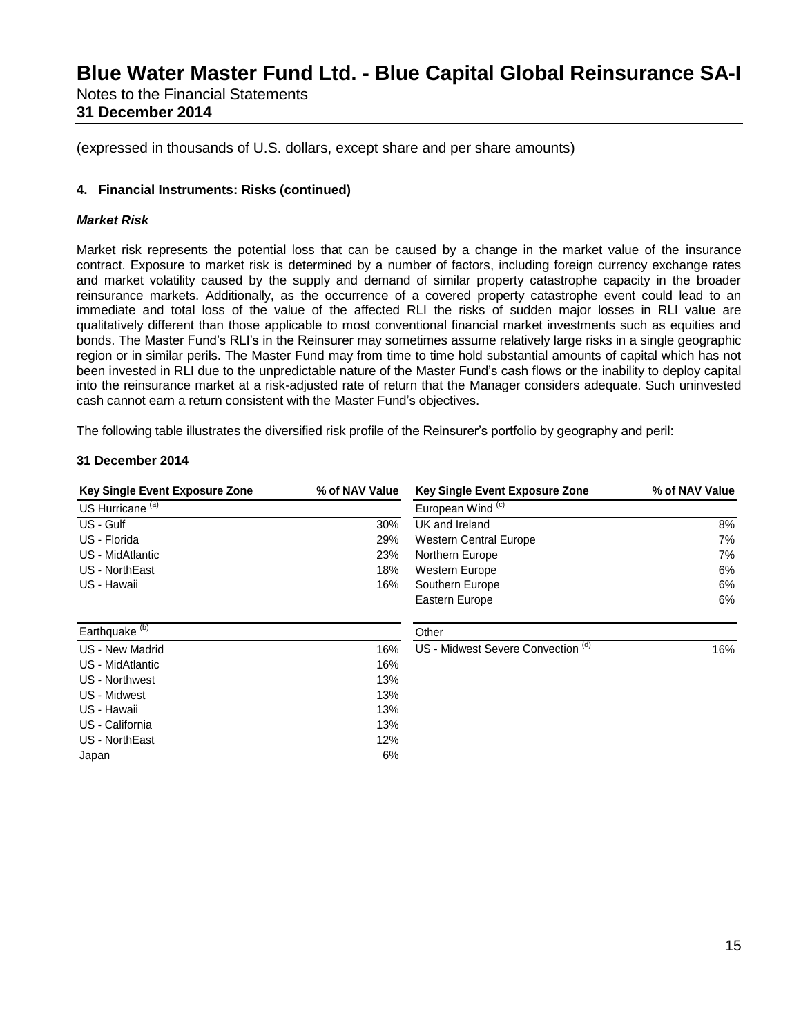(expressed in thousands of U.S. dollars, except share and per share amounts)

### 4. Financial Instruments: Risks (continued)

***Market Risk***

Market risk represents the potential loss that can be caused by a change in the market value of the insurance contract. Exposure to market risk is determined by a number of factors, including foreign currency exchange rates and market volatility caused by the supply and demand of similar property catastrophe capacity in the broader reinsurance markets. Additionally, as the occurrence of a covered property catastrophe event could lead to an immediate and total loss of the value of the affected RLI the risks of sudden major losses in RLI value are qualitatively different than those applicable to most conventional financial market investments such as equities and bonds. The Master Fund's RLI's in the Reinsurer may sometimes assume relatively large risks in a single geographic region or in similar perils. The Master Fund may from time to time hold substantial amounts of capital which has not been invested in RLI due to the unpredictable nature of the Master Fund's cash flows or the inability to deploy capital into the reinsurance market at a risk-adjusted rate of return that the Manager considers adequate. Such uninvested cash cannot earn a return consistent with the Master Fund's objectives.

The following table illustrates the diversified risk profile of the Reinsurer's portfolio by geography and peril:

**31 December 2014**

| Key Single Event Exposure Zone | % of NAV Value | Key Single Event Exposure Zone | % of NAV Value |
|---|---|---|---|
| US Hurricane [(a)] | | European Wind [(c)] | |
| US - Gulf | 30% | UK and Ireland | 8% |
| US - Florida | 29% | Western Central Europe | 7% |
| US - MidAtlantic | 23% | Northern Europe | 7% |
| US - NorthEast | 18% | Western Europe | 6% |
| US - Hawaii | 16% | Southern Europe | 6% |
| | | Eastern Europe | 6% |
| Earthquake [(b)] | | Other | |
| US - New Madrid | 16% | US - Midwest Severe Convection [(d)] | 16% |
| US - MidAtlantic | 16% | | |
| US - Northwest | 13% | | |
| US - Midwest | 13% | | |
| US - Hawaii | 13% | | |
| US - California | 13% | | |
| US - NorthEast | 12% | | |
| Japan | 6% | | |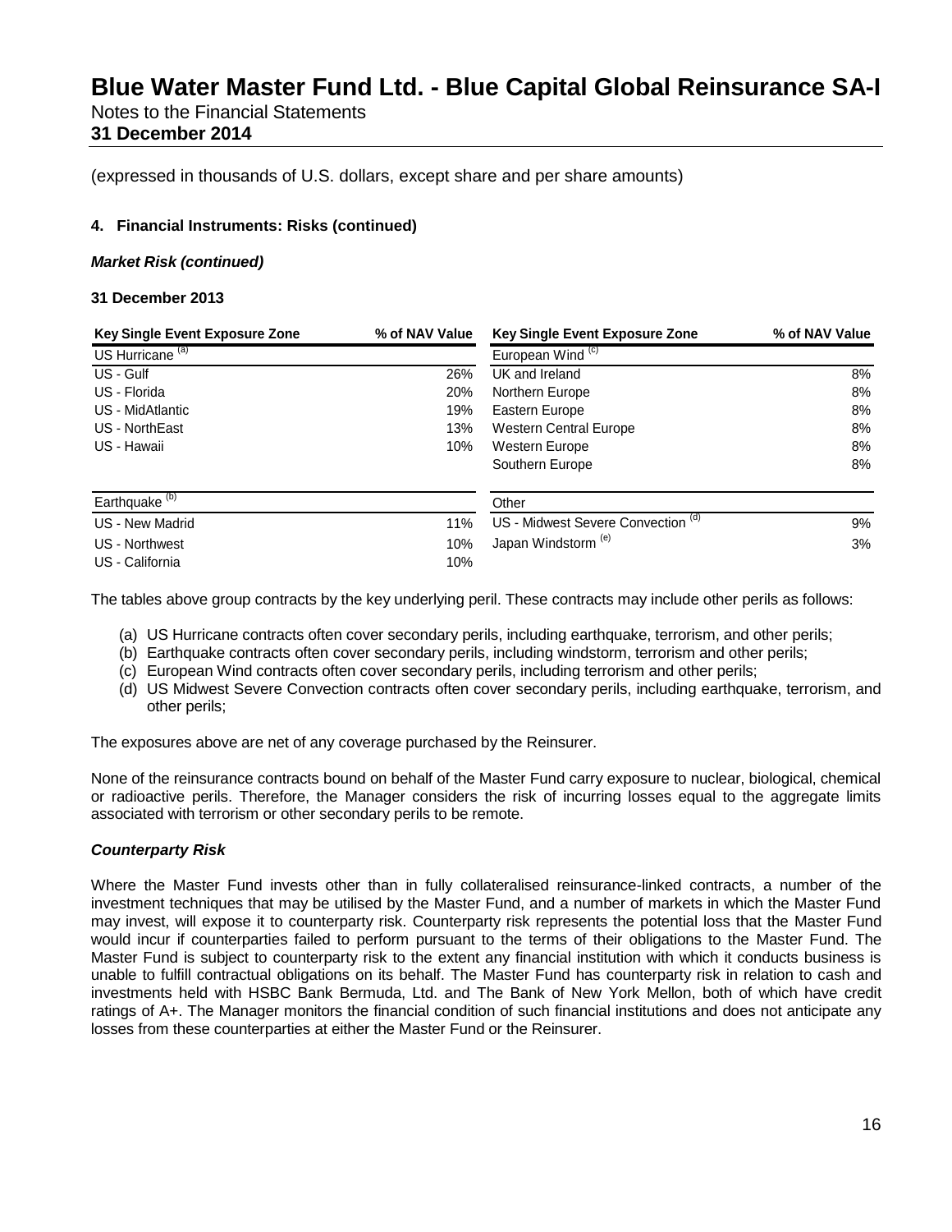(expressed in thousands of U.S. dollars, except share and per share amounts)

#### 4. Financial Instruments: Risks (continued)

***Market Risk (continued)***

**31 December 2013**

| Key Single Event Exposure Zone | % of NAV Value | Key Single Event Exposure Zone | % of NAV Value |
|---|---|---|---|
| US Hurricane [(a)] | | European Wind [(c)] | |
| US - Gulf | 26% | UK and Ireland | 8% |
| US - Florida | 20% | Northern Europe | 8% |
| US - MidAtlantic | 19% | Eastern Europe | 8% |
| US - NorthEast | 13% | Western Central Europe | 8% |
| US - Hawaii | 10% | Western Europe | 8% |
| | | Southern Europe | 8% |
| Earthquake [(b)] | | Other | |
| US - New Madrid | 11% | US - Midwest Severe Convection [(d)] | 9% |
| US - Northwest | 10% | Japan Windstorm [(e)] | 3% |
| US - California | 10% | | |

The tables above group contracts by the key underlying peril. These contracts may include other perils as follows:

(a) US Hurricane contracts often cover secondary perils, including earthquake, terrorism, and other perils;
(b) Earthquake contracts often cover secondary perils, including windstorm, terrorism and other perils;
(c) European Wind contracts often cover secondary perils, including terrorism and other perils;
(d) US Midwest Severe Convection contracts often cover secondary perils, including earthquake, terrorism, and other perils;

The exposures above are net of any coverage purchased by the Reinsurer.

None of the reinsurance contracts bound on behalf of the Master Fund carry exposure to nuclear, biological, chemical or radioactive perils. Therefore, the Manager considers the risk of incurring losses equal to the aggregate limits associated with terrorism or other secondary perils to be remote.

***Counterparty Risk***

Where the Master Fund invests other than in fully collateralised reinsurance-linked contracts, a number of the investment techniques that may be utilised by the Master Fund, and a number of markets in which the Master Fund may invest, will expose it to counterparty risk. Counterparty risk represents the potential loss that the Master Fund would incur if counterparties failed to perform pursuant to the terms of their obligations to the Master Fund. The Master Fund is subject to counterparty risk to the extent any financial institution with which it conducts business is unable to fulfill contractual obligations on its behalf. The Master Fund has counterparty risk in relation to cash and investments held with HSBC Bank Bermuda, Ltd. and The Bank of New York Mellon, both of which have credit ratings of A+. The Manager monitors the financial condition of such financial institutions and does not anticipate any losses from these counterparties at either the Master Fund or the Reinsurer.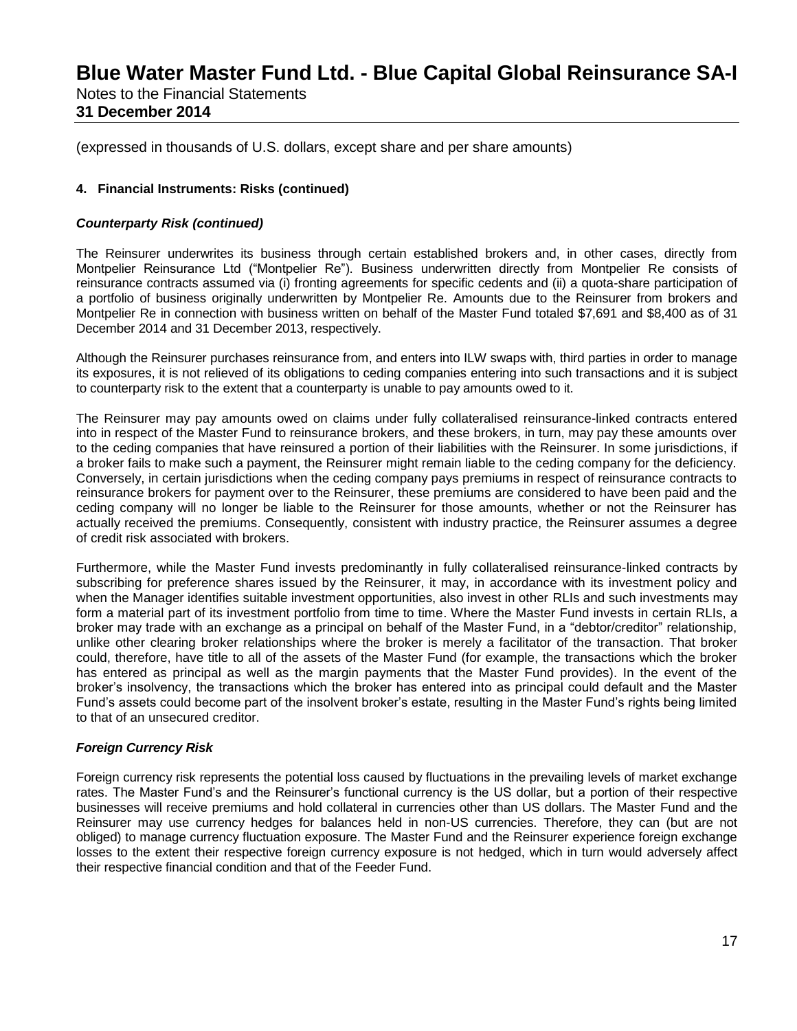(expressed in thousands of U.S. dollars, except share and per share amounts)

**4. Financial Instruments: Risks (continued)**

***Counterparty Risk (continued)***

The Reinsurer underwrites its business through certain established brokers and, in other cases, directly from Montpelier Reinsurance Ltd ("Montpelier Re"). Business underwritten directly from Montpelier Re consists of reinsurance contracts assumed via (i) fronting agreements for specific cedents and (ii) a quota-share participation of a portfolio of business originally underwritten by Montpelier Re. Amounts due to the Reinsurer from brokers and Montpelier Re in connection with business written on behalf of the Master Fund totaled $7,691 and $8,400 as of 31 December 2014 and 31 December 2013, respectively.

Although the Reinsurer purchases reinsurance from, and enters into ILW swaps with, third parties in order to manage its exposures, it is not relieved of its obligations to ceding companies entering into such transactions and it is subject to counterparty risk to the extent that a counterparty is unable to pay amounts owed to it.

The Reinsurer may pay amounts owed on claims under fully collateralised reinsurance-linked contracts entered into in respect of the Master Fund to reinsurance brokers, and these brokers, in turn, may pay these amounts over to the ceding companies that have reinsured a portion of their liabilities with the Reinsurer. In some jurisdictions, if a broker fails to make such a payment, the Reinsurer might remain liable to the ceding company for the deficiency. Conversely, in certain jurisdictions when the ceding company pays premiums in respect of reinsurance contracts to reinsurance brokers for payment over to the Reinsurer, these premiums are considered to have been paid and the ceding company will no longer be liable to the Reinsurer for those amounts, whether or not the Reinsurer has actually received the premiums. Consequently, consistent with industry practice, the Reinsurer assumes a degree of credit risk associated with brokers.

Furthermore, while the Master Fund invests predominantly in fully collateralised reinsurance-linked contracts by subscribing for preference shares issued by the Reinsurer, it may, in accordance with its investment policy and when the Manager identifies suitable investment opportunities, also invest in other RLIs and such investments may form a material part of its investment portfolio from time to time. Where the Master Fund invests in certain RLIs, a broker may trade with an exchange as a principal on behalf of the Master Fund, in a "debtor/creditor" relationship, unlike other clearing broker relationships where the broker is merely a facilitator of the transaction. That broker could, therefore, have title to all of the assets of the Master Fund (for example, the transactions which the broker has entered as principal as well as the margin payments that the Master Fund provides). In the event of the broker's insolvency, the transactions which the broker has entered into as principal could default and the Master Fund's assets could become part of the insolvent broker's estate, resulting in the Master Fund's rights being limited to that of an unsecured creditor.

***Foreign Currency Risk***

Foreign currency risk represents the potential loss caused by fluctuations in the prevailing levels of market exchange rates. The Master Fund's and the Reinsurer's functional currency is the US dollar, but a portion of their respective businesses will receive premiums and hold collateral in currencies other than US dollars. The Master Fund and the Reinsurer may use currency hedges for balances held in non-US currencies. Therefore, they can (but are not obliged) to manage currency fluctuation exposure. The Master Fund and the Reinsurer experience foreign exchange losses to the extent their respective foreign currency exposure is not hedged, which in turn would adversely affect their respective financial condition and that of the Feeder Fund.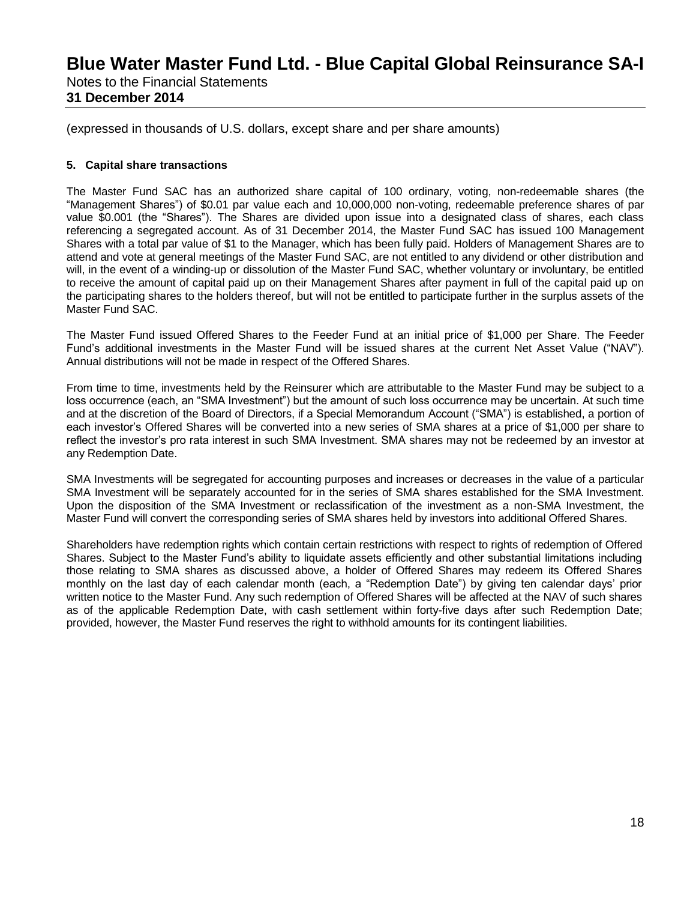(expressed in thousands of U.S. dollars, except share and per share amounts)

### 5. Capital share transactions

The Master Fund SAC has an authorized share capital of 100 ordinary, voting, non-redeemable shares (the "Management Shares") of $0.01 par value each and 10,000,000 non-voting, redeemable preference shares of par value $0.001 (the "Shares"). The Shares are divided upon issue into a designated class of shares, each class referencing a segregated account. As of 31 December 2014, the Master Fund SAC has issued 100 Management Shares with a total par value of $1 to the Manager, which has been fully paid. Holders of Management Shares are to attend and vote at general meetings of the Master Fund SAC, are not entitled to any dividend or other distribution and will, in the event of a winding-up or dissolution of the Master Fund SAC, whether voluntary or involuntary, be entitled to receive the amount of capital paid up on their Management Shares after payment in full of the capital paid up on the participating shares to the holders thereof, but will not be entitled to participate further in the surplus assets of the Master Fund SAC.

The Master Fund issued Offered Shares to the Feeder Fund at an initial price of $1,000 per Share. The Feeder Fund's additional investments in the Master Fund will be issued shares at the current Net Asset Value ("NAV"). Annual distributions will not be made in respect of the Offered Shares.

From time to time, investments held by the Reinsurer which are attributable to the Master Fund may be subject to a loss occurrence (each, an "SMA Investment") but the amount of such loss occurrence may be uncertain. At such time and at the discretion of the Board of Directors, if a Special Memorandum Account ("SMA") is established, a portion of each investor's Offered Shares will be converted into a new series of SMA shares at a price of $1,000 per share to reflect the investor's pro rata interest in such SMA Investment. SMA shares may not be redeemed by an investor at any Redemption Date.

SMA Investments will be segregated for accounting purposes and increases or decreases in the value of a particular SMA Investment will be separately accounted for in the series of SMA shares established for the SMA Investment. Upon the disposition of the SMA Investment or reclassification of the investment as a non-SMA Investment, the Master Fund will convert the corresponding series of SMA shares held by investors into additional Offered Shares.

Shareholders have redemption rights which contain certain restrictions with respect to rights of redemption of Offered Shares. Subject to the Master Fund's ability to liquidate assets efficiently and other substantial limitations including those relating to SMA shares as discussed above, a holder of Offered Shares may redeem its Offered Shares monthly on the last day of each calendar month (each, a "Redemption Date") by giving ten calendar days' prior written notice to the Master Fund. Any such redemption of Offered Shares will be affected at the NAV of such shares as of the applicable Redemption Date, with cash settlement within forty-five days after such Redemption Date; provided, however, the Master Fund reserves the right to withhold amounts for its contingent liabilities.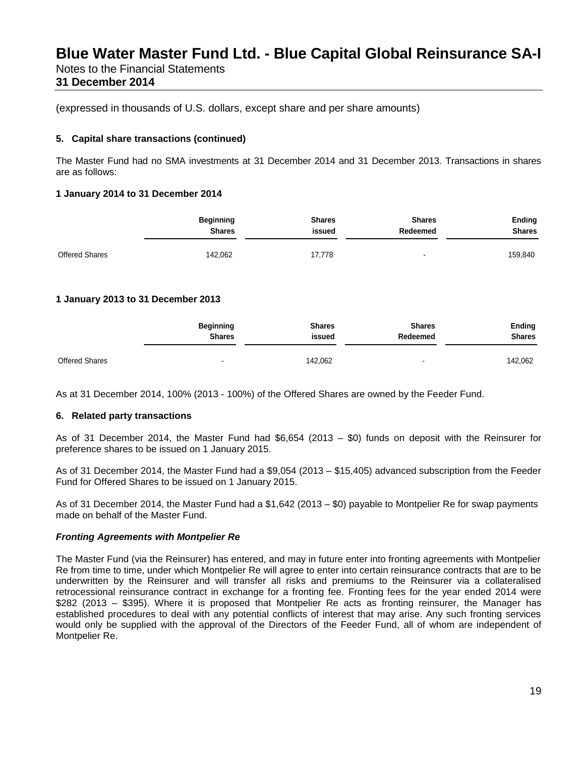(expressed in thousands of U.S. dollars, except share and per share amounts)

### 5. Capital share transactions (continued)

The Master Fund had no SMA investments at 31 December 2014 and 31 December 2013. Transactions in shares are as follows:

**1 January 2014 to 31 December 2014**

| | Beginning Shares | Shares issued | Shares Redeemed | Ending Shares |
|---|---|---|---|---|
| Offered Shares | 142,062 | 17,778 | - | 159,840 |

**1 January 2013 to 31 December 2013**

| | Beginning Shares | Shares issued | Shares Redeemed | Ending Shares |
|---|---|---|---|---|
| Offered Shares | - | 142,062 | - | 142,062 |

As at 31 December 2014, 100% (2013 - 100%) of the Offered Shares are owned by the Feeder Fund.

### 6. Related party transactions

As of 31 December 2014, the Master Fund had $6,654 (2013 – $0) funds on deposit with the Reinsurer for preference shares to be issued on 1 January 2015.

As of 31 December 2014, the Master Fund had a $9,054 (2013 – $15,405) advanced subscription from the Feeder Fund for Offered Shares to be issued on 1 January 2015.

As of 31 December 2014, the Master Fund had a $1,642 (2013 – $0) payable to Montpelier Re for swap payments made on behalf of the Master Fund.

***Fronting Agreements with Montpelier Re***

The Master Fund (via the Reinsurer) has entered, and may in future enter into fronting agreements with Montpelier Re from time to time, under which Montpelier Re will agree to enter into certain reinsurance contracts that are to be underwritten by the Reinsurer and will transfer all risks and premiums to the Reinsurer via a collateralised retrocessional reinsurance contract in exchange for a fronting fee. Fronting fees for the year ended 2014 were $282 (2013 – $395). Where it is proposed that Montpelier Re acts as fronting reinsurer, the Manager has established procedures to deal with any potential conflicts of interest that may arise. Any such fronting services would only be supplied with the approval of the Directors of the Feeder Fund, all of whom are independent of Montpelier Re.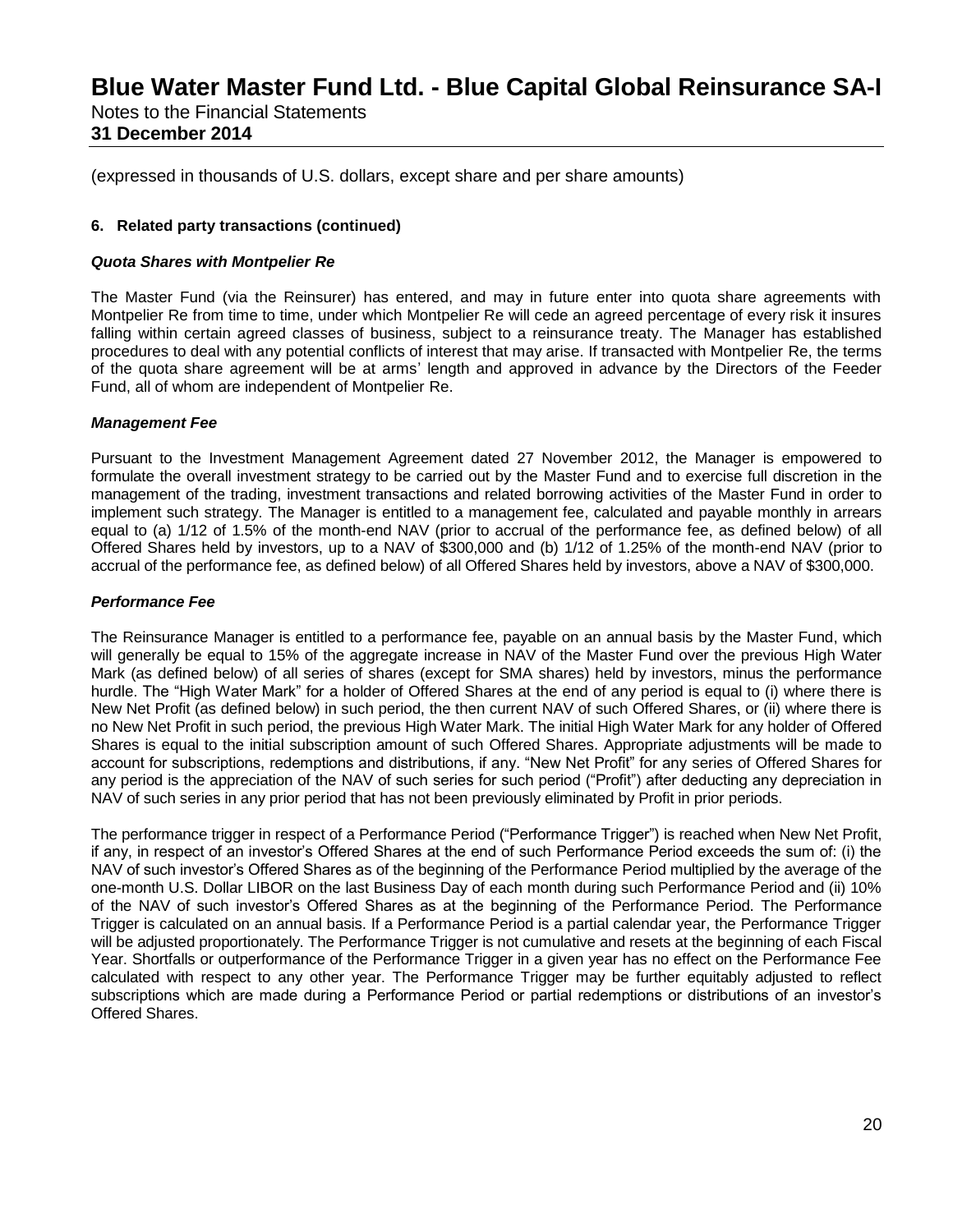(expressed in thousands of U.S. dollars, except share and per share amounts)

**6. Related party transactions (continued)**

***Quota Shares with Montpelier Re***

The Master Fund (via the Reinsurer) has entered, and may in future enter into quota share agreements with Montpelier Re from time to time, under which Montpelier Re will cede an agreed percentage of every risk it insures falling within certain agreed classes of business, subject to a reinsurance treaty. The Manager has established procedures to deal with any potential conflicts of interest that may arise. If transacted with Montpelier Re, the terms of the quota share agreement will be at arms' length and approved in advance by the Directors of the Feeder Fund, all of whom are independent of Montpelier Re.

***Management Fee***

Pursuant to the Investment Management Agreement dated 27 November 2012, the Manager is empowered to formulate the overall investment strategy to be carried out by the Master Fund and to exercise full discretion in the management of the trading, investment transactions and related borrowing activities of the Master Fund in order to implement such strategy. The Manager is entitled to a management fee, calculated and payable monthly in arrears equal to (a) 1/12 of 1.5% of the month-end NAV (prior to accrual of the performance fee, as defined below) of all Offered Shares held by investors, up to a NAV of $300,000 and (b) 1/12 of 1.25% of the month-end NAV (prior to accrual of the performance fee, as defined below) of all Offered Shares held by investors, above a NAV of $300,000.

***Performance Fee***

The Reinsurance Manager is entitled to a performance fee, payable on an annual basis by the Master Fund, which will generally be equal to 15% of the aggregate increase in NAV of the Master Fund over the previous High Water Mark (as defined below) of all series of shares (except for SMA shares) held by investors, minus the performance hurdle. The "High Water Mark" for a holder of Offered Shares at the end of any period is equal to (i) where there is New Net Profit (as defined below) in such period, the then current NAV of such Offered Shares, or (ii) where there is no New Net Profit in such period, the previous High Water Mark. The initial High Water Mark for any holder of Offered Shares is equal to the initial subscription amount of such Offered Shares. Appropriate adjustments will be made to account for subscriptions, redemptions and distributions, if any. "New Net Profit" for any series of Offered Shares for any period is the appreciation of the NAV of such series for such period ("Profit") after deducting any depreciation in NAV of such series in any prior period that has not been previously eliminated by Profit in prior periods.

The performance trigger in respect of a Performance Period ("Performance Trigger") is reached when New Net Profit, if any, in respect of an investor's Offered Shares at the end of such Performance Period exceeds the sum of: (i) the NAV of such investor's Offered Shares as of the beginning of the Performance Period multiplied by the average of the one-month U.S. Dollar LIBOR on the last Business Day of each month during such Performance Period and (ii) 10% of the NAV of such investor's Offered Shares as at the beginning of the Performance Period. The Performance Trigger is calculated on an annual basis. If a Performance Period is a partial calendar year, the Performance Trigger will be adjusted proportionately. The Performance Trigger is not cumulative and resets at the beginning of each Fiscal Year. Shortfalls or outperformance of the Performance Trigger in a given year has no effect on the Performance Fee calculated with respect to any other year. The Performance Trigger may be further equitably adjusted to reflect subscriptions which are made during a Performance Period or partial redemptions or distributions of an investor's Offered Shares.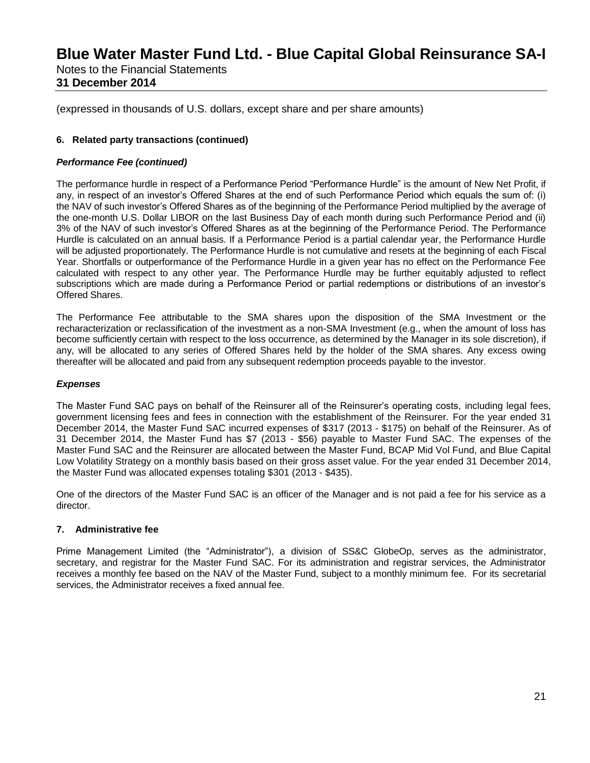(expressed in thousands of U.S. dollars, except share and per share amounts)

**6. Related party transactions (continued)**

***Performance Fee (continued)***

The performance hurdle in respect of a Performance Period "Performance Hurdle" is the amount of New Net Profit, if any, in respect of an investor's Offered Shares at the end of such Performance Period which equals the sum of: (i) the NAV of such investor's Offered Shares as of the beginning of the Performance Period multiplied by the average of the one-month U.S. Dollar LIBOR on the last Business Day of each month during such Performance Period and (ii) 3% of the NAV of such investor's Offered Shares as at the beginning of the Performance Period. The Performance Hurdle is calculated on an annual basis. If a Performance Period is a partial calendar year, the Performance Hurdle will be adjusted proportionately. The Performance Hurdle is not cumulative and resets at the beginning of each Fiscal Year. Shortfalls or outperformance of the Performance Hurdle in a given year has no effect on the Performance Fee calculated with respect to any other year. The Performance Hurdle may be further equitably adjusted to reflect subscriptions which are made during a Performance Period or partial redemptions or distributions of an investor's Offered Shares.

The Performance Fee attributable to the SMA shares upon the disposition of the SMA Investment or the recharacterization or reclassification of the investment as a non-SMA Investment (e.g., when the amount of loss has become sufficiently certain with respect to the loss occurrence, as determined by the Manager in its sole discretion), if any, will be allocated to any series of Offered Shares held by the holder of the SMA shares. Any excess owing thereafter will be allocated and paid from any subsequent redemption proceeds payable to the investor.

***Expenses***

The Master Fund SAC pays on behalf of the Reinsurer all of the Reinsurer's operating costs, including legal fees, government licensing fees and fees in connection with the establishment of the Reinsurer. For the year ended 31 December 2014, the Master Fund SAC incurred expenses of $317 (2013 - $175) on behalf of the Reinsurer. As of 31 December 2014, the Master Fund has $7 (2013 - $56) payable to Master Fund SAC. The expenses of the Master Fund SAC and the Reinsurer are allocated between the Master Fund, BCAP Mid Vol Fund, and Blue Capital Low Volatility Strategy on a monthly basis based on their gross asset value. For the year ended 31 December 2014, the Master Fund was allocated expenses totaling $301 (2013 - $435).

One of the directors of the Master Fund SAC is an officer of the Manager and is not paid a fee for his service as a director.

**7. Administrative fee**

Prime Management Limited (the "Administrator"), a division of SS&C GlobeOp, serves as the administrator, secretary, and registrar for the Master Fund SAC. For its administration and registrar services, the Administrator receives a monthly fee based on the NAV of the Master Fund, subject to a monthly minimum fee. For its secretarial services, the Administrator receives a fixed annual fee.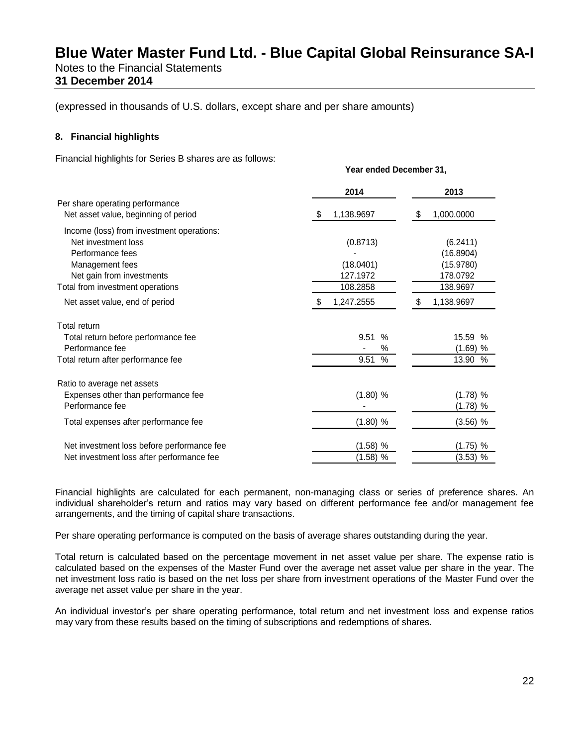# Blue Water Master Fund Ltd. - Blue Capital Global Reinsurance SA-I

Notes to the Financial Statements

**31 December 2014**

(expressed in thousands of U.S. dollars, except share and per share amounts)

### 8. Financial highlights

Financial highlights for Series B shares are as follows:

| | Year ended December 31, | |
|---|---|---|
| | 2014 | 2013 |
| Per share operating performance | | |
| Net asset value, beginning of period | $ 1,138.9697 | $ 1,000.0000 |
| Income (loss) from investment operations: | | |
| Net investment loss | (0.8713) | (6.2411) |
| Performance fees | - | (16.8904) |
| Management fees | (18.0401) | (15.9780) |
| Net gain from investments | 127.1972 | 178.0792 |
| Total from investment operations | 108.2858 | 138.9697 |
| Net asset value, end of period | $ 1,247.2555 | $ 1,138.9697 |
| Total return | | |
| Total return before performance fee | 9.51 % | 15.59 % |
| Performance fee | - % | (1.69) % |
| Total return after performance fee | 9.51 % | 13.90 % |
| Ratio to average net assets | | |
| Expenses other than performance fee | (1.80) % | (1.78) % |
| Performance fee | - | (1.78) % |
| Total expenses after performance fee | (1.80) % | (3.56) % |
| Net investment loss before performance fee | (1.58) % | (1.75) % |
| Net investment loss after performance fee | (1.58) % | (3.53) % |

Financial highlights are calculated for each permanent, non-managing class or series of preference shares. An individual shareholder's return and ratios may vary based on different performance fee and/or management fee arrangements, and the timing of capital share transactions.

Per share operating performance is computed on the basis of average shares outstanding during the year.

Total return is calculated based on the percentage movement in net asset value per share. The expense ratio is calculated based on the expenses of the Master Fund over the average net asset value per share in the year. The net investment loss ratio is based on the net loss per share from investment operations of the Master Fund over the average net asset value per share in the year.

An individual investor's per share operating performance, total return and net investment loss and expense ratios may vary from these results based on the timing of subscriptions and redemptions of shares.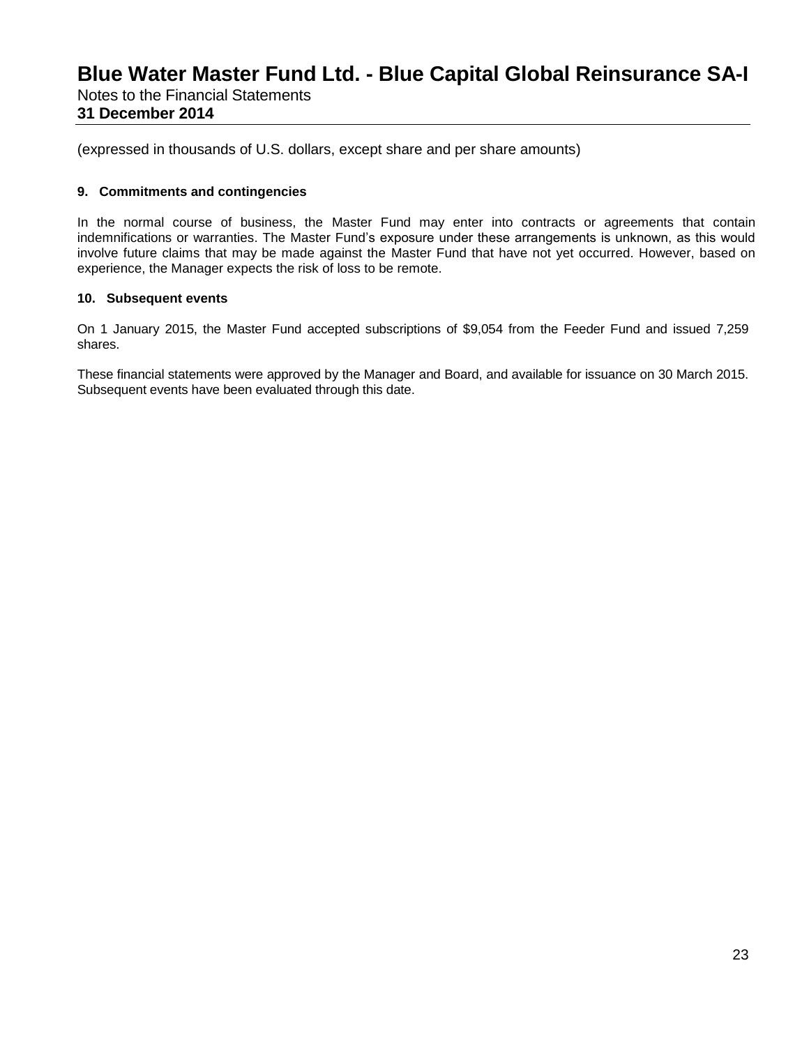(expressed in thousands of U.S. dollars, except share and per share amounts)

**9. Commitments and contingencies**

In the normal course of business, the Master Fund may enter into contracts or agreements that contain indemnifications or warranties. The Master Fund's exposure under these arrangements is unknown, as this would involve future claims that may be made against the Master Fund that have not yet occurred. However, based on experience, the Manager expects the risk of loss to be remote.

**10. Subsequent events**

On 1 January 2015, the Master Fund accepted subscriptions of $9,054 from the Feeder Fund and issued 7,259 shares.

These financial statements were approved by the Manager and Board, and available for issuance on 30 March 2015. Subsequent events have been evaluated through this date.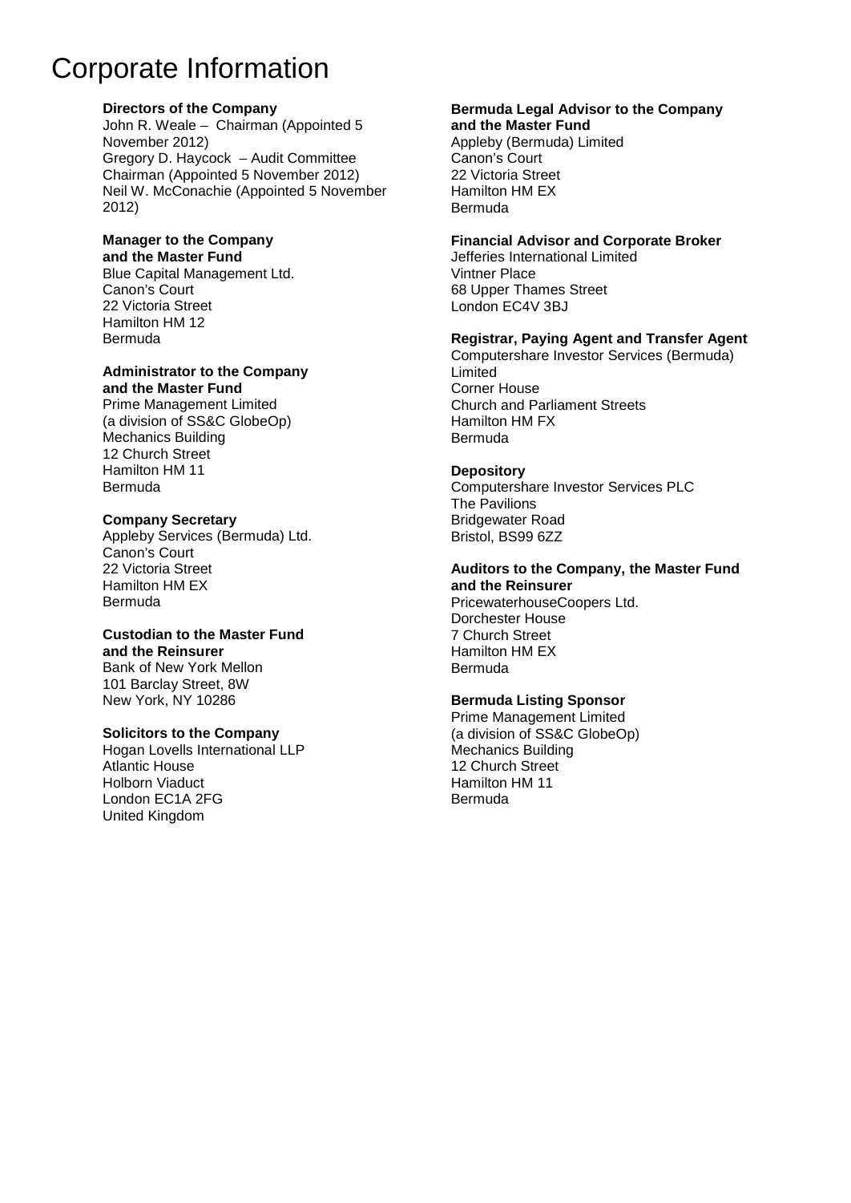# Corporate Information

**Directors of the Company**

John R. Weale – Chairman (Appointed 5 November 2012)
Gregory D. Haycock – Audit Committee Chairman (Appointed 5 November 2012)
Neil W. McConachie (Appointed 5 November 2012)

**Manager to the Company and the Master Fund**

Blue Capital Management Ltd.
Canon's Court
22 Victoria Street
Hamilton HM 12
Bermuda

**Administrator to the Company and the Master Fund**

Prime Management Limited
(a division of SS&C GlobeOp)
Mechanics Building
12 Church Street
Hamilton HM 11
Bermuda

**Company Secretary**

Appleby Services (Bermuda) Ltd.
Canon's Court
22 Victoria Street
Hamilton HM EX
Bermuda

**Custodian to the Master Fund and the Reinsurer**

Bank of New York Mellon
101 Barclay Street, 8W
New York, NY 10286

**Solicitors to the Company**

Hogan Lovells International LLP
Atlantic House
Holborn Viaduct
London EC1A 2FG
United Kingdom

**Bermuda Legal Advisor to the Company and the Master Fund**

Appleby (Bermuda) Limited
Canon's Court
22 Victoria Street
Hamilton HM EX
Bermuda

**Financial Advisor and Corporate Broker**

Jefferies International Limited
Vintner Place
68 Upper Thames Street
London EC4V 3BJ

**Registrar, Paying Agent and Transfer Agent**

Computershare Investor Services (Bermuda) Limited
Corner House
Church and Parliament Streets
Hamilton HM FX
Bermuda

**Depository**

Computershare Investor Services PLC
The Pavilions
Bridgewater Road
Bristol, BS99 6ZZ

**Auditors to the Company, the Master Fund and the Reinsurer**

PricewaterhouseCoopers Ltd.
Dorchester House
7 Church Street
Hamilton HM EX
Bermuda

**Bermuda Listing Sponsor**

Prime Management Limited
(a division of SS&C GlobeOp)
Mechanics Building
12 Church Street
Hamilton HM 11
Bermuda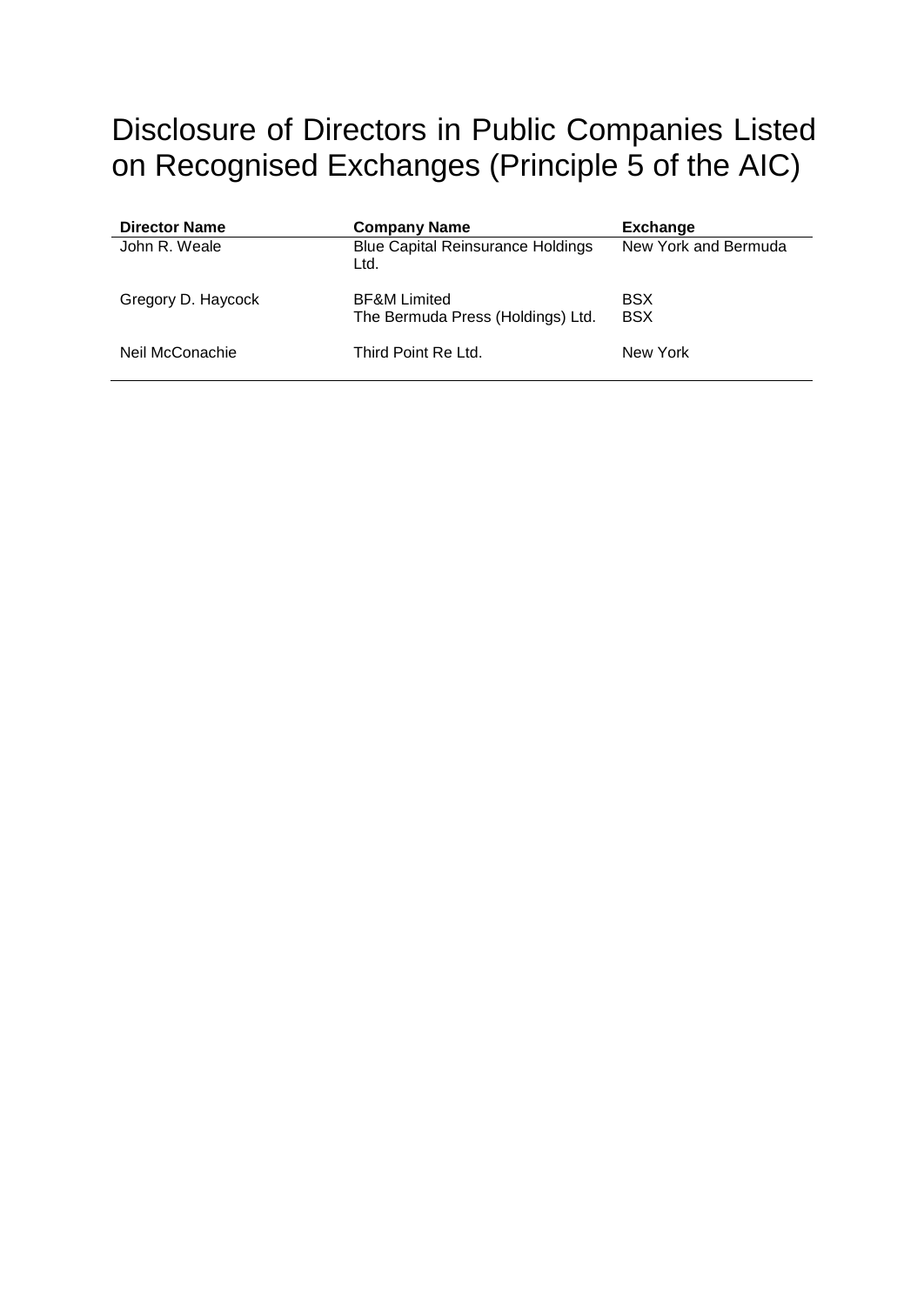# Disclosure of Directors in Public Companies Listed on Recognised Exchanges (Principle 5 of the AIC)

| Director Name | Company Name | Exchange |
|---|---|---|
| John R. Weale | Blue Capital Reinsurance Holdings Ltd. | New York and Bermuda |
| Gregory D. Haycock | BF&M Limited<br>The Bermuda Press (Holdings) Ltd. | BSX<br>BSX |
| Neil McConachie | Third Point Re Ltd. | New York |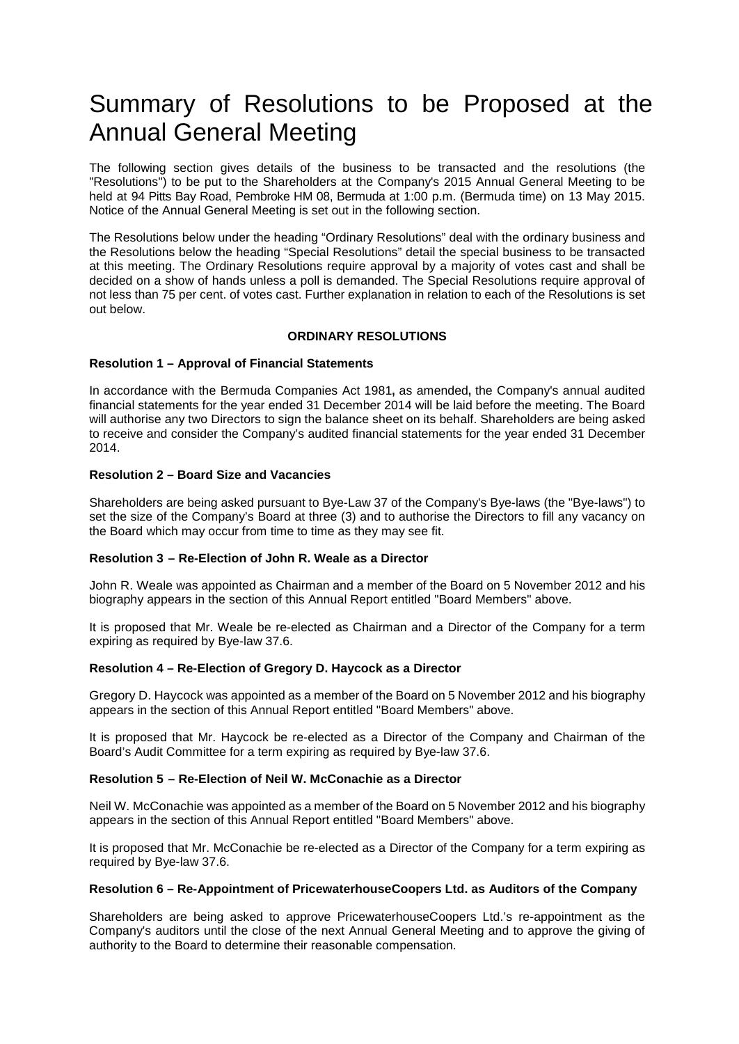# Summary of Resolutions to be Proposed at the Annual General Meeting

The following section gives details of the business to be transacted and the resolutions (the "Resolutions") to be put to the Shareholders at the Company's 2015 Annual General Meeting to be held at 94 Pitts Bay Road, Pembroke HM 08, Bermuda at 1:00 p.m. (Bermuda time) on 13 May 2015. Notice of the Annual General Meeting is set out in the following section.

The Resolutions below under the heading "Ordinary Resolutions" deal with the ordinary business and the Resolutions below the heading "Special Resolutions" detail the special business to be transacted at this meeting. The Ordinary Resolutions require approval by a majority of votes cast and shall be decided on a show of hands unless a poll is demanded. The Special Resolutions require approval of not less than 75 per cent. of votes cast. Further explanation in relation to each of the Resolutions is set out below.

**ORDINARY RESOLUTIONS**

**Resolution 1 – Approval of Financial Statements**

In accordance with the Bermuda Companies Act 1981**,** as amended**,** the Company's annual audited financial statements for the year ended 31 December 2014 will be laid before the meeting. The Board will authorise any two Directors to sign the balance sheet on its behalf. Shareholders are being asked to receive and consider the Company's audited financial statements for the year ended 31 December 2014.

**Resolution 2 – Board Size and Vacancies**

Shareholders are being asked pursuant to Bye-Law 37 of the Company's Bye-laws (the "Bye-laws") to set the size of the Company's Board at three (3) and to authorise the Directors to fill any vacancy on the Board which may occur from time to time as they may see fit.

**Resolution 3 – Re-Election of John R. Weale as a Director**

John R. Weale was appointed as Chairman and a member of the Board on 5 November 2012 and his biography appears in the section of this Annual Report entitled "Board Members" above.

It is proposed that Mr. Weale be re-elected as Chairman and a Director of the Company for a term expiring as required by Bye-law 37.6.

**Resolution 4 – Re-Election of Gregory D. Haycock as a Director**

Gregory D. Haycock was appointed as a member of the Board on 5 November 2012 and his biography appears in the section of this Annual Report entitled "Board Members" above.

It is proposed that Mr. Haycock be re-elected as a Director of the Company and Chairman of the Board's Audit Committee for a term expiring as required by Bye-law 37.6.

**Resolution 5 – Re-Election of Neil W. McConachie as a Director**

Neil W. McConachie was appointed as a member of the Board on 5 November 2012 and his biography appears in the section of this Annual Report entitled "Board Members" above.

It is proposed that Mr. McConachie be re-elected as a Director of the Company for a term expiring as required by Bye-law 37.6.

**Resolution 6 – Re-Appointment of PricewaterhouseCoopers Ltd. as Auditors of the Company**

Shareholders are being asked to approve PricewaterhouseCoopers Ltd.'s re-appointment as the Company's auditors until the close of the next Annual General Meeting and to approve the giving of authority to the Board to determine their reasonable compensation.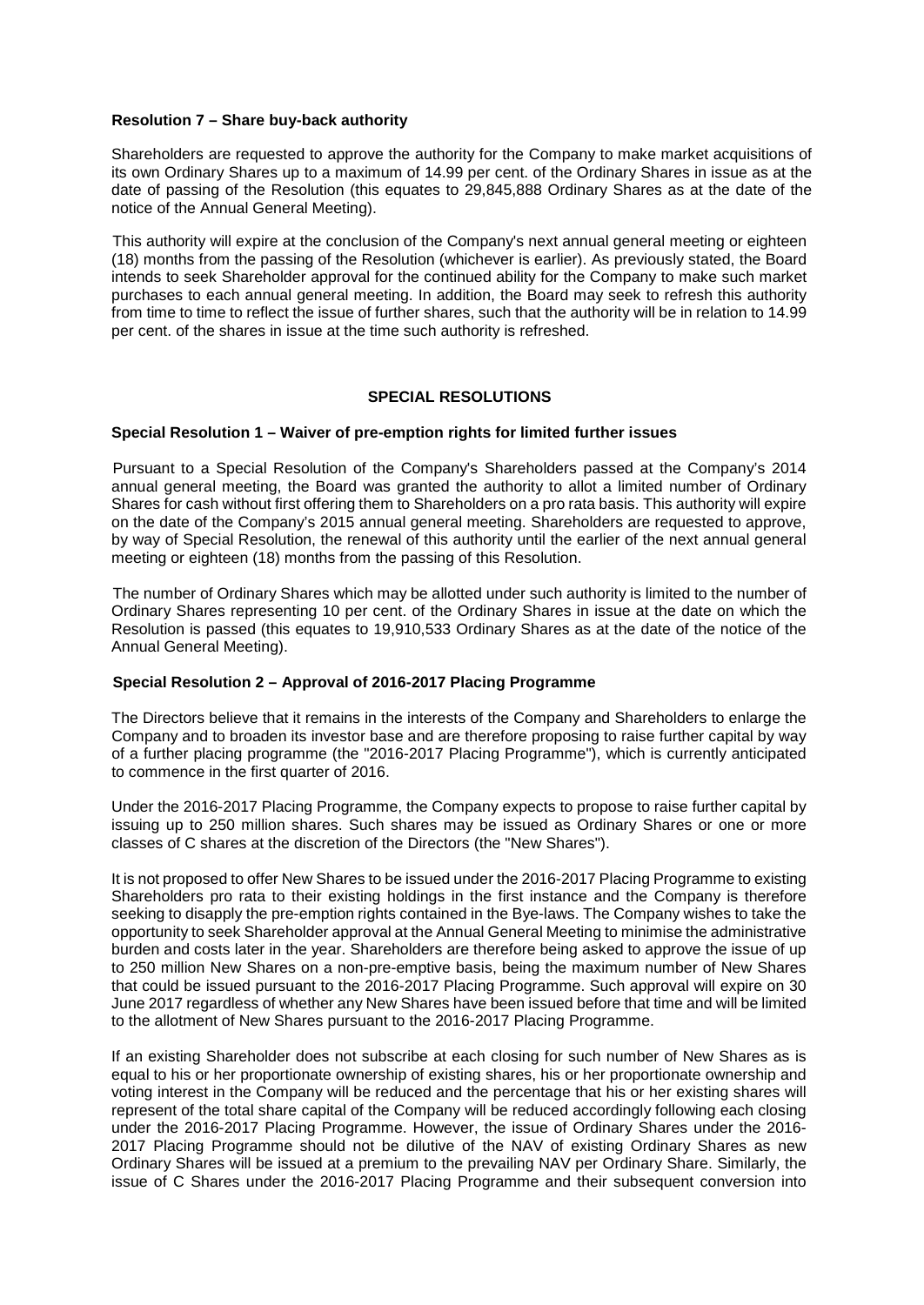**Resolution 7 – Share buy-back authority**

Shareholders are requested to approve the authority for the Company to make market acquisitions of its own Ordinary Shares up to a maximum of 14.99 per cent. of the Ordinary Shares in issue as at the date of passing of the Resolution (this equates to 29,845,888 Ordinary Shares as at the date of the notice of the Annual General Meeting).

This authority will expire at the conclusion of the Company's next annual general meeting or eighteen (18) months from the passing of the Resolution (whichever is earlier). As previously stated, the Board intends to seek Shareholder approval for the continued ability for the Company to make such market purchases to each annual general meeting. In addition, the Board may seek to refresh this authority from time to time to reflect the issue of further shares, such that the authority will be in relation to 14.99 per cent. of the shares in issue at the time such authority is refreshed.

## SPECIAL RESOLUTIONS

**Special Resolution 1 – Waiver of pre-emption rights for limited further issues**

Pursuant to a Special Resolution of the Company's Shareholders passed at the Company's 2014 annual general meeting, the Board was granted the authority to allot a limited number of Ordinary Shares for cash without first offering them to Shareholders on a pro rata basis. This authority will expire on the date of the Company's 2015 annual general meeting. Shareholders are requested to approve, by way of Special Resolution, the renewal of this authority until the earlier of the next annual general meeting or eighteen (18) months from the passing of this Resolution.

The number of Ordinary Shares which may be allotted under such authority is limited to the number of Ordinary Shares representing 10 per cent. of the Ordinary Shares in issue at the date on which the Resolution is passed (this equates to 19,910,533 Ordinary Shares as at the date of the notice of the Annual General Meeting).

**Special Resolution 2 – Approval of 2016-2017 Placing Programme**

The Directors believe that it remains in the interests of the Company and Shareholders to enlarge the Company and to broaden its investor base and are therefore proposing to raise further capital by way of a further placing programme (the "2016-2017 Placing Programme"), which is currently anticipated to commence in the first quarter of 2016.

Under the 2016-2017 Placing Programme, the Company expects to propose to raise further capital by issuing up to 250 million shares. Such shares may be issued as Ordinary Shares or one or more classes of C shares at the discretion of the Directors (the "New Shares").

It is not proposed to offer New Shares to be issued under the 2016-2017 Placing Programme to existing Shareholders pro rata to their existing holdings in the first instance and the Company is therefore seeking to disapply the pre-emption rights contained in the Bye-laws. The Company wishes to take the opportunity to seek Shareholder approval at the Annual General Meeting to minimise the administrative burden and costs later in the year. Shareholders are therefore being asked to approve the issue of up to 250 million New Shares on a non-pre-emptive basis, being the maximum number of New Shares that could be issued pursuant to the 2016-2017 Placing Programme. Such approval will expire on 30 June 2017 regardless of whether any New Shares have been issued before that time and will be limited to the allotment of New Shares pursuant to the 2016-2017 Placing Programme.

If an existing Shareholder does not subscribe at each closing for such number of New Shares as is equal to his or her proportionate ownership of existing shares, his or her proportionate ownership and voting interest in the Company will be reduced and the percentage that his or her existing shares will represent of the total share capital of the Company will be reduced accordingly following each closing under the 2016-2017 Placing Programme. However, the issue of Ordinary Shares under the 2016-2017 Placing Programme should not be dilutive of the NAV of existing Ordinary Shares as new Ordinary Shares will be issued at a premium to the prevailing NAV per Ordinary Share. Similarly, the issue of C Shares under the 2016-2017 Placing Programme and their subsequent conversion into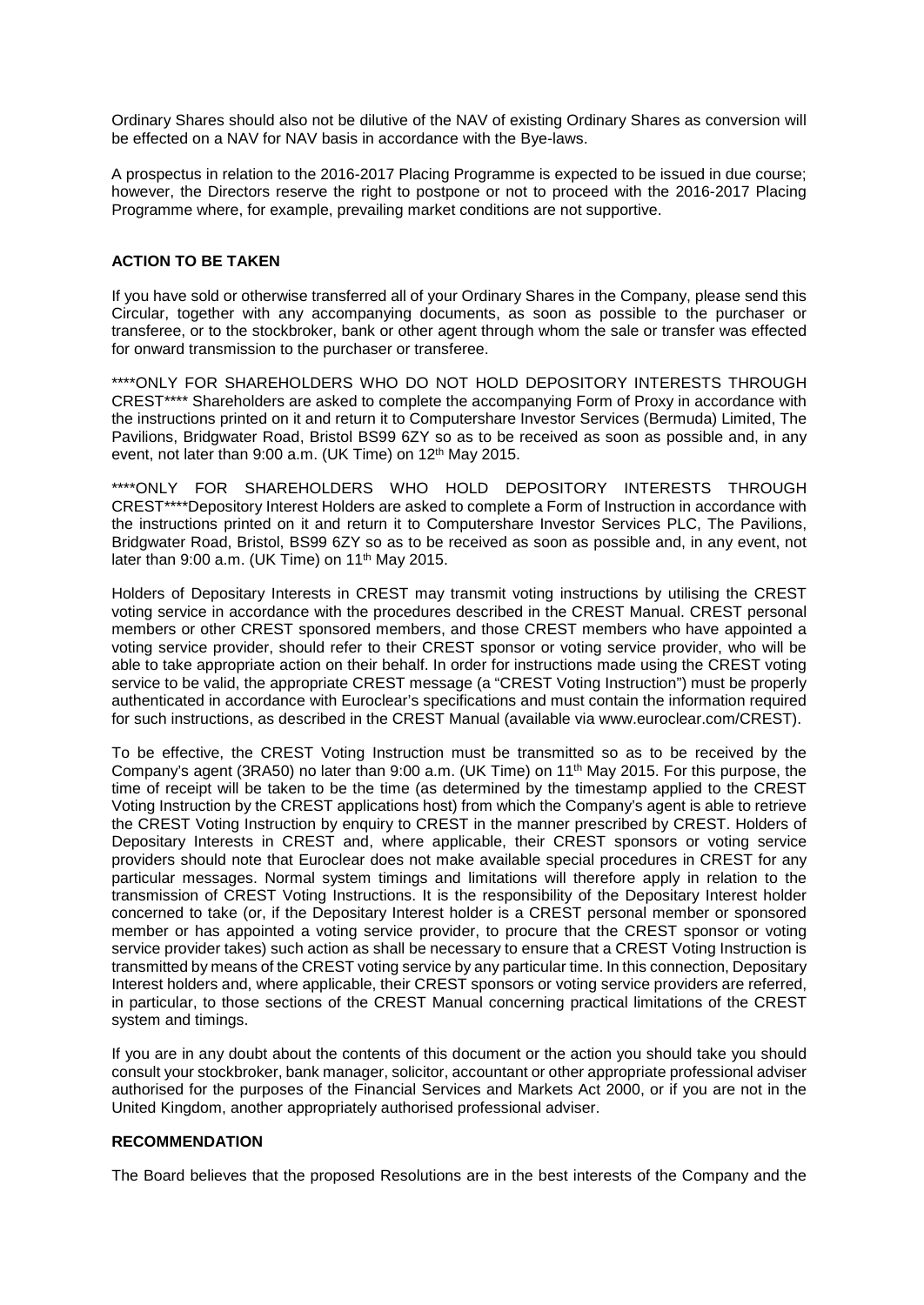Ordinary Shares should also not be dilutive of the NAV of existing Ordinary Shares as conversion will be effected on a NAV for NAV basis in accordance with the Bye-laws.

A prospectus in relation to the 2016-2017 Placing Programme is expected to be issued in due course; however, the Directors reserve the right to postpone or not to proceed with the 2016-2017 Placing Programme where, for example, prevailing market conditions are not supportive.

**ACTION TO BE TAKEN**

If you have sold or otherwise transferred all of your Ordinary Shares in the Company, please send this Circular, together with any accompanying documents, as soon as possible to the purchaser or transferee, or to the stockbroker, bank or other agent through whom the sale or transfer was effected for onward transmission to the purchaser or transferee.

****ONLY FOR SHAREHOLDERS WHO DO NOT HOLD DEPOSITORY INTERESTS THROUGH CREST**** Shareholders are asked to complete the accompanying Form of Proxy in accordance with the instructions printed on it and return it to Computershare Investor Services (Bermuda) Limited, The Pavilions, Bridgwater Road, Bristol BS99 6ZY so as to be received as soon as possible and, in any event, not later than 9:00 a.m. (UK Time) on 12th May 2015.

****ONLY FOR SHAREHOLDERS WHO HOLD DEPOSITORY INTERESTS THROUGH CREST****Depository Interest Holders are asked to complete a Form of Instruction in accordance with the instructions printed on it and return it to Computershare Investor Services PLC, The Pavilions, Bridgwater Road, Bristol, BS99 6ZY so as to be received as soon as possible and, in any event, not later than 9:00 a.m. (UK Time) on 11th May 2015.

Holders of Depositary Interests in CREST may transmit voting instructions by utilising the CREST voting service in accordance with the procedures described in the CREST Manual. CREST personal members or other CREST sponsored members, and those CREST members who have appointed a voting service provider, should refer to their CREST sponsor or voting service provider, who will be able to take appropriate action on their behalf. In order for instructions made using the CREST voting service to be valid, the appropriate CREST message (a "CREST Voting Instruction") must be properly authenticated in accordance with Euroclear's specifications and must contain the information required for such instructions, as described in the CREST Manual (available via www.euroclear.com/CREST).

To be effective, the CREST Voting Instruction must be transmitted so as to be received by the Company's agent (3RA50) no later than 9:00 a.m. (UK Time) on 11th May 2015. For this purpose, the time of receipt will be taken to be the time (as determined by the timestamp applied to the CREST Voting Instruction by the CREST applications host) from which the Company's agent is able to retrieve the CREST Voting Instruction by enquiry to CREST in the manner prescribed by CREST. Holders of Depositary Interests in CREST and, where applicable, their CREST sponsors or voting service providers should note that Euroclear does not make available special procedures in CREST for any particular messages. Normal system timings and limitations will therefore apply in relation to the transmission of CREST Voting Instructions. It is the responsibility of the Depositary Interest holder concerned to take (or, if the Depositary Interest holder is a CREST personal member or sponsored member or has appointed a voting service provider, to procure that the CREST sponsor or voting service provider takes) such action as shall be necessary to ensure that a CREST Voting Instruction is transmitted by means of the CREST voting service by any particular time. In this connection, Depositary Interest holders and, where applicable, their CREST sponsors or voting service providers are referred, in particular, to those sections of the CREST Manual concerning practical limitations of the CREST system and timings.

If you are in any doubt about the contents of this document or the action you should take you should consult your stockbroker, bank manager, solicitor, accountant or other appropriate professional adviser authorised for the purposes of the Financial Services and Markets Act 2000, or if you are not in the United Kingdom, another appropriately authorised professional adviser.

**RECOMMENDATION**

The Board believes that the proposed Resolutions are in the best interests of the Company and the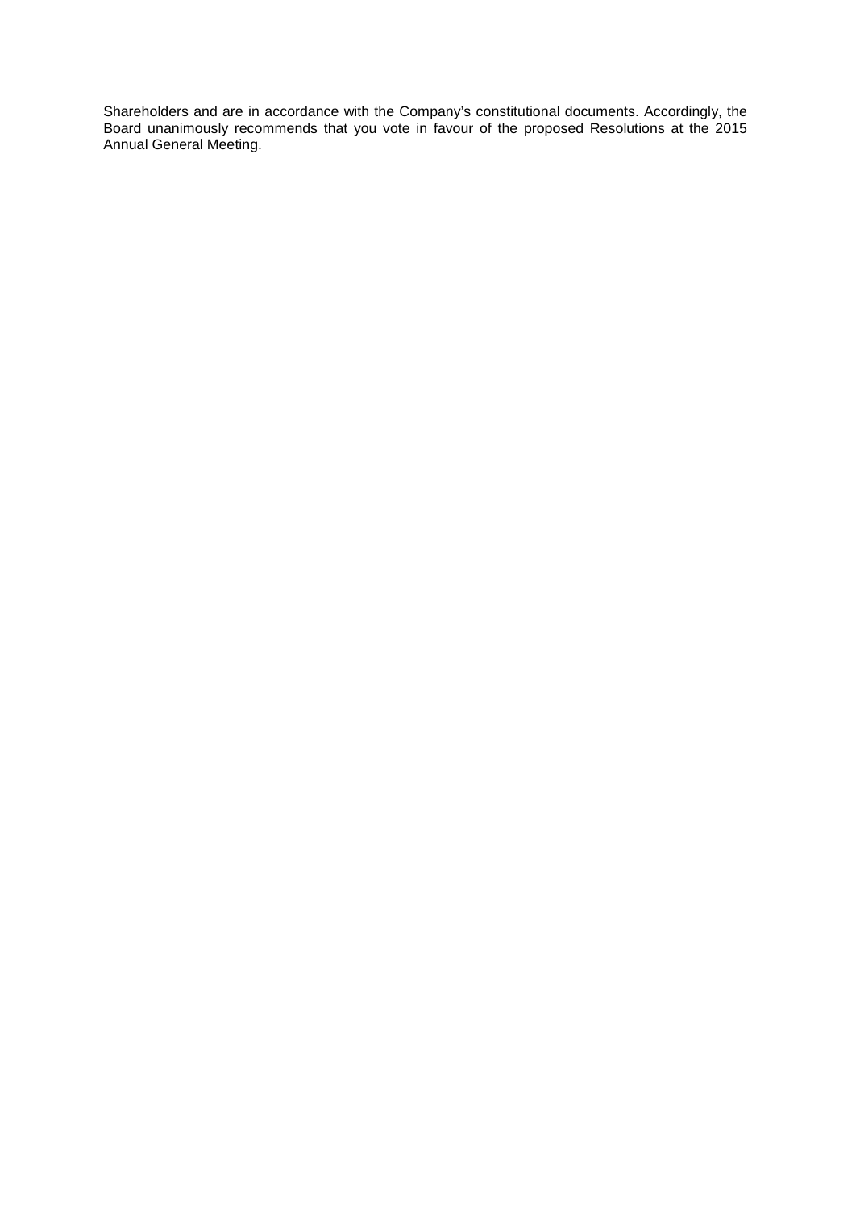Shareholders and are in accordance with the Company's constitutional documents. Accordingly, the Board unanimously recommends that you vote in favour of the proposed Resolutions at the 2015 Annual General Meeting.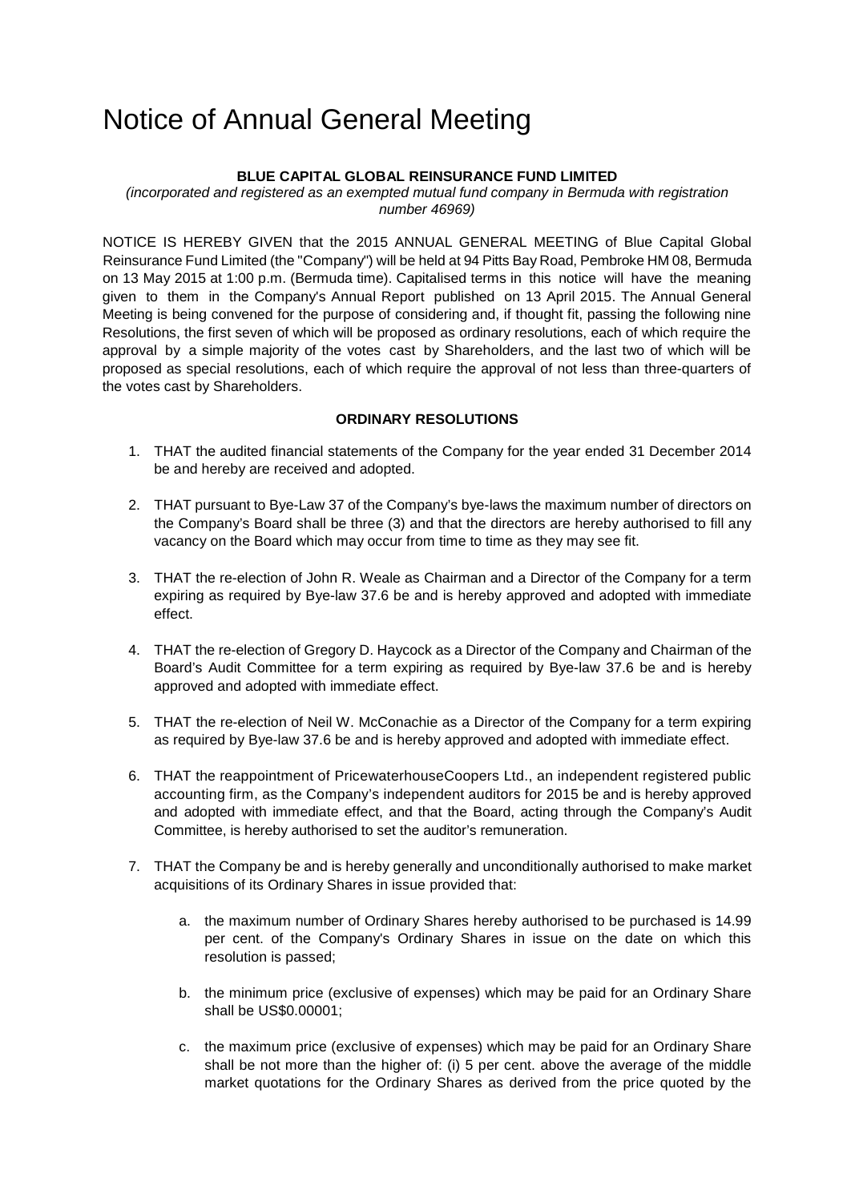# Notice of Annual General Meeting

**BLUE CAPITAL GLOBAL REINSURANCE FUND LIMITED**

*(incorporated and registered as an exempted mutual fund company in Bermuda with registration number 46969)*

NOTICE IS HEREBY GIVEN that the 2015 ANNUAL GENERAL MEETING of Blue Capital Global Reinsurance Fund Limited (the "Company") will be held at 94 Pitts Bay Road, Pembroke HM 08, Bermuda on 13 May 2015 at 1:00 p.m. (Bermuda time). Capitalised terms in this notice will have the meaning given to them in the Company's Annual Report published on 13 April 2015. The Annual General Meeting is being convened for the purpose of considering and, if thought fit, passing the following nine Resolutions, the first seven of which will be proposed as ordinary resolutions, each of which require the approval by a simple majority of the votes cast by Shareholders, and the last two of which will be proposed as special resolutions, each of which require the approval of not less than three-quarters of the votes cast by Shareholders.

**ORDINARY RESOLUTIONS**

1. THAT the audited financial statements of the Company for the year ended 31 December 2014 be and hereby are received and adopted.

2. THAT pursuant to Bye-Law 37 of the Company's bye-laws the maximum number of directors on the Company's Board shall be three (3) and that the directors are hereby authorised to fill any vacancy on the Board which may occur from time to time as they may see fit.

3. THAT the re-election of John R. Weale as Chairman and a Director of the Company for a term expiring as required by Bye-law 37.6 be and is hereby approved and adopted with immediate effect.

4. THAT the re-election of Gregory D. Haycock as a Director of the Company and Chairman of the Board's Audit Committee for a term expiring as required by Bye-law 37.6 be and is hereby approved and adopted with immediate effect.

5. THAT the re-election of Neil W. McConachie as a Director of the Company for a term expiring as required by Bye-law 37.6 be and is hereby approved and adopted with immediate effect.

6. THAT the reappointment of PricewaterhouseCoopers Ltd., an independent registered public accounting firm, as the Company's independent auditors for 2015 be and is hereby approved and adopted with immediate effect, and that the Board, acting through the Company's Audit Committee, is hereby authorised to set the auditor's remuneration.

7. THAT the Company be and is hereby generally and unconditionally authorised to make market acquisitions of its Ordinary Shares in issue provided that:

    a. the maximum number of Ordinary Shares hereby authorised to be purchased is 14.99 per cent. of the Company's Ordinary Shares in issue on the date on which this resolution is passed;

    b. the minimum price (exclusive of expenses) which may be paid for an Ordinary Share shall be US$0.00001;

    c. the maximum price (exclusive of expenses) which may be paid for an Ordinary Share shall be not more than the higher of: (i) 5 per cent. above the average of the middle market quotations for the Ordinary Shares as derived from the price quoted by the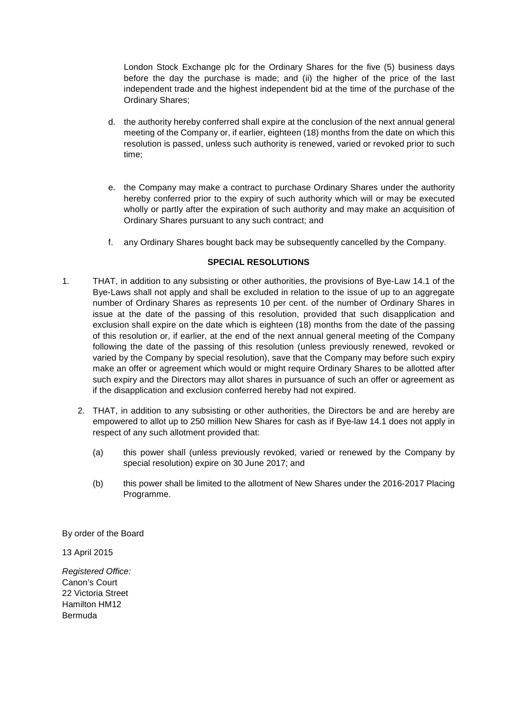London Stock Exchange plc for the Ordinary Shares for the five (5) business days before the day the purchase is made; and (ii) the higher of the price of the last independent trade and the highest independent bid at the time of the purchase of the Ordinary Shares;

d. the authority hereby conferred shall expire at the conclusion of the next annual general meeting of the Company or, if earlier, eighteen (18) months from the date on which this resolution is passed, unless such authority is renewed, varied or revoked prior to such time;

e. the Company may make a contract to purchase Ordinary Shares under the authority hereby conferred prior to the expiry of such authority which will or may be executed wholly or partly after the expiration of such authority and may make an acquisition of Ordinary Shares pursuant to any such contract; and

f. any Ordinary Shares bought back may be subsequently cancelled by the Company.

**SPECIAL RESOLUTIONS**

1. THAT, in addition to any subsisting or other authorities, the provisions of Bye-Law 14.1 of the Bye-Laws shall not apply and shall be excluded in relation to the issue of up to an aggregate number of Ordinary Shares as represents 10 per cent. of the number of Ordinary Shares in issue at the date of the passing of this resolution, provided that such disapplication and exclusion shall expire on the date which is eighteen (18) months from the date of the passing of this resolution or, if earlier, at the end of the next annual general meeting of the Company following the date of the passing of this resolution (unless previously renewed, revoked or varied by the Company by special resolution), save that the Company may before such expiry make an offer or agreement which would or might require Ordinary Shares to be allotted after such expiry and the Directors may allot shares in pursuance of such an offer or agreement as if the disapplication and exclusion conferred hereby had not expired.

2. THAT, in addition to any subsisting or other authorities, the Directors be and are hereby are empowered to allot up to 250 million New Shares for cash as if Bye-law 14.1 does not apply in respect of any such allotment provided that:

   (a) this power shall (unless previously revoked, varied or renewed by the Company by special resolution) expire on 30 June 2017; and

   (b) this power shall be limited to the allotment of New Shares under the 2016-2017 Placing Programme.

By order of the Board

13 April 2015

*Registered Office:*
Canon's Court
22 Victoria Street
Hamilton HM12
Bermuda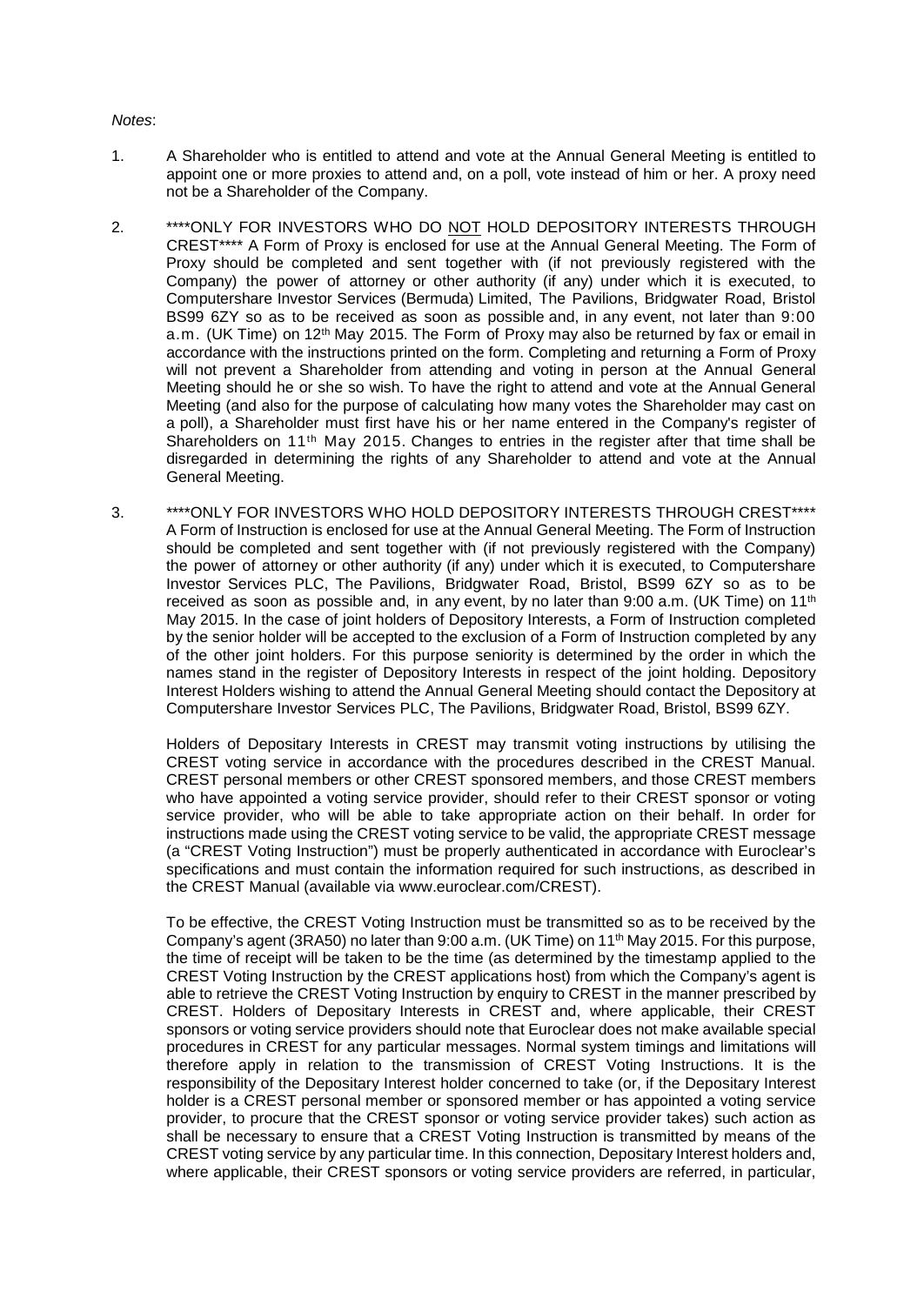*Notes*:

1. A Shareholder who is entitled to attend and vote at the Annual General Meeting is entitled to appoint one or more proxies to attend and, on a poll, vote instead of him or her. A proxy need not be a Shareholder of the Company.

2. ****ONLY FOR INVESTORS WHO DO NOT HOLD DEPOSITORY INTERESTS THROUGH CREST**** A Form of Proxy is enclosed for use at the Annual General Meeting. The Form of Proxy should be completed and sent together with (if not previously registered with the Company) the power of attorney or other authority (if any) under which it is executed, to Computershare Investor Services (Bermuda) Limited, The Pavilions, Bridgwater Road, Bristol BS99 6ZY so as to be received as soon as possible and, in any event, not later than 9:00 a.m. (UK Time) on 12th May 2015. The Form of Proxy may also be returned by fax or email in accordance with the instructions printed on the form. Completing and returning a Form of Proxy will not prevent a Shareholder from attending and voting in person at the Annual General Meeting should he or she so wish. To have the right to attend and vote at the Annual General Meeting (and also for the purpose of calculating how many votes the Shareholder may cast on a poll), a Shareholder must first have his or her name entered in the Company's register of Shareholders on 11th May 2015. Changes to entries in the register after that time shall be disregarded in determining the rights of any Shareholder to attend and vote at the Annual General Meeting.

3. ****ONLY FOR INVESTORS WHO HOLD DEPOSITORY INTERESTS THROUGH CREST**** A Form of Instruction is enclosed for use at the Annual General Meeting. The Form of Instruction should be completed and sent together with (if not previously registered with the Company) the power of attorney or other authority (if any) under which it is executed, to Computershare Investor Services PLC, The Pavilions, Bridgwater Road, Bristol, BS99 6ZY so as to be received as soon as possible and, in any event, by no later than 9:00 a.m. (UK Time) on 11th May 2015. In the case of joint holders of Depository Interests, a Form of Instruction completed by the senior holder will be accepted to the exclusion of a Form of Instruction completed by any of the other joint holders. For this purpose seniority is determined by the order in which the names stand in the register of Depository Interests in respect of the joint holding. Depository Interest Holders wishing to attend the Annual General Meeting should contact the Depository at Computershare Investor Services PLC, The Pavilions, Bridgwater Road, Bristol, BS99 6ZY.

   Holders of Depositary Interests in CREST may transmit voting instructions by utilising the CREST voting service in accordance with the procedures described in the CREST Manual. CREST personal members or other CREST sponsored members, and those CREST members who have appointed a voting service provider, should refer to their CREST sponsor or voting service provider, who will be able to take appropriate action on their behalf. In order for instructions made using the CREST voting service to be valid, the appropriate CREST message (a "CREST Voting Instruction") must be properly authenticated in accordance with Euroclear's specifications and must contain the information required for such instructions, as described in the CREST Manual (available via www.euroclear.com/CREST).

   To be effective, the CREST Voting Instruction must be transmitted so as to be received by the Company's agent (3RA50) no later than 9:00 a.m. (UK Time) on 11th May 2015. For this purpose, the time of receipt will be taken to be the time (as determined by the timestamp applied to the CREST Voting Instruction by the CREST applications host) from which the Company's agent is able to retrieve the CREST Voting Instruction by enquiry to CREST in the manner prescribed by CREST. Holders of Depositary Interests in CREST and, where applicable, their CREST sponsors or voting service providers should note that Euroclear does not make available special procedures in CREST for any particular messages. Normal system timings and limitations will therefore apply in relation to the transmission of CREST Voting Instructions. It is the responsibility of the Depositary Interest holder concerned to take (or, if the Depositary Interest holder is a CREST personal member or sponsored member or has appointed a voting service provider, to procure that the CREST sponsor or voting service provider takes) such action as shall be necessary to ensure that a CREST Voting Instruction is transmitted by means of the CREST voting service by any particular time. In this connection, Depositary Interest holders and, where applicable, their CREST sponsors or voting service providers are referred, in particular,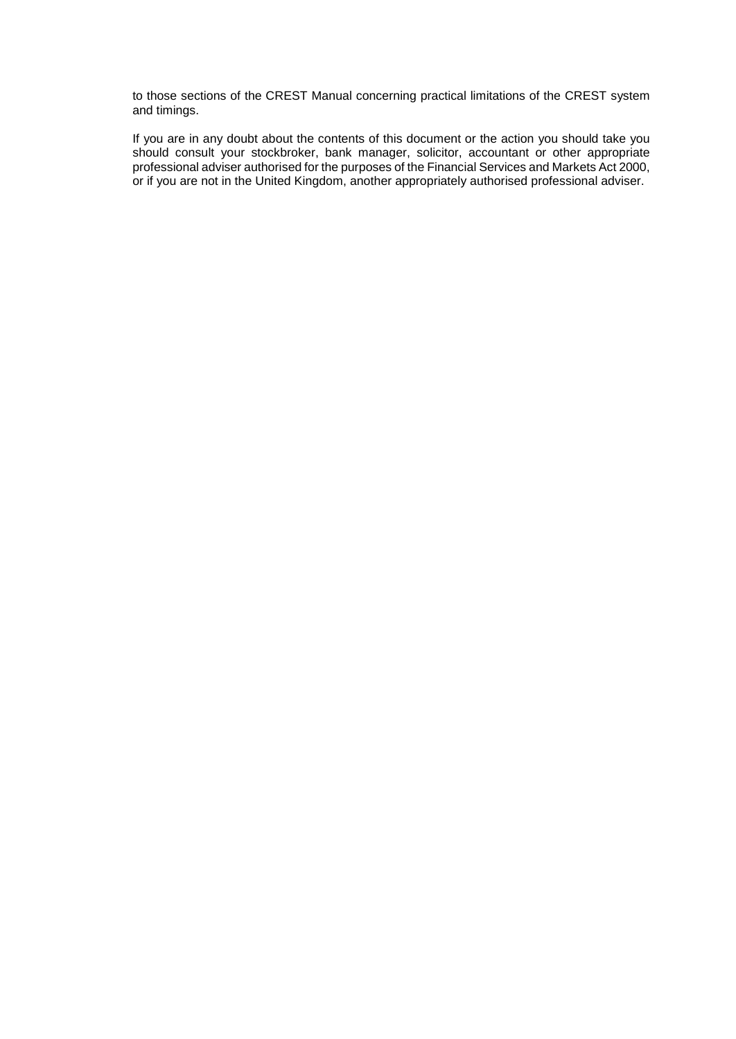to those sections of the CREST Manual concerning practical limitations of the CREST system and timings.

If you are in any doubt about the contents of this document or the action you should take you should consult your stockbroker, bank manager, solicitor, accountant or other appropriate professional adviser authorised for the purposes of the Financial Services and Markets Act 2000, or if you are not in the United Kingdom, another appropriately authorised professional adviser.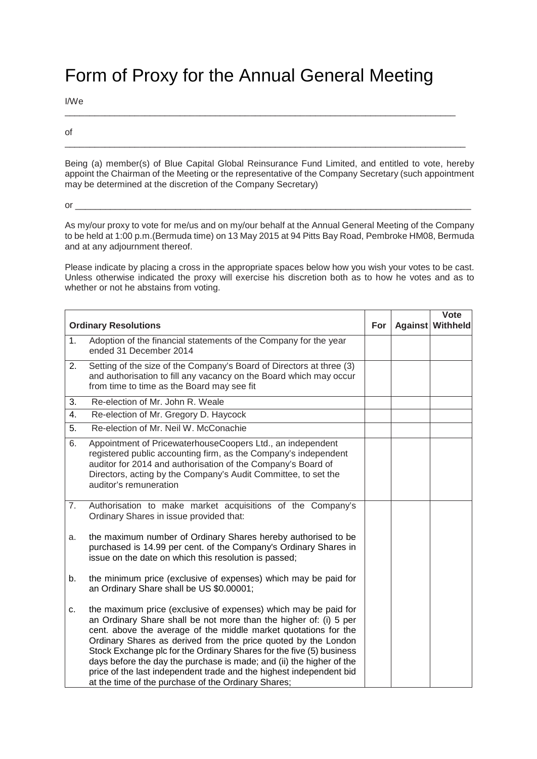# Form of Proxy for the Annual General Meeting

I/We

\_\_\_\_\_\_\_\_\_\_\_\_\_\_\_\_\_\_\_\_\_\_\_\_\_\_\_\_\_\_\_\_\_\_\_\_\_\_\_\_\_\_\_\_\_\_\_\_\_\_\_\_\_\_\_\_\_\_\_\_\_\_\_\_\_\_\_\_\_\_\_\_\_\_\_\_

of

\_\_\_\_\_\_\_\_\_\_\_\_\_\_\_\_\_\_\_\_\_\_\_\_\_\_\_\_\_\_\_\_\_\_\_\_\_\_\_\_\_\_\_\_\_\_\_\_\_\_\_\_\_\_\_\_\_\_\_\_\_\_\_\_\_\_\_\_\_\_\_\_\_\_\_\_

Being (a) member(s) of Blue Capital Global Reinsurance Fund Limited, and entitled to vote, hereby appoint the Chairman of the Meeting or the representative of the Company Secretary (such appointment may be determined at the discretion of the Company Secretary)

or \_\_\_\_\_\_\_\_\_\_\_\_\_\_\_\_\_\_\_\_\_\_\_\_\_\_\_\_\_\_\_\_\_\_\_\_\_\_\_\_\_\_\_\_\_\_\_\_\_\_\_\_\_\_\_\_\_\_\_\_\_\_\_\_\_\_\_\_\_\_\_\_\_\_\_\_

As my/our proxy to vote for me/us and on my/our behalf at the Annual General Meeting of the Company to be held at 1:00 p.m.(Bermuda time) on 13 May 2015 at 94 Pitts Bay Road, Pembroke HM08, Bermuda and at any adjournment thereof.

Please indicate by placing a cross in the appropriate spaces below how you wish your votes to be cast. Unless otherwise indicated the proxy will exercise his discretion both as to how he votes and as to whether or not he abstains from voting.

| | Ordinary Resolutions | For | Against | Vote Withheld |
|---|---|---|---|---|
| 1. | Adoption of the financial statements of the Company for the year ended 31 December 2014 | | | |
| 2. | Setting of the size of the Company's Board of Directors at three (3) and authorisation to fill any vacancy on the Board which may occur from time to time as the Board may see fit | | | |
| 3. | Re-election of Mr. John R. Weale | | | |
| 4. | Re-election of Mr. Gregory D. Haycock | | | |
| 5. | Re-election of Mr. Neil W. McConachie | | | |
| 6. | Appointment of PricewaterhouseCoopers Ltd., an independent registered public accounting firm, as the Company's independent auditor for 2014 and authorisation of the Company's Board of Directors, acting by the Company's Audit Committee, to set the auditor's remuneration | | | |
| 7. | Authorisation to make market acquisitions of the Company's Ordinary Shares in issue provided that: <br><br> a. the maximum number of Ordinary Shares hereby authorised to be purchased is 14.99 per cent. of the Company's Ordinary Shares in issue on the date on which this resolution is passed; <br><br> b. the minimum price (exclusive of expenses) which may be paid for an Ordinary Share shall be US \$0.00001; <br><br> c. the maximum price (exclusive of expenses) which may be paid for an Ordinary Share shall be not more than the higher of: (i) 5 per cent. above the average of the middle market quotations for the Ordinary Shares as derived from the price quoted by the London Stock Exchange plc for the Ordinary Shares for the five (5) business days before the day the purchase is made; and (ii) the higher of the price of the last independent trade and the highest independent bid at the time of the purchase of the Ordinary Shares; | | | |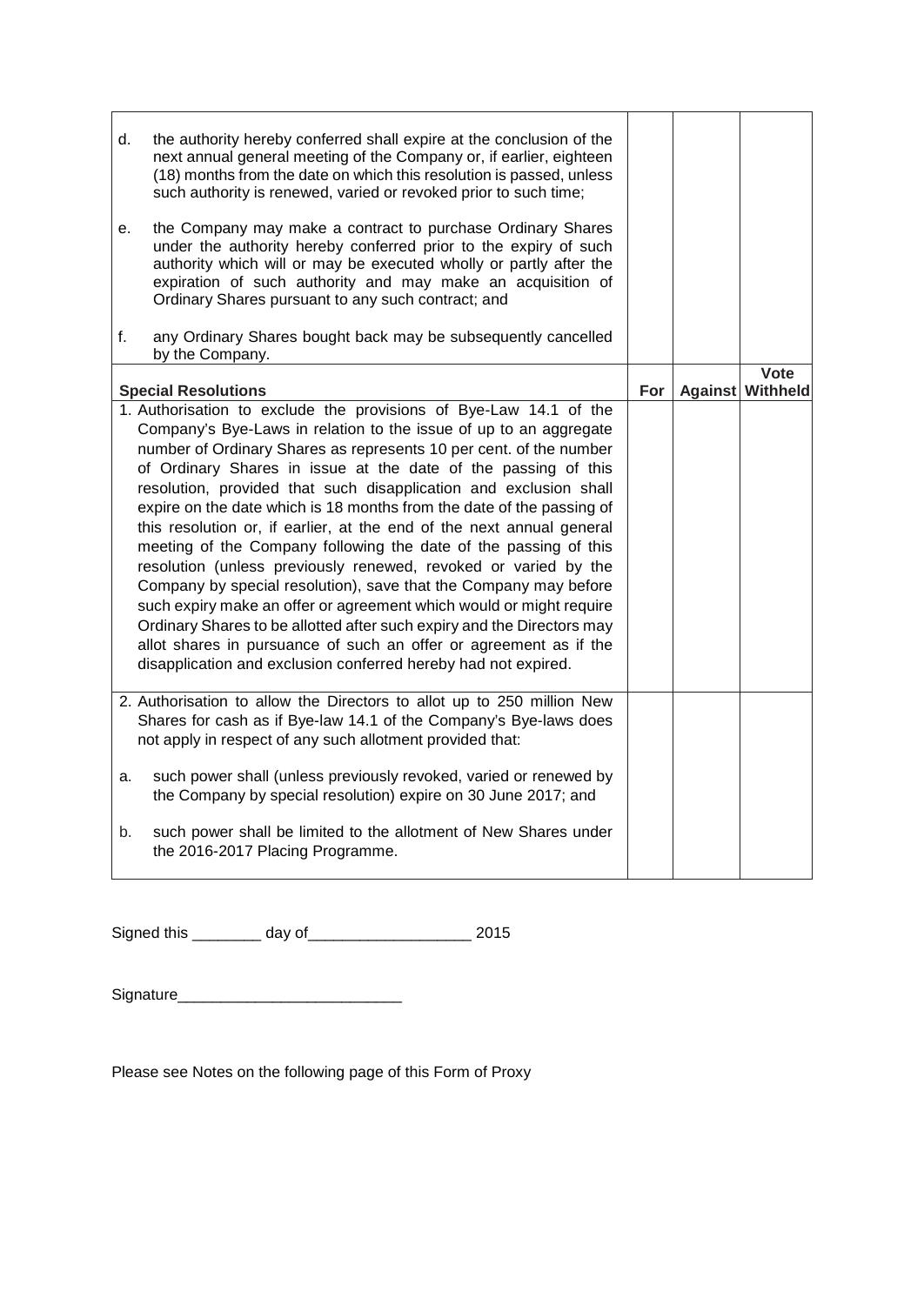| | | | |
|---|---|---|---|
| d. the authority hereby conferred shall expire at the conclusion of the next annual general meeting of the Company or, if earlier, eighteen (18) months from the date on which this resolution is passed, unless such authority is renewed, varied or revoked prior to such time;<br><br>e. the Company may make a contract to purchase Ordinary Shares under the authority hereby conferred prior to the expiry of such authority which will or may be executed wholly or partly after the expiration of such authority and may make an acquisition of Ordinary Shares pursuant to any such contract; and<br><br>f. any Ordinary Shares bought back may be subsequently cancelled by the Company. | | | |
| **Special Resolutions** | **For** | **Against** | **Vote Withheld** |
| 1. Authorisation to exclude the provisions of Bye-Law 14.1 of the Company's Bye-Laws in relation to the issue of up to an aggregate number of Ordinary Shares as represents 10 per cent. of the number of Ordinary Shares in issue at the date of the passing of this resolution, provided that such disapplication and exclusion shall expire on the date which is 18 months from the date of the passing of this resolution or, if earlier, at the end of the next annual general meeting of the Company following the date of the passing of this resolution (unless previously renewed, revoked or varied by the Company by special resolution), save that the Company may before such expiry make an offer or agreement which would or might require Ordinary Shares to be allotted after such expiry and the Directors may allot shares in pursuance of such an offer or agreement as if the disapplication and exclusion conferred hereby had not expired. | | | |
| 2. Authorisation to allow the Directors to allot up to 250 million New Shares for cash as if Bye-law 14.1 of the Company's Bye-laws does not apply in respect of any such allotment provided that:<br><br>a. such power shall (unless previously revoked, varied or renewed by the Company by special resolution) expire on 30 June 2017; and<br><br>b. such power shall be limited to the allotment of New Shares under the 2016-2017 Placing Programme. | | | |

Signed this ________ day of__________________ 2015

Signature__________________________

Please see Notes on the following page of this Form of Proxy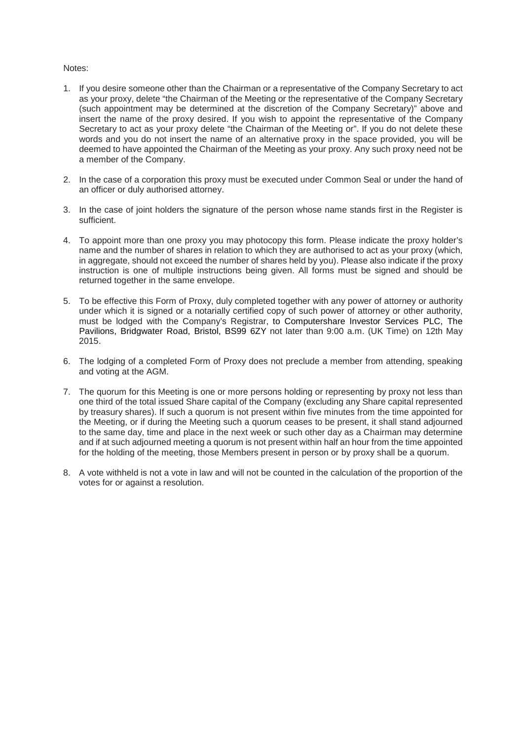Notes:

1. If you desire someone other than the Chairman or a representative of the Company Secretary to act as your proxy, delete "the Chairman of the Meeting or the representative of the Company Secretary (such appointment may be determined at the discretion of the Company Secretary)" above and insert the name of the proxy desired. If you wish to appoint the representative of the Company Secretary to act as your proxy delete "the Chairman of the Meeting or". If you do not delete these words and you do not insert the name of an alternative proxy in the space provided, you will be deemed to have appointed the Chairman of the Meeting as your proxy. Any such proxy need not be a member of the Company.

2. In the case of a corporation this proxy must be executed under Common Seal or under the hand of an officer or duly authorised attorney.

3. In the case of joint holders the signature of the person whose name stands first in the Register is sufficient.

4. To appoint more than one proxy you may photocopy this form. Please indicate the proxy holder's name and the number of shares in relation to which they are authorised to act as your proxy (which, in aggregate, should not exceed the number of shares held by you). Please also indicate if the proxy instruction is one of multiple instructions being given. All forms must be signed and should be returned together in the same envelope.

5. To be effective this Form of Proxy, duly completed together with any power of attorney or authority under which it is signed or a notarially certified copy of such power of attorney or other authority, must be lodged with the Company's Registrar, to Computershare Investor Services PLC, The Pavilions, Bridgwater Road, Bristol, BS99 6ZY not later than 9:00 a.m. (UK Time) on 12th May 2015.

6. The lodging of a completed Form of Proxy does not preclude a member from attending, speaking and voting at the AGM.

7. The quorum for this Meeting is one or more persons holding or representing by proxy not less than one third of the total issued Share capital of the Company (excluding any Share capital represented by treasury shares). If such a quorum is not present within five minutes from the time appointed for the Meeting, or if during the Meeting such a quorum ceases to be present, it shall stand adjourned to the same day, time and place in the next week or such other day as a Chairman may determine and if at such adjourned meeting a quorum is not present within half an hour from the time appointed for the holding of the meeting, those Members present in person or by proxy shall be a quorum.

8. A vote withheld is not a vote in law and will not be counted in the calculation of the proportion of the votes for or against a resolution.